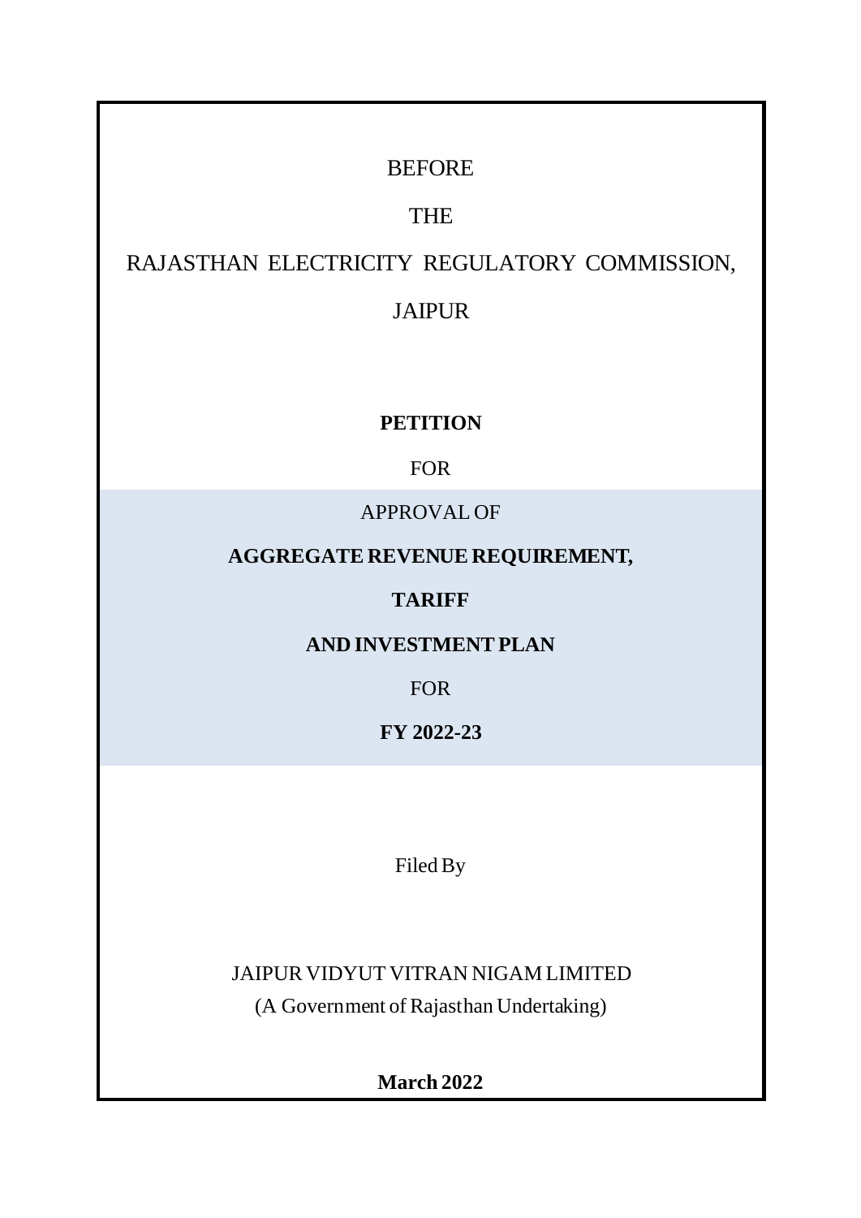BEFORE

THE

RAJASTHAN ELECTRICITY REGULATORY COMMISSION,

JAIPUR

**PETITION**

FOR

APPROVAL OF

**AGGREGATE REVENUE REQUIREMENT,**

**TARIFF**

**AND INVESTMENT PLAN**

FOR

**FY 2022-23**

Filed By

JAIPUR VIDYUT VITRAN NIGAM LIMITED

(A Government of Rajasthan Undertaking)

**March 2022**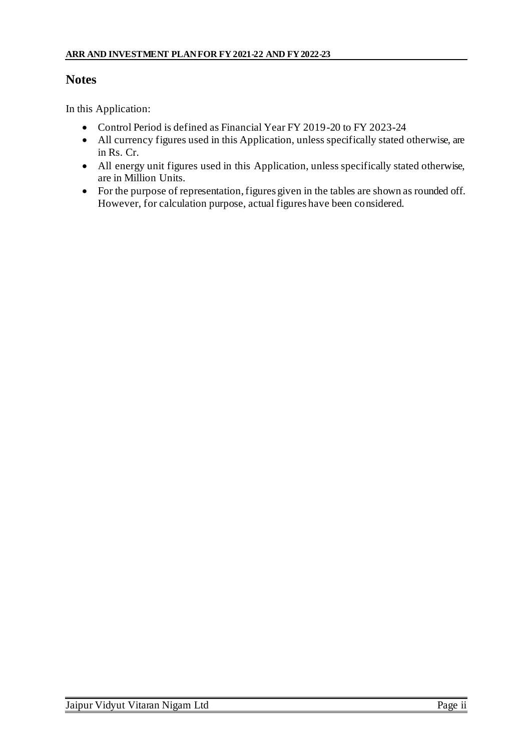## Notes

In this Application:

- Control Period is defined as Financial Year FY 2019-20 to FY 2023-24
- All currency figures used in this Application, unless specifically stated otherwise, are in Rs. Cr.
- All energy unit figures used in this Application, unless specifically stated otherwise, are in Million Units.
- For the purpose of representation, figures given in the tables are shown as rounded off. However, for calculation purpose, actual figures have been considered.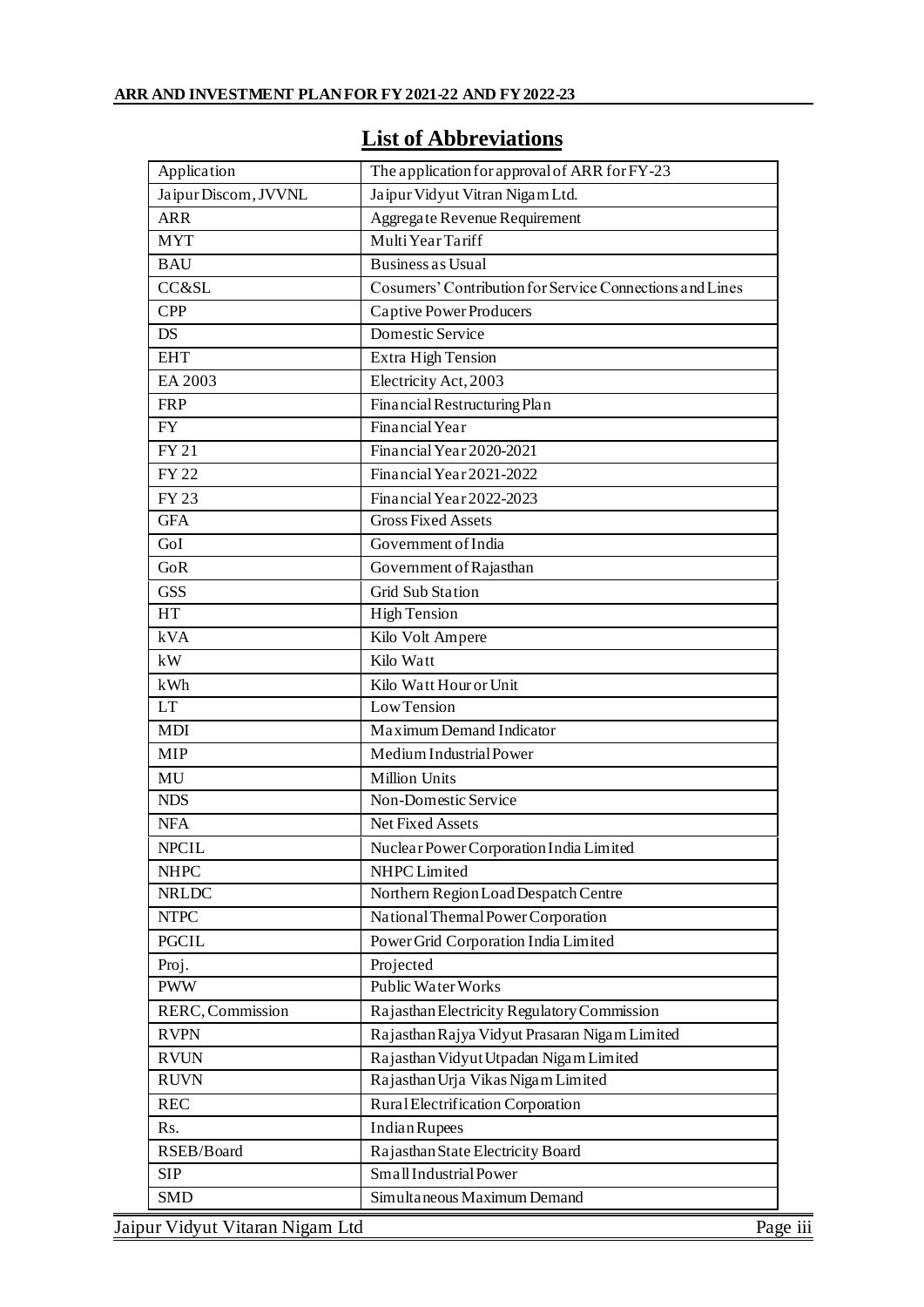## List of Abbreviations

| | |
|---|---|
| Application | The application for approval of ARR for FY-23 |
| Jaipur Discom, JVVNL | Jaipur Vidyut Vitran Nigam Ltd. |
| ARR | Aggregate Revenue Requirement |
| MYT | Multi Year Tariff |
| BAU | Business as Usual |
| CC&SL | Cosumers' Contribution for Service Connections and Lines |
| CPP | Captive Power Producers |
| DS | Domestic Service |
| EHT | Extra High Tension |
| EA 2003 | Electricity Act, 2003 |
| FRP | Financial Restructuring Plan |
| FY | Financial Year |
| FY 21 | Financial Year 2020-2021 |
| FY 22 | Financial Year 2021-2022 |
| FY 23 | Financial Year 2022-2023 |
| GFA | Gross Fixed Assets |
| GoI | Government of India |
| GoR | Government of Rajasthan |
| GSS | Grid Sub Station |
| HT | High Tension |
| kVA | Kilo Volt Ampere |
| kW | Kilo Watt |
| kWh | Kilo Watt Hour or Unit |
| LT | Low Tension |
| MDI | Maximum Demand Indicator |
| MIP | Medium Industrial Power |
| MU | Million Units |
| NDS | Non-Domestic Service |
| NFA | Net Fixed Assets |
| NPCIL | Nuclear Power Corporation India Limited |
| NHPC | NHPC Limited |
| NRLDC | Northern Region Load Despatch Centre |
| NTPC | National Thermal Power Corporation |
| PGCIL | Power Grid Corporation India Limited |
| Proj. | Projected |
| PWW | Public Water Works |
| RERC, Commission | Rajasthan Electricity Regulatory Commission |
| RVPN | Rajasthan Rajya Vidyut Prasaran Nigam Limited |
| RVUN | Rajasthan Vidyut Utpadan Nigam Limited |
| RUVN | Rajasthan Urja Vikas Nigam Limited |
| REC | Rural Electrification Corporation |
| Rs. | Indian Rupees |
| RSEB/Board | Rajasthan State Electricity Board |
| SIP | Small Industrial Power |
| SMD | Simultaneous Maximum Demand |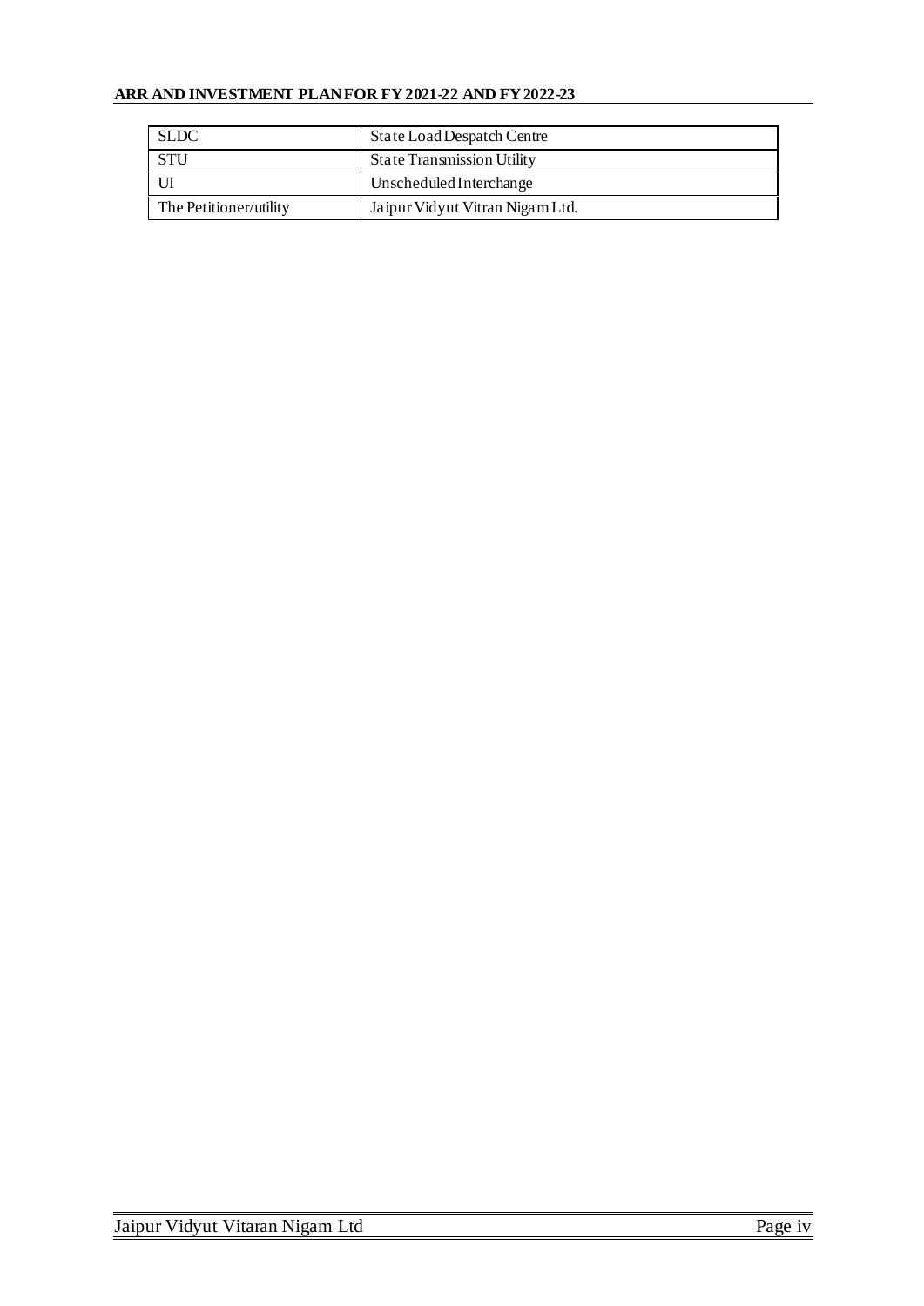| SLDC | State Load Despatch Centre |
|---|---|
| STU | State Transmission Utility |
| UI | Unscheduled Interchange |
| The Petitioner/utility | Jaipur Vidyut Vitran Nigam Ltd. |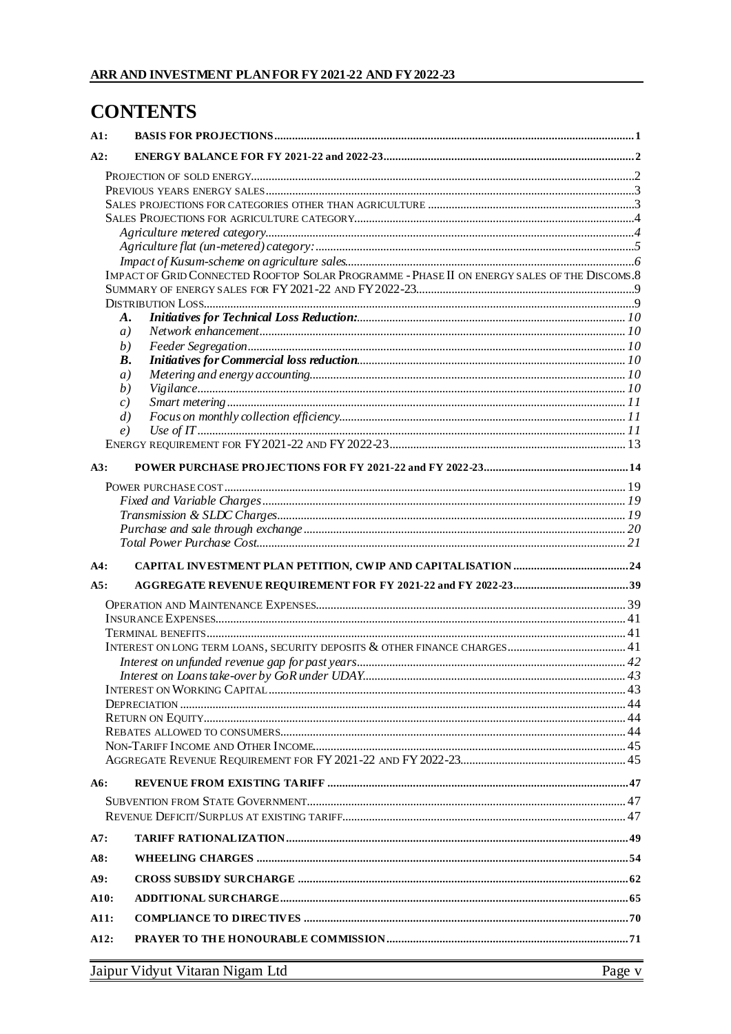# CONTENTS

| | | |
|---|---|---|
| **A1:** | **BASIS FOR PROJECTIONS** | **1** |
| **A2:** | **ENERGY BALANCE FOR FY 2021-22 and 2022-23** | **2** |
| | PROJECTION OF SOLD ENERGY | 2 |
| | PREVIOUS YEARS ENERGY SALES | 3 |
| | SALES PROJECTIONS FOR CATEGORIES OTHER THAN AGRICULTURE | 3 |
| | SALES PROJECTIONS FOR AGRICULTURE CATEGORY | 4 |
| | *Agriculture metered category* | *4* |
| | *Agriculture flat (un-metered) category:* | *5* |
| | *Impact of Kusum-scheme on agriculture sales* | *6* |
| | IMPACT OF GRID CONNECTED ROOFTOP SOLAR PROGRAMME - PHASE II ON ENERGY SALES OF THE DISCOMS | 8 |
| | SUMMARY OF ENERGY SALES FOR FY 2021-22 AND FY 2022-23 | 9 |
| | DISTRIBUTION LOSS | 9 |
| | ***A. Initiatives for Technical Loss Reduction:*** | *10* |
| | *a) Network enhancement* | *10* |
| | *b) Feeder Segregation* | *10* |
| | ***B. Initiatives for Commercial loss reduction*** | *10* |
| | *a) Metering and energy accounting* | *10* |
| | *b) Vigilance* | *10* |
| | *c) Smart metering* | *11* |
| | *d) Focus on monthly collection efficiency* | *11* |
| | *e) Use of IT* | *11* |
| | ENERGY REQUIREMENT FOR FY 2021-22 AND FY 2022-23 | 13 |
| **A3:** | **POWER PURCHASE PROJECTIONS FOR FY 2021-22 and FY 2022-23** | **14** |
| | POWER PURCHASE COST | 19 |
| | *Fixed and Variable Charges* | *19* |
| | *Transmission & SLDC Charges* | *19* |
| | *Purchase and sale through exchange* | *20* |
| | *Total Power Purchase Cost* | *21* |
| **A4:** | **CAPITAL INVESTMENT PLAN PETITION, CWIP AND CAPITALISATION** | **24** |
| **A5:** | **AGGREGATE REVENUE REQUIREMENT FOR FY 2021-22 and FY 2022-23** | **39** |
| | OPERATION AND MAINTENANCE EXPENSES | 39 |
| | INSURANCE EXPENSES | 41 |
| | TERMINAL BENEFITS | 41 |
| | INTEREST ON LONG TERM LOANS, SECURITY DEPOSITS & OTHER FINANCE CHARGES | 41 |
| | *Interest on unfunded revenue gap for past years* | *42* |
| | *Interest on Loans take-over by GoR under UDAY* | *43* |
| | INTEREST ON WORKING CAPITAL | 43 |
| | DEPRECIATION | 44 |
| | RETURN ON EQUITY | 44 |
| | REBATES ALLOWED TO CONSUMERS | 44 |
| | NON-TARIFF INCOME AND OTHER INCOME | 45 |
| | AGGREGATE REVENUE REQUIREMENT FOR FY 2021-22 AND FY 2022-23 | 45 |
| **A6:** | **REVENUE FROM EXISTING TARIFF** | **47** |
| | SUBVENTION FROM STATE GOVERNMENT | 47 |
| | REVENUE DEFICIT/SURPLUS AT EXISTING TARIFF | 47 |
| **A7:** | **TARIFF RATIONALIZATION** | **49** |
| **A8:** | **WHEELING CHARGES** | **54** |
| **A9:** | **CROSS SUBSIDY SURCHARGE** | **62** |
| **A10:** | **ADDITIONAL SURCHARGE** | **65** |
| **A11:** | **COMPLIANCE TO DIRECTIVES** | **70** |
| **A12:** | **PRAYER TO THE HONOURABLE COMMISSION** | **71** |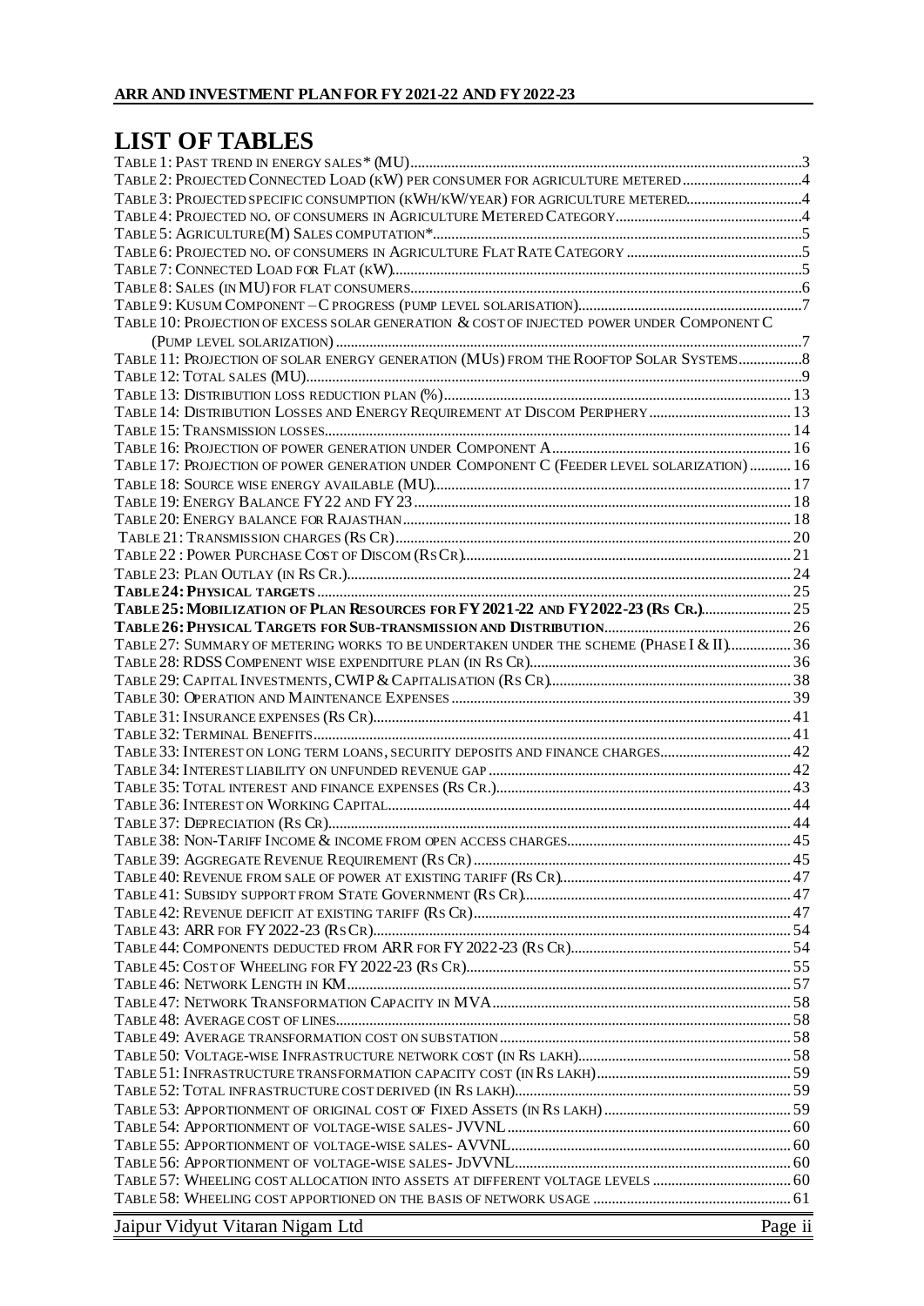# LIST OF TABLES

Table 1: Past trend in energy sales* (MU)....3
Table 2: Projected Connected Load (kW) per consumer for agriculture metered....4
Table 3: Projected specific consumption (kWh/kW/year) for agriculture metered....4
Table 4: Projected no. of consumers in Agriculture Metered Category....4
Table 5: Agriculture(M) Sales computation*....5
Table 6: Projected no. of consumers in Agriculture Flat Rate Category....5
Table 7: Connected Load for Flat (kW)....5
Table 8: Sales (in MU) for flat consumers....6
Table 9: Kusum Component – C progress (pump level solarisation)....7
Table 10: Projection of excess solar generation & cost of injected power under Component C (Pump level solarization)....7
Table 11: Projection of solar energy generation (MUs) from the Rooftop Solar Systems....8
Table 12: Total sales (MU)....9
Table 13: Distribution loss reduction plan (%)....13
Table 14: Distribution Losses and Energy Requirement at Discom Periphery....13
Table 15: Transmission losses....14
Table 16: Projection of power generation under Component A....16
Table 17: Projection of power generation under Component C (Feeder level solarization)....16
Table 18: Source wise energy available (MU)....17
Table 19: Energy Balance FY22 and FY23....18
Table 20: Energy balance for Rajasthan....18
Table 21: Transmission charges (Rs Cr)....20
Table 22 : Power Purchase Cost of Discom (Rs Cr)....21
Table 23: Plan Outlay (in Rs Cr.)....24
**Table 24: Physical targets....25**
**Table 25: Mobilization of Plan Resources for FY 2021-22 and FY2022-23 (Rs Cr.)....25**
**Table 26: Physical Targets for Sub-transmission and Distribution....26**
Table 27: Summary of metering works to be undertaken under the scheme (Phase I & II)....36
Table 28: RDSS Compenent wise expenditure plan (in Rs Cr)....36
Table 29: Capital Investments, CWIP & Capitalisation (Rs Cr)....38
Table 30: Operation and Maintenance Expenses....39
Table 31: Insurance expenses (Rs Cr)....41
Table 32: Terminal Benefits....41
Table 33: Interest on long term loans, security deposits and finance charges....42
Table 34: Interest liability on unfunded revenue gap....42
Table 35: Total interest and finance expenses (Rs Cr.)....43
Table 36: Interest on Working Capital....44
Table 37: Depreciation (Rs Cr)....44
Table 38: Non-Tariff Income & income from open access charges....45
Table 39: Aggregate Revenue Requirement (Rs Cr)....45
Table 40: Revenue from sale of power at existing tariff (Rs Cr)....47
Table 41: Subsidy support from State Government (Rs Cr)....47
Table 42: Revenue deficit at existing tariff (Rs Cr)....47
Table 43: ARR for FY 2022-23 (Rs Cr)....54
Table 44: Components deducted from ARR for FY 2022-23 (Rs Cr)....54
Table 45: Cost of Wheeling for FY 2022-23 (Rs Cr)....55
Table 46: Network Length in KM....57
Table 47: Network Transformation Capacity in MVA....58
Table 48: Average cost of lines....58
Table 49: Average transformation cost on substation....58
Table 50: Voltage-wise Infrastructure network cost (in Rs lakh)....58
Table 51: Infrastructure transformation capacity cost (in Rs lakh)....59
Table 52: Total infrastructure cost derived (in Rs lakh)....59
Table 53: Apportionment of original cost of Fixed Assets (in Rs lakh)....59
Table 54: Apportionment of voltage-wise sales- JVVNL....60
Table 55: Apportionment of voltage-wise sales- AVVNL....60
Table 56: Apportionment of voltage-wise sales- JdVVNL....60
Table 57: Wheeling cost allocation into assets at different voltage levels....60
Table 58: Wheeling cost apportioned on the basis of network usage....61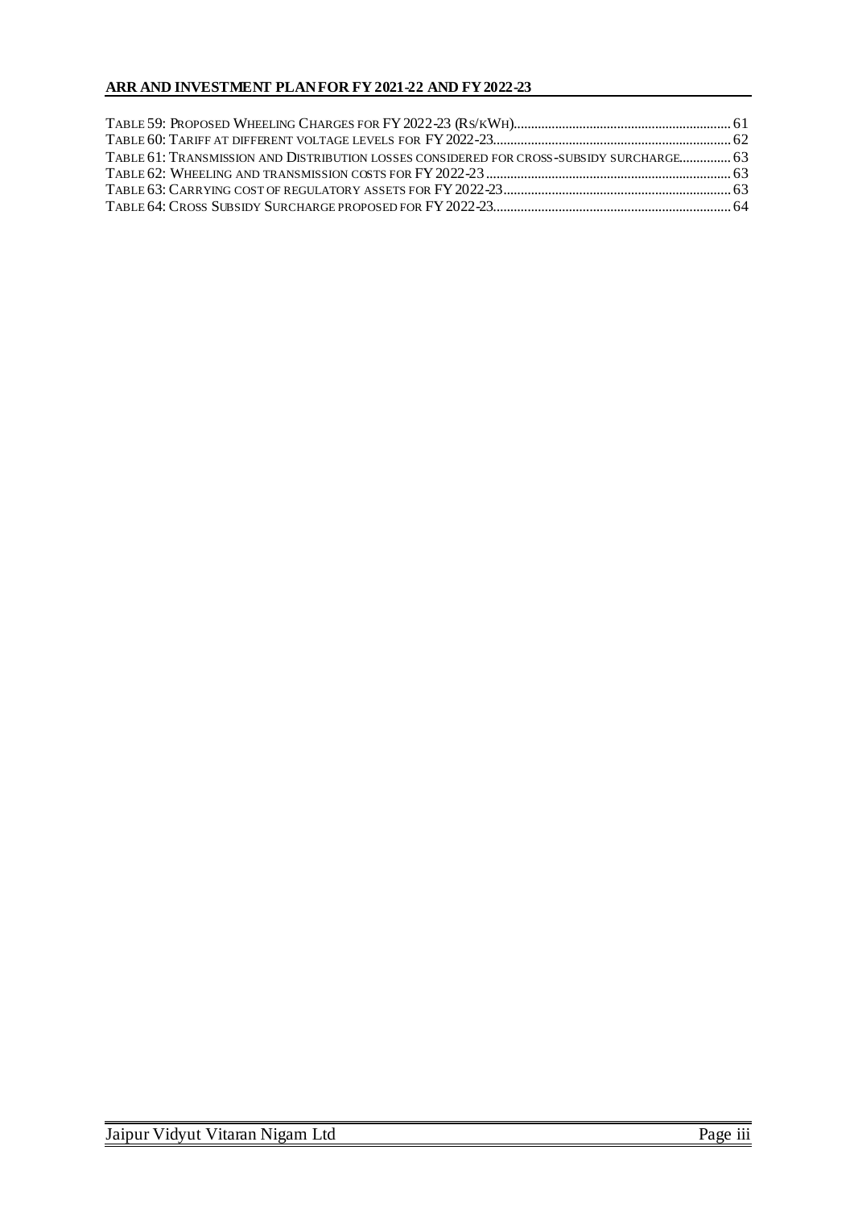Table 59: Proposed Wheeling Charges for FY 2022-23 (Rs/kWh)............................................................ 61
Table 60: Tariff at different voltage levels for FY 2022-23.................................................................... 62
Table 61: Transmission and Distribution losses considered for cross-subsidy surcharge............... 63
Table 62: Wheeling and transmission costs for FY 2022-23.................................................................... 63
Table 63: Carrying cost of regulatory assets for FY 2022-23.................................................................. 63
Table 64: Cross Subsidy Surcharge proposed for FY 2022-23................................................................ 64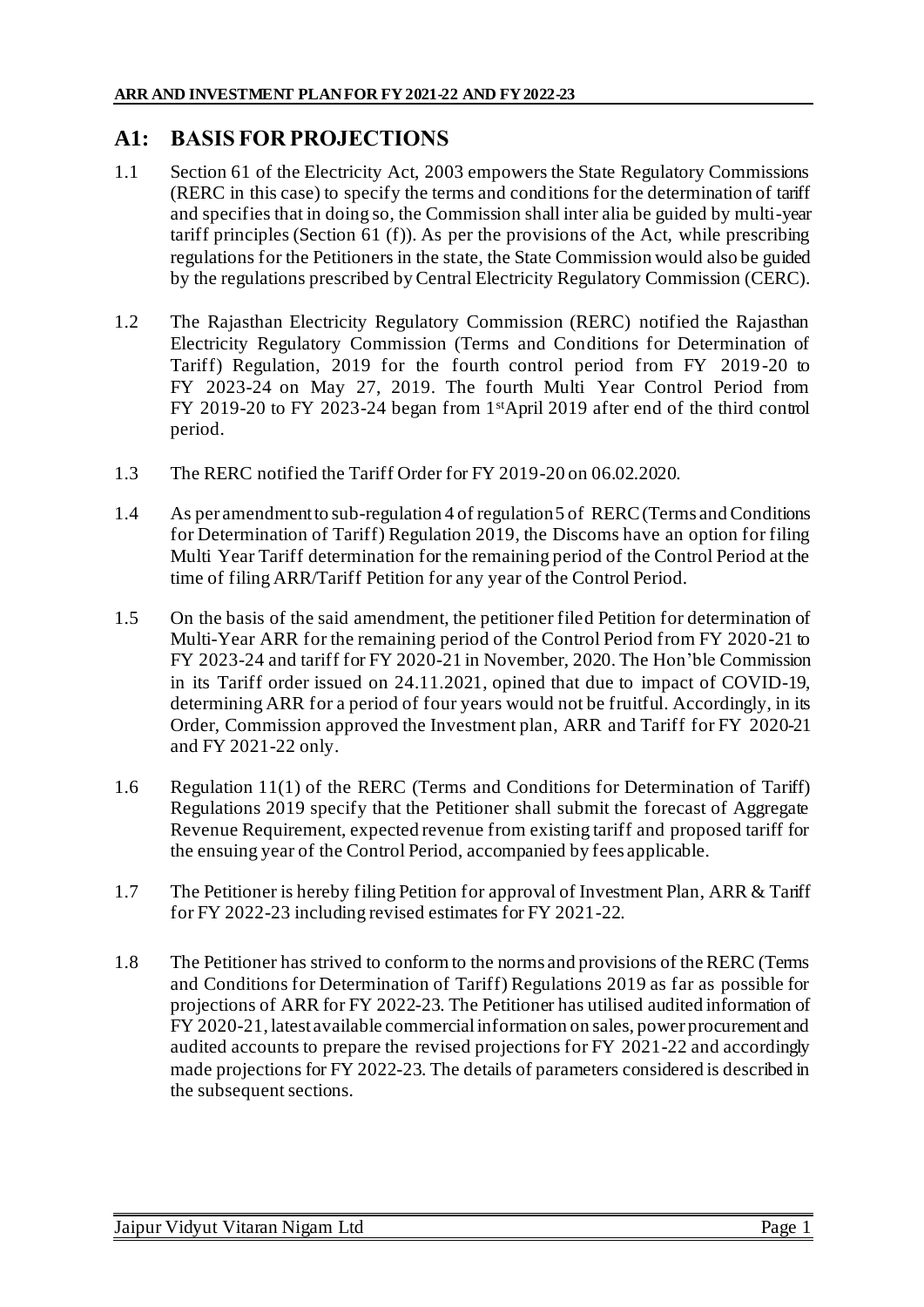## A1: BASIS FOR PROJECTIONS

1.1 Section 61 of the Electricity Act, 2003 empowers the State Regulatory Commissions (RERC in this case) to specify the terms and conditions for the determination of tariff and specifies that in doing so, the Commission shall inter alia be guided by multi-year tariff principles (Section 61 (f)). As per the provisions of the Act, while prescribing regulations for the Petitioners in the state, the State Commission would also be guided by the regulations prescribed by Central Electricity Regulatory Commission (CERC).

1.2 The Rajasthan Electricity Regulatory Commission (RERC) notified the Rajasthan Electricity Regulatory Commission (Terms and Conditions for Determination of Tariff) Regulation, 2019 for the fourth control period from FY 2019-20 to FY 2023-24 on May 27, 2019. The fourth Multi Year Control Period from FY 2019-20 to FY 2023-24 began from 1st April 2019 after end of the third control period.

1.3 The RERC notified the Tariff Order for FY 2019-20 on 06.02.2020.

1.4 As per amendment to sub-regulation 4 of regulation 5 of RERC (Terms and Conditions for Determination of Tariff) Regulation 2019, the Discoms have an option for filing Multi Year Tariff determination for the remaining period of the Control Period at the time of filing ARR/Tariff Petition for any year of the Control Period.

1.5 On the basis of the said amendment, the petitioner filed Petition for determination of Multi-Year ARR for the remaining period of the Control Period from FY 2020-21 to FY 2023-24 and tariff for FY 2020-21 in November, 2020. The Hon'ble Commission in its Tariff order issued on 24.11.2021, opined that due to impact of COVID-19, determining ARR for a period of four years would not be fruitful. Accordingly, in its Order, Commission approved the Investment plan, ARR and Tariff for FY 2020-21 and FY 2021-22 only.

1.6 Regulation 11(1) of the RERC (Terms and Conditions for Determination of Tariff) Regulations 2019 specify that the Petitioner shall submit the forecast of Aggregate Revenue Requirement, expected revenue from existing tariff and proposed tariff for the ensuing year of the Control Period, accompanied by fees applicable.

1.7 The Petitioner is hereby filing Petition for approval of Investment Plan, ARR & Tariff for FY 2022-23 including revised estimates for FY 2021-22.

1.8 The Petitioner has strived to conform to the norms and provisions of the RERC (Terms and Conditions for Determination of Tariff) Regulations 2019 as far as possible for projections of ARR for FY 2022-23. The Petitioner has utilised audited information of FY 2020-21, latest available commercial information on sales, power procurement and audited accounts to prepare the revised projections for FY 2021-22 and accordingly made projections for FY 2022-23. The details of parameters considered is described in the subsequent sections.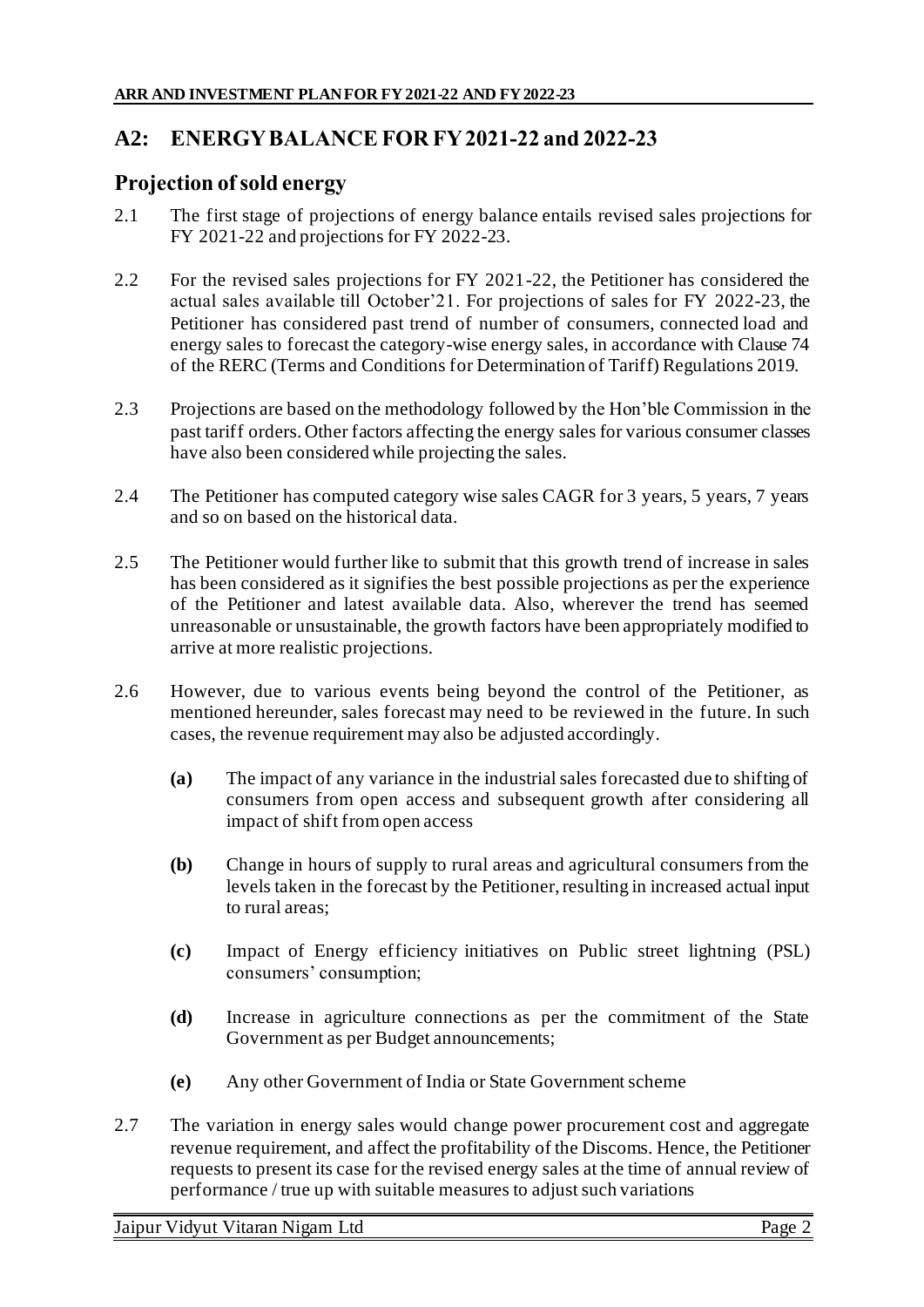## A2: ENERGY BALANCE FOR FY 2021-22 and 2022-23

### Projection of sold energy

2.1 The first stage of projections of energy balance entails revised sales projections for FY 2021-22 and projections for FY 2022-23.

2.2 For the revised sales projections for FY 2021-22, the Petitioner has considered the actual sales available till October'21. For projections of sales for FY 2022-23, the Petitioner has considered past trend of number of consumers, connected load and energy sales to forecast the category-wise energy sales, in accordance with Clause 74 of the RERC (Terms and Conditions for Determination of Tariff) Regulations 2019.

2.3 Projections are based on the methodology followed by the Hon'ble Commission in the past tariff orders. Other factors affecting the energy sales for various consumer classes have also been considered while projecting the sales.

2.4 The Petitioner has computed category wise sales CAGR for 3 years, 5 years, 7 years and so on based on the historical data.

2.5 The Petitioner would further like to submit that this growth trend of increase in sales has been considered as it signifies the best possible projections as per the experience of the Petitioner and latest available data. Also, wherever the trend has seemed unreasonable or unsustainable, the growth factors have been appropriately modified to arrive at more realistic projections.

2.6 However, due to various events being beyond the control of the Petitioner, as mentioned hereunder, sales forecast may need to be reviewed in the future. In such cases, the revenue requirement may also be adjusted accordingly.

- **(a)** The impact of any variance in the industrial sales forecasted due to shifting of consumers from open access and subsequent growth after considering all impact of shift from open access
- **(b)** Change in hours of supply to rural areas and agricultural consumers from the levels taken in the forecast by the Petitioner, resulting in increased actual input to rural areas;
- **(c)** Impact of Energy efficiency initiatives on Public street lightning (PSL) consumers' consumption;
- **(d)** Increase in agriculture connections as per the commitment of the State Government as per Budget announcements;
- **(e)** Any other Government of India or State Government scheme

2.7 The variation in energy sales would change power procurement cost and aggregate revenue requirement, and affect the profitability of the Discoms. Hence, the Petitioner requests to present its case for the revised energy sales at the time of annual review of performance / true up with suitable measures to adjust such variations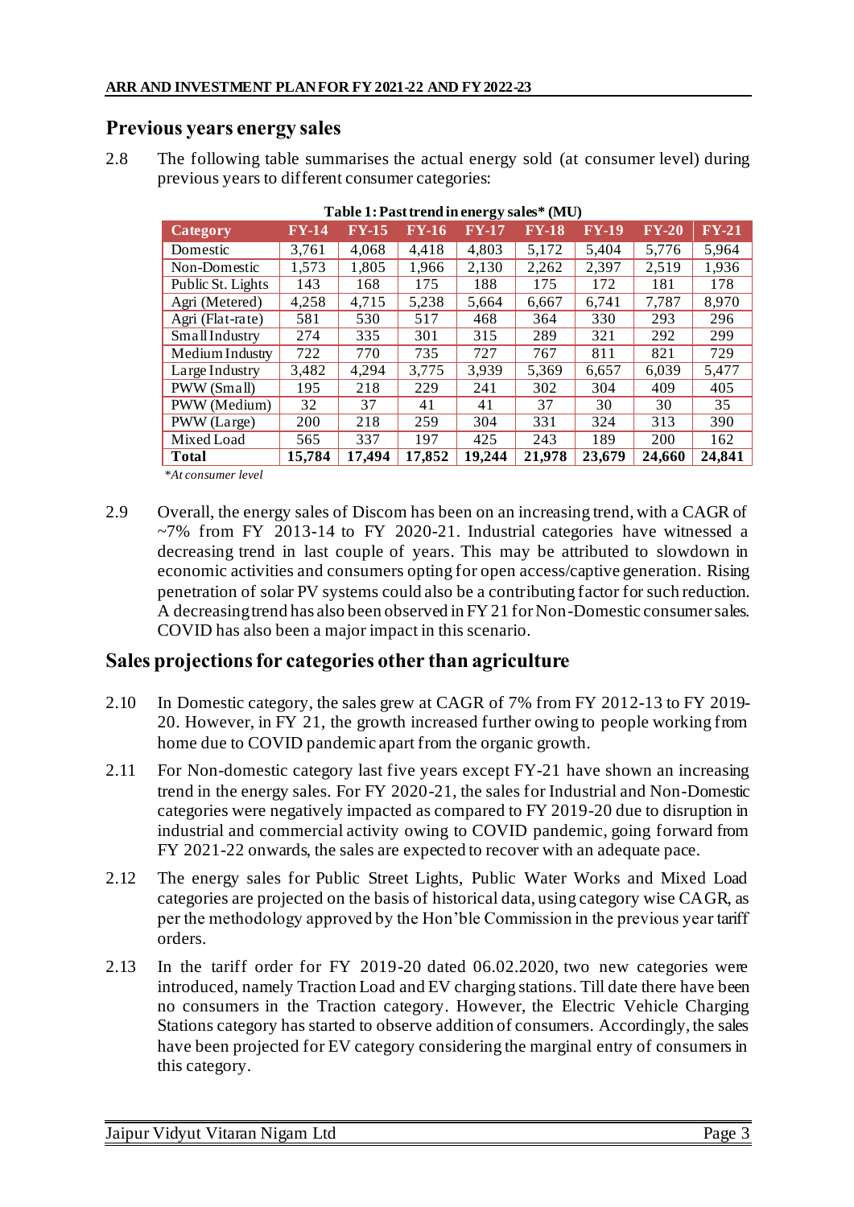## Previous years energy sales

2.8 The following table summarises the actual energy sold (at consumer level) during previous years to different consumer categories:

**Table 1: Past trend in energy sales\* (MU)**

| Category | FY-14 | FY-15 | FY-16 | FY-17 | FY-18 | FY-19 | FY-20 | FY-21 |
|---|---|---|---|---|---|---|---|---|
| Domestic | 3,761 | 4,068 | 4,418 | 4,803 | 5,172 | 5,404 | 5,776 | 5,964 |
| Non-Domestic | 1,573 | 1,805 | 1,966 | 2,130 | 2,262 | 2,397 | 2,519 | 1,936 |
| Public St. Lights | 143 | 168 | 175 | 188 | 175 | 172 | 181 | 178 |
| Agri (Metered) | 4,258 | 4,715 | 5,238 | 5,664 | 6,667 | 6,741 | 7,787 | 8,970 |
| Agri (Flat-rate) | 581 | 530 | 517 | 468 | 364 | 330 | 293 | 296 |
| Small Industry | 274 | 335 | 301 | 315 | 289 | 321 | 292 | 299 |
| Medium Industry | 722 | 770 | 735 | 727 | 767 | 811 | 821 | 729 |
| Large Industry | 3,482 | 4,294 | 3,775 | 3,939 | 5,369 | 6,657 | 6,039 | 5,477 |
| PWW (Small) | 195 | 218 | 229 | 241 | 302 | 304 | 409 | 405 |
| PWW (Medium) | 32 | 37 | 41 | 41 | 37 | 30 | 30 | 35 |
| PWW (Large) | 200 | 218 | 259 | 304 | 331 | 324 | 313 | 390 |
| Mixed Load | 565 | 337 | 197 | 425 | 243 | 189 | 200 | 162 |
| **Total** | **15,784** | **17,494** | **17,852** | **19,244** | **21,978** | **23,679** | **24,660** | **24,841** |

*\*At consumer level*

2.9 Overall, the energy sales of Discom has been on an increasing trend, with a CAGR of ~7% from FY 2013-14 to FY 2020-21. Industrial categories have witnessed a decreasing trend in last couple of years. This may be attributed to slowdown in economic activities and consumers opting for open access/captive generation. Rising penetration of solar PV systems could also be a contributing factor for such reduction. A decreasing trend has also been observed in FY 21 for Non-Domestic consumer sales. COVID has also been a major impact in this scenario.

## Sales projections for categories other than agriculture

2.10 In Domestic category, the sales grew at CAGR of 7% from FY 2012-13 to FY 2019-20. However, in FY 21, the growth increased further owing to people working from home due to COVID pandemic apart from the organic growth.

2.11 For Non-domestic category last five years except FY-21 have shown an increasing trend in the energy sales. For FY 2020-21, the sales for Industrial and Non-Domestic categories were negatively impacted as compared to FY 2019-20 due to disruption in industrial and commercial activity owing to COVID pandemic, going forward from FY 2021-22 onwards, the sales are expected to recover with an adequate pace.

2.12 The energy sales for Public Street Lights, Public Water Works and Mixed Load categories are projected on the basis of historical data, using category wise CAGR, as per the methodology approved by the Hon'ble Commission in the previous year tariff orders.

2.13 In the tariff order for FY 2019-20 dated 06.02.2020, two new categories were introduced, namely Traction Load and EV charging stations. Till date there have been no consumers in the Traction category. However, the Electric Vehicle Charging Stations category has started to observe addition of consumers. Accordingly, the sales have been projected for EV category considering the marginal entry of consumers in this category.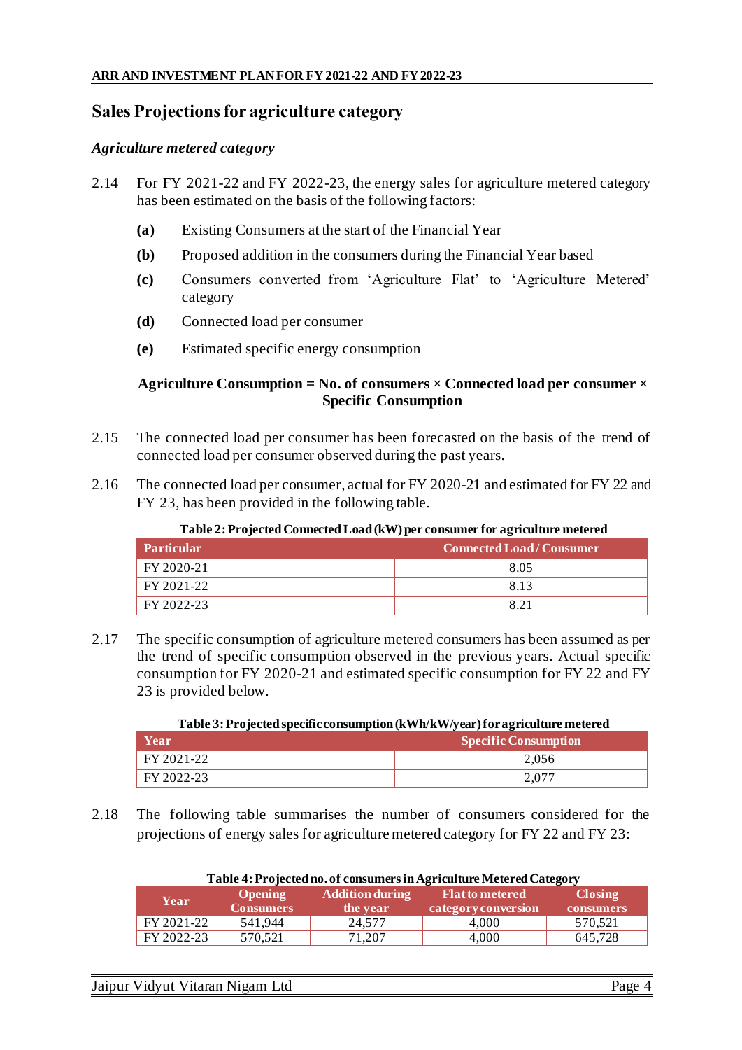## Sales Projections for agriculture category

### *Agriculture metered category*

2.14 For FY 2021-22 and FY 2022-23, the energy sales for agriculture metered category has been estimated on the basis of the following factors:

- **(a)** Existing Consumers at the start of the Financial Year
- **(b)** Proposed addition in the consumers during the Financial Year based
- **(c)** Consumers converted from 'Agriculture Flat' to 'Agriculture Metered' category
- **(d)** Connected load per consumer
- **(e)** Estimated specific energy consumption

**Agriculture Consumption = No. of consumers × Connected load per consumer × Specific Consumption**

2.15 The connected load per consumer has been forecasted on the basis of the trend of connected load per consumer observed during the past years.

2.16 The connected load per consumer, actual for FY 2020-21 and estimated for FY 22 and FY 23, has been provided in the following table.

**Table 2: Projected Connected Load (kW) per consumer for agriculture metered**

| Particular | Connected Load / Consumer |
|---|---|
| FY 2020-21 | 8.05 |
| FY 2021-22 | 8.13 |
| FY 2022-23 | 8.21 |

2.17 The specific consumption of agriculture metered consumers has been assumed as per the trend of specific consumption observed in the previous years. Actual specific consumption for FY 2020-21 and estimated specific consumption for FY 22 and FY 23 is provided below.

**Table 3: Projected specific consumption (kWh/kW/year) for agriculture metered**

| Year | Specific Consumption |
|---|---|
| FY 2021-22 | 2,056 |
| FY 2022-23 | 2,077 |

2.18 The following table summarises the number of consumers considered for the projections of energy sales for agriculture metered category for FY 22 and FY 23:

**Table 4: Projected no. of consumers in Agriculture Metered Category**

| Year | Opening Consumers | Addition during the year | Flat to metered category conversion | Closing consumers |
|---|---|---|---|---|
| FY 2021-22 | 541,944 | 24,577 | 4,000 | 570,521 |
| FY 2022-23 | 570,521 | 71,207 | 4,000 | 645,728 |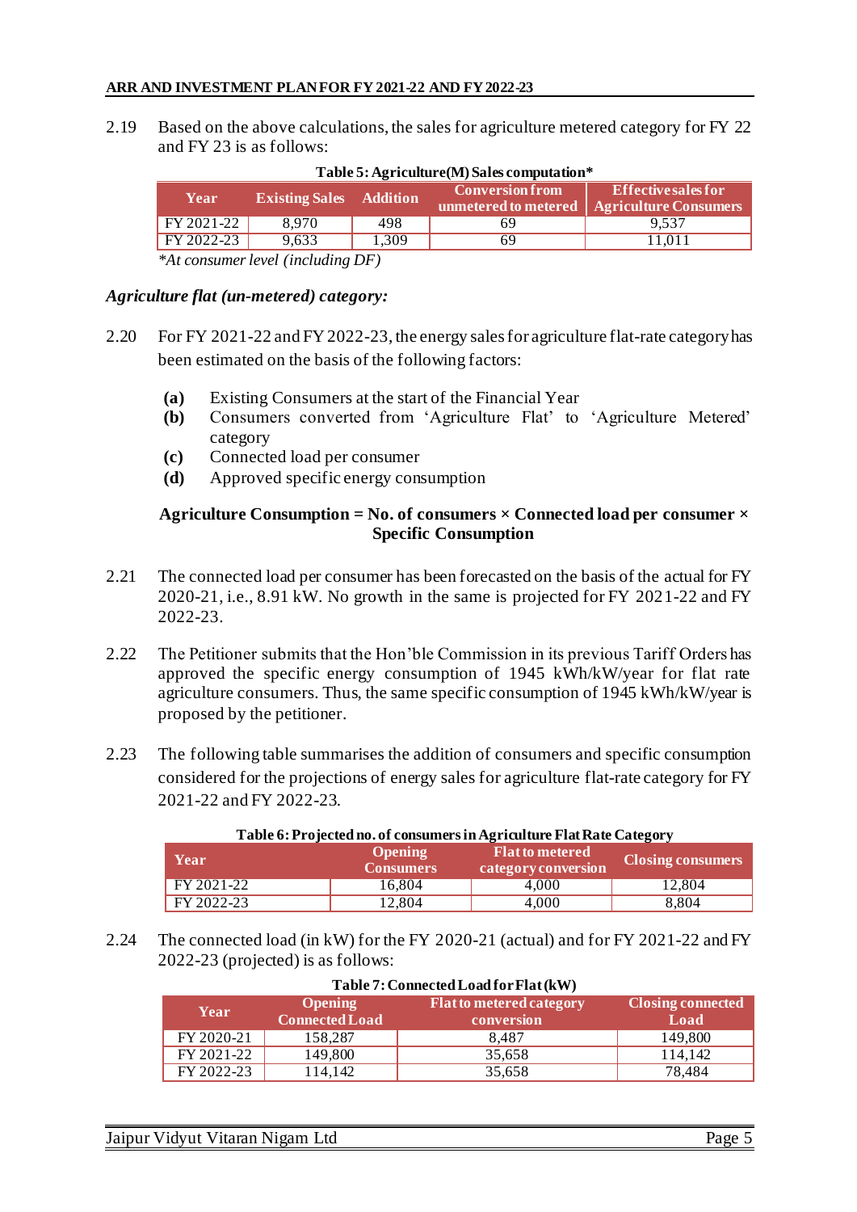2.19 Based on the above calculations, the sales for agriculture metered category for FY 22 and FY 23 is as follows:

**Table 5: Agriculture(M) Sales computation***

| Year | Existing Sales | Addition | Conversion from unmetered to metered | Effective sales for Agriculture Consumers |
|---|---|---|---|---|
| FY 2021-22 | 8,970 | 498 | 69 | 9,537 |
| FY 2022-23 | 9,633 | 1,309 | 69 | 11,011 |

*At consumer level (including DF)*

*Agriculture flat (un-metered) category:*

2.20 For FY 2021-22 and FY 2022-23, the energy sales for agriculture flat-rate category has been estimated on the basis of the following factors:

- **(a)** Existing Consumers at the start of the Financial Year
- **(b)** Consumers converted from 'Agriculture Flat' to 'Agriculture Metered' category
- **(c)** Connected load per consumer
- **(d)** Approved specific energy consumption

**Agriculture Consumption = No. of consumers × Connected load per consumer × Specific Consumption**

2.21 The connected load per consumer has been forecasted on the basis of the actual for FY 2020-21, i.e., 8.91 kW. No growth in the same is projected for FY 2021-22 and FY 2022-23.

2.22 The Petitioner submits that the Hon'ble Commission in its previous Tariff Orders has approved the specific energy consumption of 1945 kWh/kW/year for flat rate agriculture consumers. Thus, the same specific consumption of 1945 kWh/kW/year is proposed by the petitioner.

2.23 The following table summarises the addition of consumers and specific consumption considered for the projections of energy sales for agriculture flat-rate category for FY 2021-22 and FY 2022-23.

**Table 6: Projected no. of consumers in Agriculture Flat Rate Category**

| Year | Opening Consumers | Flat to metered category conversion | Closing consumers |
|---|---|---|---|
| FY 2021-22 | 16,804 | 4,000 | 12,804 |
| FY 2022-23 | 12,804 | 4,000 | 8,804 |

2.24 The connected load (in kW) for the FY 2020-21 (actual) and for FY 2021-22 and FY 2022-23 (projected) is as follows:

**Table 7: Connected Load for Flat (kW)**

| Year | Opening Connected Load | Flat to metered category conversion | Closing connected Load |
|---|---|---|---|
| FY 2020-21 | 158,287 | 8,487 | 149,800 |
| FY 2021-22 | 149,800 | 35,658 | 114,142 |
| FY 2022-23 | 114,142 | 35,658 | 78,484 |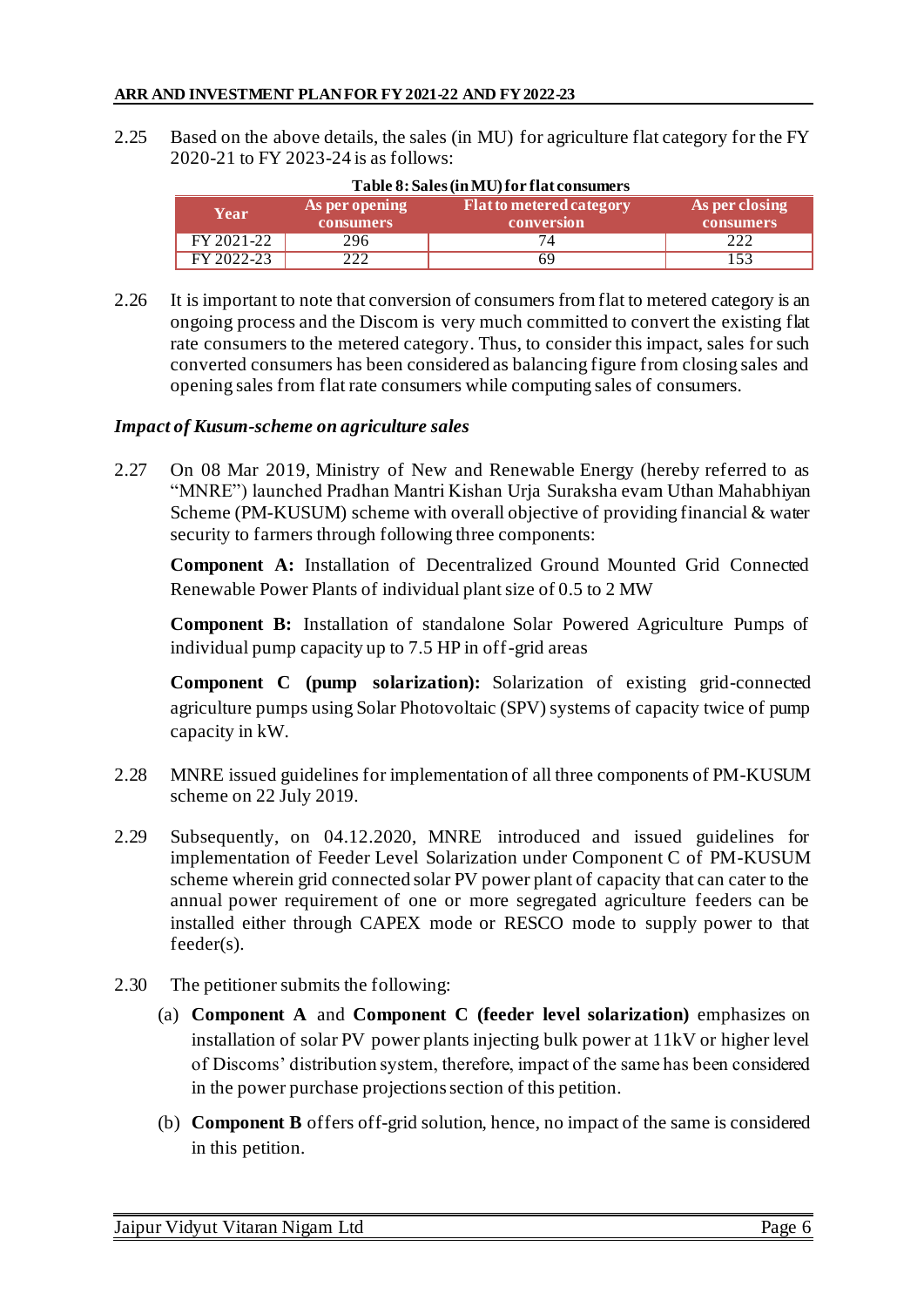2.25 Based on the above details, the sales (in MU) for agriculture flat category for the FY 2020-21 to FY 2023-24 is as follows:

**Table 8: Sales (in MU) for flat consumers**

| Year | As per opening consumers | Flat to metered category conversion | As per closing consumers |
|---|---|---|---|
| FY 2021-22 | 296 | 74 | 222 |
| FY 2022-23 | 222 | 69 | 153 |

2.26 It is important to note that conversion of consumers from flat to metered category is an ongoing process and the Discom is very much committed to convert the existing flat rate consumers to the metered category. Thus, to consider this impact, sales for such converted consumers has been considered as balancing figure from closing sales and opening sales from flat rate consumers while computing sales of consumers.

*Impact of Kusum-scheme on agriculture sales*

2.27 On 08 Mar 2019, Ministry of New and Renewable Energy (hereby referred to as "MNRE") launched Pradhan Mantri Kishan Urja Suraksha evam Uthan Mahabhiyan Scheme (PM-KUSUM) scheme with overall objective of providing financial & water security to farmers through following three components:

**Component A:** Installation of Decentralized Ground Mounted Grid Connected Renewable Power Plants of individual plant size of 0.5 to 2 MW

**Component B:** Installation of standalone Solar Powered Agriculture Pumps of individual pump capacity up to 7.5 HP in off-grid areas

**Component C (pump solarization):** Solarization of existing grid-connected agriculture pumps using Solar Photovoltaic (SPV) systems of capacity twice of pump capacity in kW.

2.28 MNRE issued guidelines for implementation of all three components of PM-KUSUM scheme on 22 July 2019.

2.29 Subsequently, on 04.12.2020, MNRE introduced and issued guidelines for implementation of Feeder Level Solarization under Component C of PM-KUSUM scheme wherein grid connected solar PV power plant of capacity that can cater to the annual power requirement of one or more segregated agriculture feeders can be installed either through CAPEX mode or RESCO mode to supply power to that feeder(s).

2.30 The petitioner submits the following:

(a) **Component A** and **Component C (feeder level solarization)** emphasizes on installation of solar PV power plants injecting bulk power at 11kV or higher level of Discoms' distribution system, therefore, impact of the same has been considered in the power purchase projections section of this petition.

(b) **Component B** offers off-grid solution, hence, no impact of the same is considered in this petition.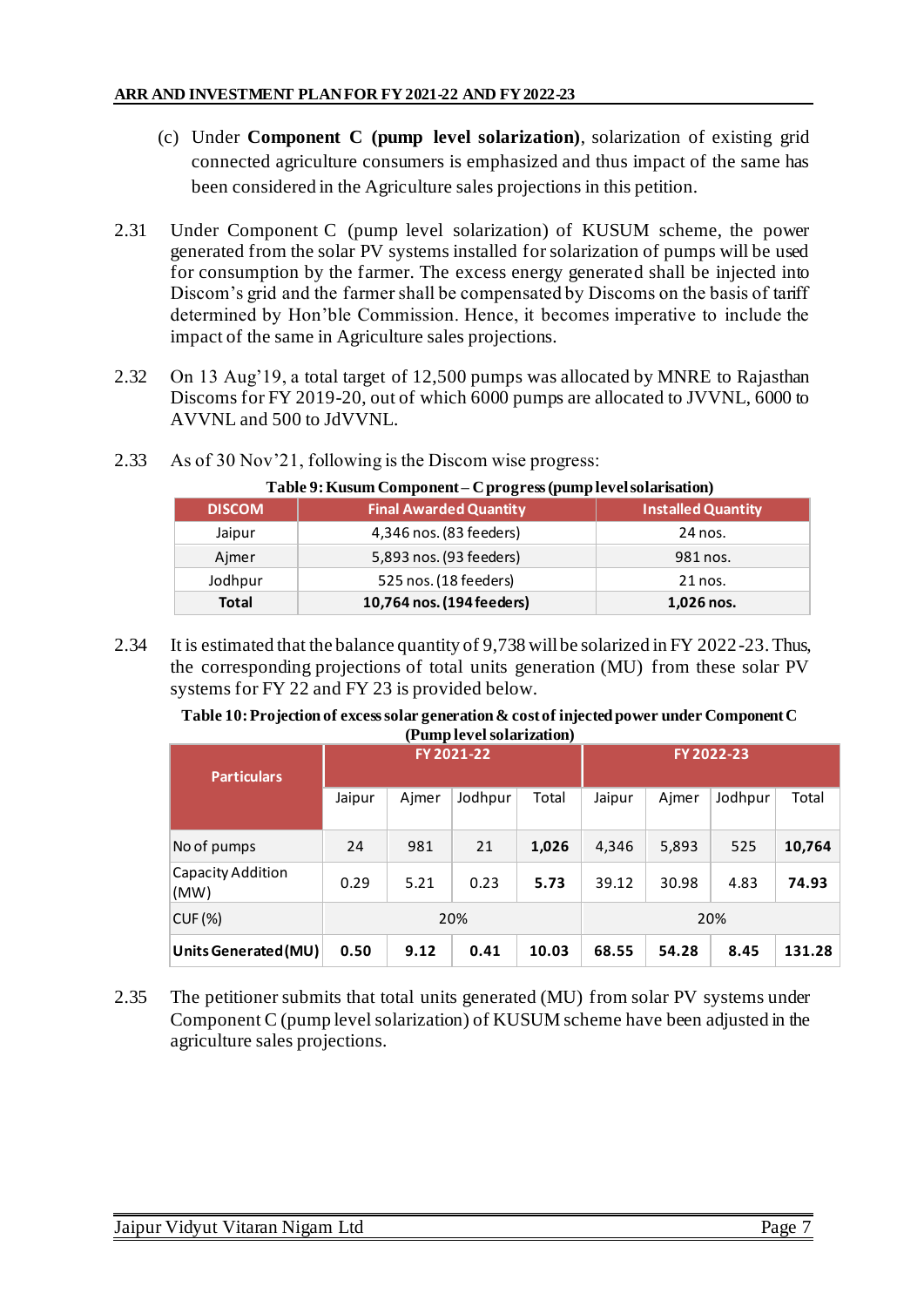(c) Under **Component C (pump level solarization)**, solarization of existing grid connected agriculture consumers is emphasized and thus impact of the same has been considered in the Agriculture sales projections in this petition.

2.31 Under Component C (pump level solarization) of KUSUM scheme, the power generated from the solar PV systems installed for solarization of pumps will be used for consumption by the farmer. The excess energy generated shall be injected into Discom's grid and the farmer shall be compensated by Discoms on the basis of tariff determined by Hon'ble Commission. Hence, it becomes imperative to include the impact of the same in Agriculture sales projections.

2.32 On 13 Aug'19, a total target of 12,500 pumps was allocated by MNRE to Rajasthan Discoms for FY 2019-20, out of which 6000 pumps are allocated to JVVNL, 6000 to AVVNL and 500 to JdVVNL.

2.33 As of 30 Nov'21, following is the Discom wise progress:

**Table 9: Kusum Component – C progress (pump level solarisation)**

| DISCOM | Final Awarded Quantity | Installed Quantity |
|---|---|---|
| Jaipur | 4,346 nos. (83 feeders) | 24 nos. |
| Ajmer | 5,893 nos. (93 feeders) | 981 nos. |
| Jodhpur | 525 nos. (18 feeders) | 21 nos. |
| **Total** | **10,764 nos. (194 feeders)** | **1,026 nos.** |

2.34 It is estimated that the balance quantity of 9,738 will be solarized in FY 2022-23. Thus, the corresponding projections of total units generation (MU) from these solar PV systems for FY 22 and FY 23 is provided below.

**Table 10: Projection of excess solar generation & cost of injected power under Component C (Pump level solarization)**

| Particulars | FY 2021-22 | | | | FY 2022-23 | | | |
|---|---|---|---|---|---|---|---|---|
| | Jaipur | Ajmer | Jodhpur | Total | Jaipur | Ajmer | Jodhpur | Total |
| No of pumps | 24 | 981 | 21 | **1,026** | 4,346 | 5,893 | 525 | **10,764** |
| Capacity Addition (MW) | 0.29 | 5.21 | 0.23 | **5.73** | 39.12 | 30.98 | 4.83 | **74.93** |
| CUF (%) | 20% | | | | 20% | | | |
| **Units Generated (MU)** | **0.50** | **9.12** | **0.41** | **10.03** | **68.55** | **54.28** | **8.45** | **131.28** |

2.35 The petitioner submits that total units generated (MU) from solar PV systems under Component C (pump level solarization) of KUSUM scheme have been adjusted in the agriculture sales projections.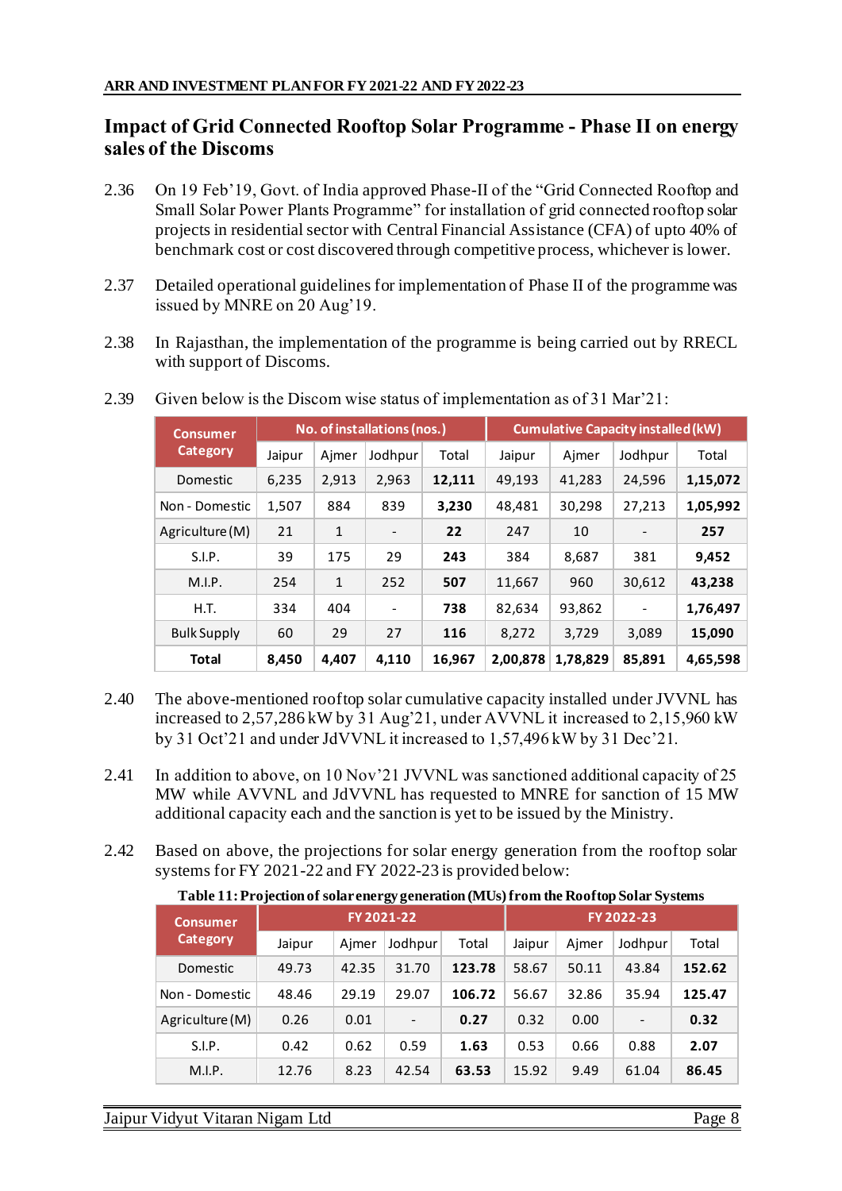## Impact of Grid Connected Rooftop Solar Programme - Phase II on energy sales of the Discoms

2.36 On 19 Feb'19, Govt. of India approved Phase-II of the "Grid Connected Rooftop and Small Solar Power Plants Programme" for installation of grid connected rooftop solar projects in residential sector with Central Financial Assistance (CFA) of upto 40% of benchmark cost or cost discovered through competitive process, whichever is lower.

2.37 Detailed operational guidelines for implementation of Phase II of the programme was issued by MNRE on 20 Aug'19.

2.38 In Rajasthan, the implementation of the programme is being carried out by RRECL with support of Discoms.

2.39 Given below is the Discom wise status of implementation as of 31 Mar'21:

| Consumer Category | No. of installations (nos.) | | | | Cumulative Capacity installed (kW) | | | |
|---|---|---|---|---|---|---|---|---|
| | Jaipur | Ajmer | Jodhpur | Total | Jaipur | Ajmer | Jodhpur | Total |
| Domestic | 6,235 | 2,913 | 2,963 | **12,111** | 49,193 | 41,283 | 24,596 | **1,15,072** |
| Non - Domestic | 1,507 | 884 | 839 | **3,230** | 48,481 | 30,298 | 27,213 | **1,05,992** |
| Agriculture (M) | 21 | 1 | - | **22** | 247 | 10 | - | **257** |
| S.I.P. | 39 | 175 | 29 | **243** | 384 | 8,687 | 381 | **9,452** |
| M.I.P. | 254 | 1 | 252 | **507** | 11,667 | 960 | 30,612 | **43,238** |
| H.T. | 334 | 404 | - | **738** | 82,634 | 93,862 | - | **1,76,497** |
| Bulk Supply | 60 | 29 | 27 | **116** | 8,272 | 3,729 | 3,089 | **15,090** |
| **Total** | **8,450** | **4,407** | **4,110** | **16,967** | **2,00,878** | **1,78,829** | **85,891** | **4,65,598** |

2.40 The above-mentioned rooftop solar cumulative capacity installed under JVVNL has increased to 2,57,286 kW by 31 Aug'21, under AVVNL it increased to 2,15,960 kW by 31 Oct'21 and under JdVVNL it increased to 1,57,496 kW by 31 Dec'21.

2.41 In addition to above, on 10 Nov'21 JVVNL was sanctioned additional capacity of 25 MW while AVVNL and JdVVNL has requested to MNRE for sanction of 15 MW additional capacity each and the sanction is yet to be issued by the Ministry.

2.42 Based on above, the projections for solar energy generation from the rooftop solar systems for FY 2021-22 and FY 2022-23 is provided below:

**Table 11: Projection of solar energy generation (MUs) from the Rooftop Solar Systems**

| Consumer Category | FY 2021-22 | | | | FY 2022-23 | | | |
|---|---|---|---|---|---|---|---|---|
| | Jaipur | Ajmer | Jodhpur | Total | Jaipur | Ajmer | Jodhpur | Total |
| Domestic | 49.73 | 42.35 | 31.70 | **123.78** | 58.67 | 50.11 | 43.84 | **152.62** |
| Non - Domestic | 48.46 | 29.19 | 29.07 | **106.72** | 56.67 | 32.86 | 35.94 | **125.47** |
| Agriculture (M) | 0.26 | 0.01 | - | **0.27** | 0.32 | 0.00 | - | **0.32** |
| S.I.P. | 0.42 | 0.62 | 0.59 | **1.63** | 0.53 | 0.66 | 0.88 | **2.07** |
| M.I.P. | 12.76 | 8.23 | 42.54 | **63.53** | 15.92 | 9.49 | 61.04 | **86.45** |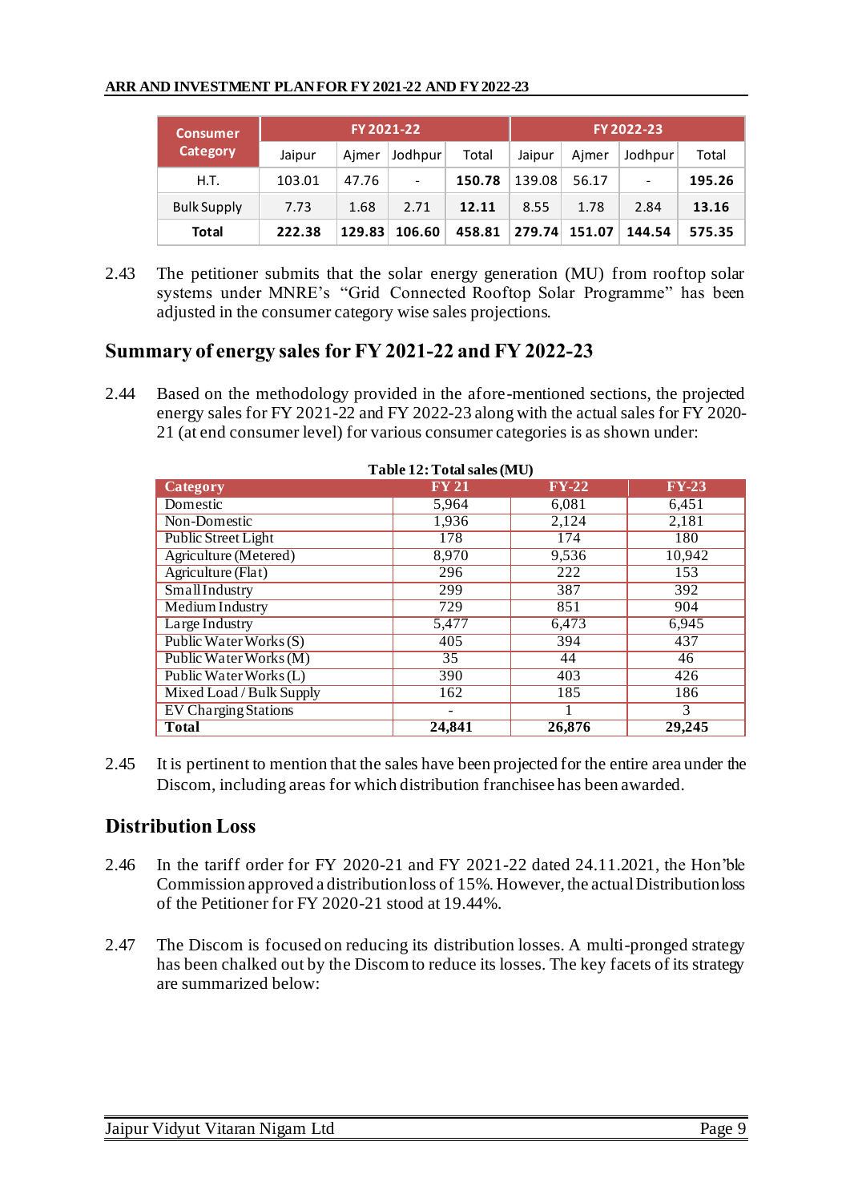| Consumer Category | FY 2021-22 | | | | FY 2022-23 | | | |
|---|---|---|---|---|---|---|---|---|
| | Jaipur | Ajmer | Jodhpur | Total | Jaipur | Ajmer | Jodhpur | Total |
| H.T. | 103.01 | 47.76 | - | **150.78** | 139.08 | 56.17 | - | **195.26** |
| Bulk Supply | 7.73 | 1.68 | 2.71 | **12.11** | 8.55 | 1.78 | 2.84 | **13.16** |
| **Total** | **222.38** | **129.83** | **106.60** | **458.81** | **279.74** | **151.07** | **144.54** | **575.35** |

2.43 The petitioner submits that the solar energy generation (MU) from rooftop solar systems under MNRE's "Grid Connected Rooftop Solar Programme" has been adjusted in the consumer category wise sales projections.

## Summary of energy sales for FY 2021-22 and FY 2022-23

2.44 Based on the methodology provided in the afore-mentioned sections, the projected energy sales for FY 2021-22 and FY 2022-23 along with the actual sales for FY 2020-21 (at end consumer level) for various consumer categories is as shown under:

**Table 12: Total sales (MU)**

| Category | FY 21 | FY-22 | FY-23 |
|---|---|---|---|
| Domestic | 5,964 | 6,081 | 6,451 |
| Non-Domestic | 1,936 | 2,124 | 2,181 |
| Public Street Light | 178 | 174 | 180 |
| Agriculture (Metered) | 8,970 | 9,536 | 10,942 |
| Agriculture (Flat) | 296 | 222 | 153 |
| Small Industry | 299 | 387 | 392 |
| Medium Industry | 729 | 851 | 904 |
| Large Industry | 5,477 | 6,473 | 6,945 |
| Public Water Works (S) | 405 | 394 | 437 |
| Public Water Works (M) | 35 | 44 | 46 |
| Public Water Works (L) | 390 | 403 | 426 |
| Mixed Load / Bulk Supply | 162 | 185 | 186 |
| EV Charging Stations | - | 1 | 3 |
| **Total** | **24,841** | **26,876** | **29,245** |

2.45 It is pertinent to mention that the sales have been projected for the entire area under the Discom, including areas for which distribution franchisee has been awarded.

## Distribution Loss

2.46 In the tariff order for FY 2020-21 and FY 2021-22 dated 24.11.2021, the Hon'ble Commission approved a distribution loss of 15%. However, the actual Distribution loss of the Petitioner for FY 2020-21 stood at 19.44%.

2.47 The Discom is focused on reducing its distribution losses. A multi-pronged strategy has been chalked out by the Discom to reduce its losses. The key facets of its strategy are summarized below: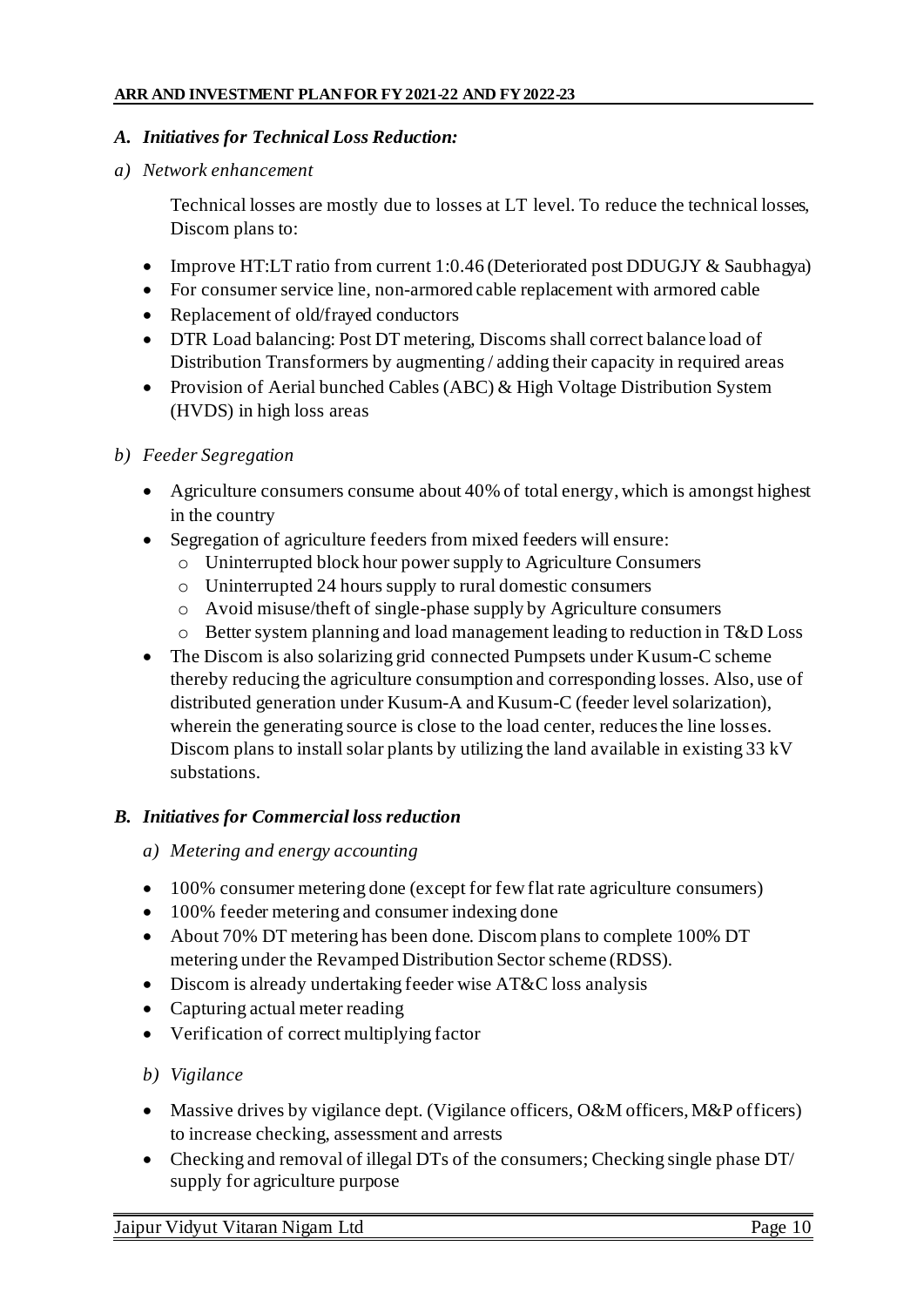### *A. Initiatives for Technical Loss Reduction:*

*a) Network enhancement*

Technical losses are mostly due to losses at LT level. To reduce the technical losses, Discom plans to:

- Improve HT:LT ratio from current 1:0.46 (Deteriorated post DDUGJY & Saubhagya)
- For consumer service line, non-armored cable replacement with armored cable
- Replacement of old/frayed conductors
- DTR Load balancing: Post DT metering, Discoms shall correct balance load of Distribution Transformers by augmenting / adding their capacity in required areas
- Provision of Aerial bunched Cables (ABC) & High Voltage Distribution System (HVDS) in high loss areas

*b) Feeder Segregation*

- Agriculture consumers consume about 40% of total energy, which is amongst highest in the country
- Segregation of agriculture feeders from mixed feeders will ensure:
  - Uninterrupted block hour power supply to Agriculture Consumers
  - Uninterrupted 24 hours supply to rural domestic consumers
  - Avoid misuse/theft of single-phase supply by Agriculture consumers
  - Better system planning and load management leading to reduction in T&D Loss
- The Discom is also solarizing grid connected Pumpsets under Kusum-C scheme thereby reducing the agriculture consumption and corresponding losses. Also, use of distributed generation under Kusum-A and Kusum-C (feeder level solarization), wherein the generating source is close to the load center, reduces the line losses. Discom plans to install solar plants by utilizing the land available in existing 33 kV substations.

### *B. Initiatives for Commercial loss reduction*

*a) Metering and energy accounting*

- 100% consumer metering done (except for few flat rate agriculture consumers)
- 100% feeder metering and consumer indexing done
- About 70% DT metering has been done. Discom plans to complete 100% DT metering under the Revamped Distribution Sector scheme (RDSS).
- Discom is already undertaking feeder wise AT&C loss analysis
- Capturing actual meter reading
- Verification of correct multiplying factor

*b) Vigilance*

- Massive drives by vigilance dept. (Vigilance officers, O&M officers, M&P officers) to increase checking, assessment and arrests
- Checking and removal of illegal DTs of the consumers; Checking single phase DT/ supply for agriculture purpose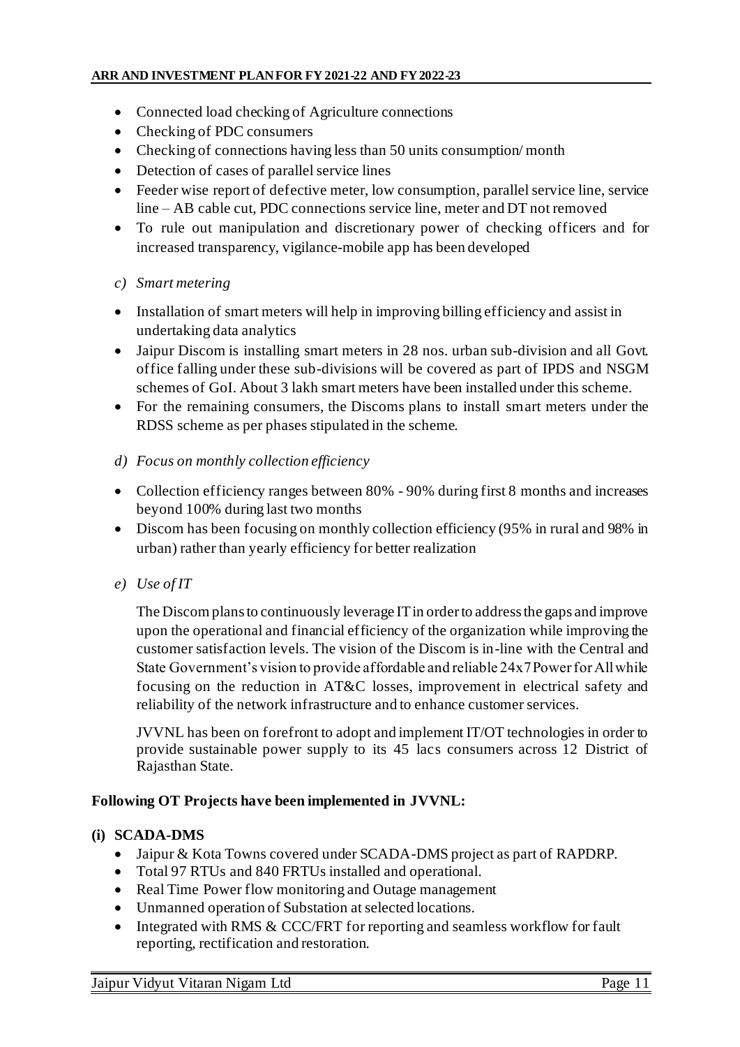- Connected load checking of Agriculture connections
- Checking of PDC consumers
- Checking of connections having less than 50 units consumption/ month
- Detection of cases of parallel service lines
- Feeder wise report of defective meter, low consumption, parallel service line, service line – AB cable cut, PDC connections service line, meter and DT not removed
- To rule out manipulation and discretionary power of checking officers and for increased transparency, vigilance-mobile app has been developed

*c) Smart metering*

- Installation of smart meters will help in improving billing efficiency and assist in undertaking data analytics
- Jaipur Discom is installing smart meters in 28 nos. urban sub-division and all Govt. office falling under these sub-divisions will be covered as part of IPDS and NSGM schemes of GoI. About 3 lakh smart meters have been installed under this scheme.
- For the remaining consumers, the Discoms plans to install smart meters under the RDSS scheme as per phases stipulated in the scheme.

*d) Focus on monthly collection efficiency*

- Collection efficiency ranges between 80% - 90% during first 8 months and increases beyond 100% during last two months
- Discom has been focusing on monthly collection efficiency (95% in rural and 98% in urban) rather than yearly efficiency for better realization

*e) Use of IT*

The Discom plans to continuously leverage IT in order to address the gaps and improve upon the operational and financial efficiency of the organization while improving the customer satisfaction levels. The vision of the Discom is in-line with the Central and State Government's vision to provide affordable and reliable 24x7 Power for All while focusing on the reduction in AT&C losses, improvement in electrical safety and reliability of the network infrastructure and to enhance customer services.

JVVNL has been on forefront to adopt and implement IT/OT technologies in order to provide sustainable power supply to its 45 lacs consumers across 12 District of Rajasthan State.

**Following OT Projects have been implemented in JVVNL:**

**(i) SCADA-DMS**

- Jaipur & Kota Towns covered under SCADA-DMS project as part of RAPDRP.
- Total 97 RTUs and 840 FRTUs installed and operational.
- Real Time Power flow monitoring and Outage management
- Unmanned operation of Substation at selected locations.
- Integrated with RMS & CCC/FRT for reporting and seamless workflow for fault reporting, rectification and restoration.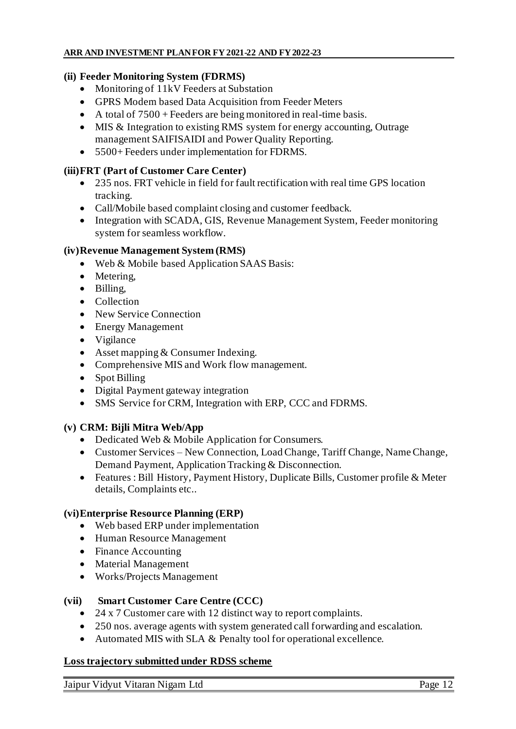**(ii) Feeder Monitoring System (FDRMS)**

- Monitoring of 11kV Feeders at Substation
- GPRS Modem based Data Acquisition from Feeder Meters
- A total of 7500 + Feeders are being monitored in real-time basis.
- MIS & Integration to existing RMS system for energy accounting, Outrage management SAIFISAIDI and Power Quality Reporting.
- 5500+ Feeders under implementation for FDRMS.

**(iii) FRT (Part of Customer Care Center)**

- 235 nos. FRT vehicle in field for fault rectification with real time GPS location tracking.
- Call/Mobile based complaint closing and customer feedback.
- Integration with SCADA, GIS, Revenue Management System, Feeder monitoring system for seamless workflow.

**(iv) Revenue Management System (RMS)**

- Web & Mobile based Application SAAS Basis:
- Metering,
- Billing,
- Collection
- New Service Connection
- Energy Management
- Vigilance
- Asset mapping & Consumer Indexing.
- Comprehensive MIS and Work flow management.
- Spot Billing
- Digital Payment gateway integration
- SMS Service for CRM, Integration with ERP, CCC and FDRMS.

**(v) CRM: Bijli Mitra Web/App**

- Dedicated Web & Mobile Application for Consumers.
- Customer Services – New Connection, Load Change, Tariff Change, Name Change, Demand Payment, Application Tracking & Disconnection.
- Features : Bill History, Payment History, Duplicate Bills, Customer profile & Meter details, Complaints etc..

**(vi) Enterprise Resource Planning (ERP)**

- Web based ERP under implementation
- Human Resource Management
- Finance Accounting
- Material Management
- Works/Projects Management

**(vii) Smart Customer Care Centre (CCC)**

- 24 x 7 Customer care with 12 distinct way to report complaints.
- 250 nos. average agents with system generated call forwarding and escalation.
- Automated MIS with SLA & Penalty tool for operational excellence.

**Loss trajectory submitted under RDSS scheme**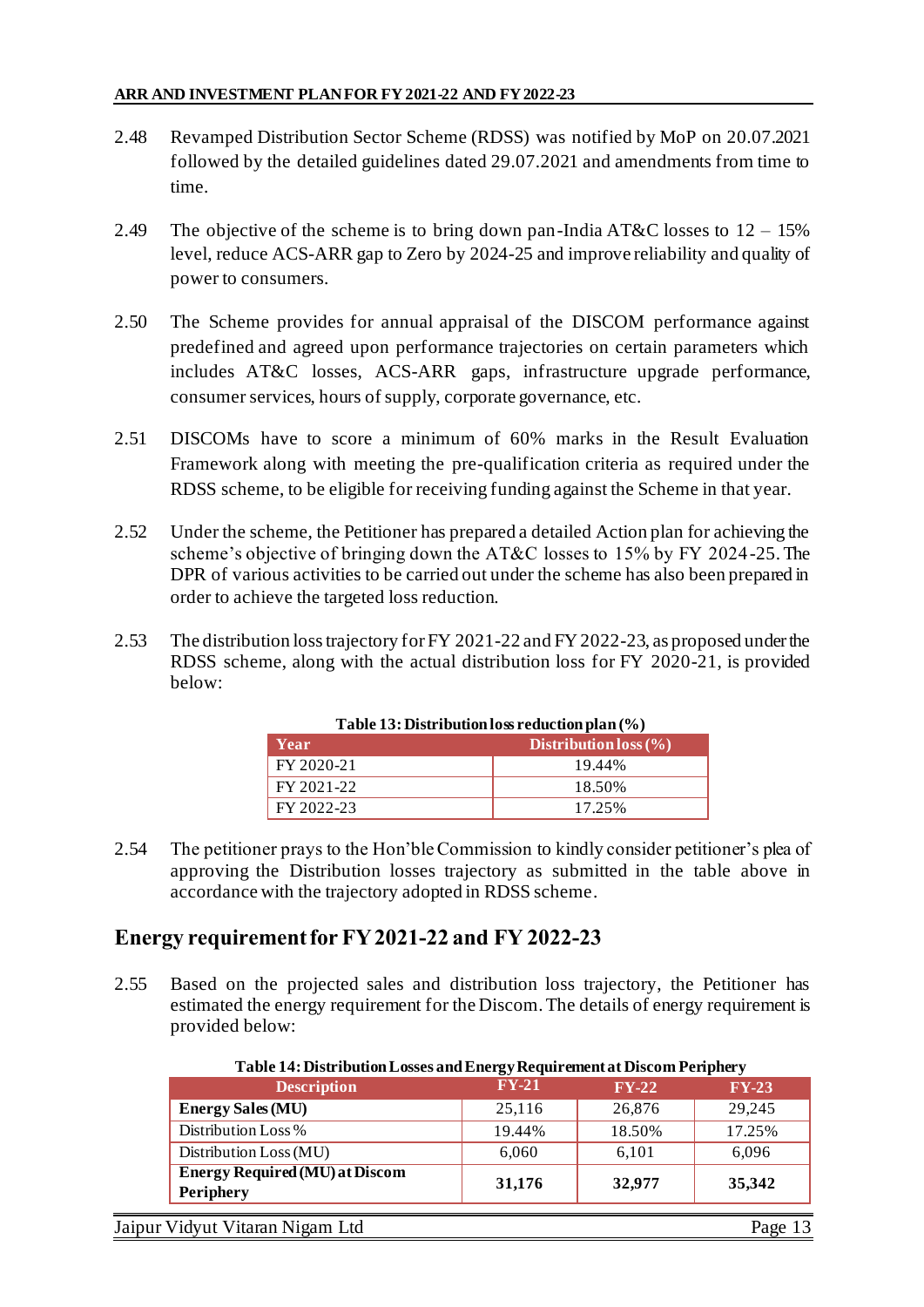2.48 Revamped Distribution Sector Scheme (RDSS) was notified by MoP on 20.07.2021 followed by the detailed guidelines dated 29.07.2021 and amendments from time to time.

2.49 The objective of the scheme is to bring down pan-India AT&C losses to 12 – 15% level, reduce ACS-ARR gap to Zero by 2024-25 and improve reliability and quality of power to consumers.

2.50 The Scheme provides for annual appraisal of the DISCOM performance against predefined and agreed upon performance trajectories on certain parameters which includes AT&C losses, ACS-ARR gaps, infrastructure upgrade performance, consumer services, hours of supply, corporate governance, etc.

2.51 DISCOMs have to score a minimum of 60% marks in the Result Evaluation Framework along with meeting the pre-qualification criteria as required under the RDSS scheme, to be eligible for receiving funding against the Scheme in that year.

2.52 Under the scheme, the Petitioner has prepared a detailed Action plan for achieving the scheme's objective of bringing down the AT&C losses to 15% by FY 2024-25. The DPR of various activities to be carried out under the scheme has also been prepared in order to achieve the targeted loss reduction.

2.53 The distribution loss trajectory for FY 2021-22 and FY 2022-23, as proposed under the RDSS scheme, along with the actual distribution loss for FY 2020-21, is provided below:

**Table 13: Distribution loss reduction plan (%)**

| Year | Distribution loss (%) |
|---|---|
| FY 2020-21 | 19.44% |
| FY 2021-22 | 18.50% |
| FY 2022-23 | 17.25% |

2.54 The petitioner prays to the Hon'ble Commission to kindly consider petitioner's plea of approving the Distribution losses trajectory as submitted in the table above in accordance with the trajectory adopted in RDSS scheme.

## Energy requirement for FY 2021-22 and FY 2022-23

2.55 Based on the projected sales and distribution loss trajectory, the Petitioner has estimated the energy requirement for the Discom. The details of energy requirement is provided below:

**Table 14: Distribution Losses and Energy Requirement at Discom Periphery**

| Description | FY-21 | FY-22 | FY-23 |
|---|---|---|---|
| **Energy Sales (MU)** | 25,116 | 26,876 | 29,245 |
| Distribution Loss % | 19.44% | 18.50% | 17.25% |
| Distribution Loss (MU) | 6,060 | 6,101 | 6,096 |
| **Energy Required (MU) at Discom Periphery** | **31,176** | **32,977** | **35,342** |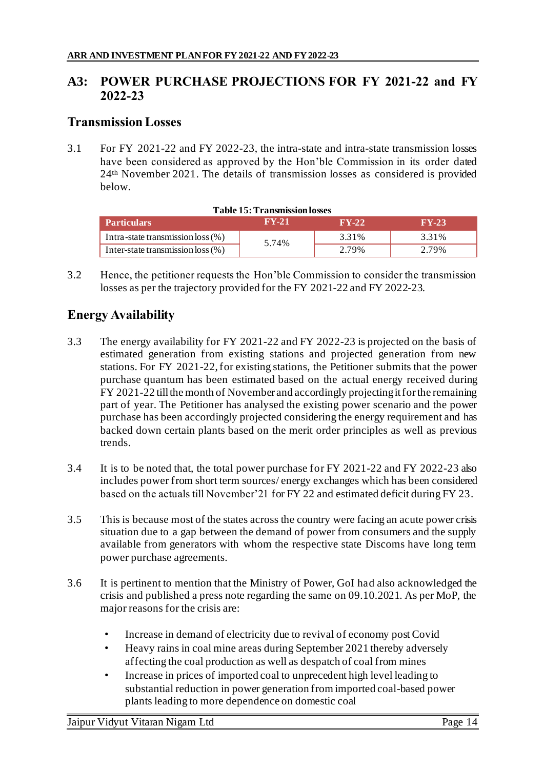## A3: POWER PURCHASE PROJECTIONS FOR FY 2021-22 and FY 2022-23

### Transmission Losses

3.1 For FY 2021-22 and FY 2022-23, the intra-state and intra-state transmission losses have been considered as approved by the Hon'ble Commission in its order dated 24th November 2021. The details of transmission losses as considered is provided below.

**Table 15: Transmission losses**

| Particulars | FY-21 | FY-22 | FY-23 |
|---|---|---|---|
| Intra-state transmission loss (%) | 5.74% | 3.31% | 3.31% |
| Inter-state transmission loss (%) | | 2.79% | 2.79% |

3.2 Hence, the petitioner requests the Hon'ble Commission to consider the transmission losses as per the trajectory provided for the FY 2021-22 and FY 2022-23.

### Energy Availability

3.3 The energy availability for FY 2021-22 and FY 2022-23 is projected on the basis of estimated generation from existing stations and projected generation from new stations. For FY 2021-22, for existing stations, the Petitioner submits that the power purchase quantum has been estimated based on the actual energy received during FY 2021-22 till the month of November and accordingly projecting it for the remaining part of year. The Petitioner has analysed the existing power scenario and the power purchase has been accordingly projected considering the energy requirement and has backed down certain plants based on the merit order principles as well as previous trends.

3.4 It is to be noted that, the total power purchase for FY 2021-22 and FY 2022-23 also includes power from short term sources/ energy exchanges which has been considered based on the actuals till November'21 for FY 22 and estimated deficit during FY 23.

3.5 This is because most of the states across the country were facing an acute power crisis situation due to a gap between the demand of power from consumers and the supply available from generators with whom the respective state Discoms have long term power purchase agreements.

3.6 It is pertinent to mention that the Ministry of Power, GoI had also acknowledged the crisis and published a press note regarding the same on 09.10.2021. As per MoP, the major reasons for the crisis are:

- Increase in demand of electricity due to revival of economy post Covid
- Heavy rains in coal mine areas during September 2021 thereby adversely affecting the coal production as well as despatch of coal from mines
- Increase in prices of imported coal to unprecedent high level leading to substantial reduction in power generation from imported coal-based power plants leading to more dependence on domestic coal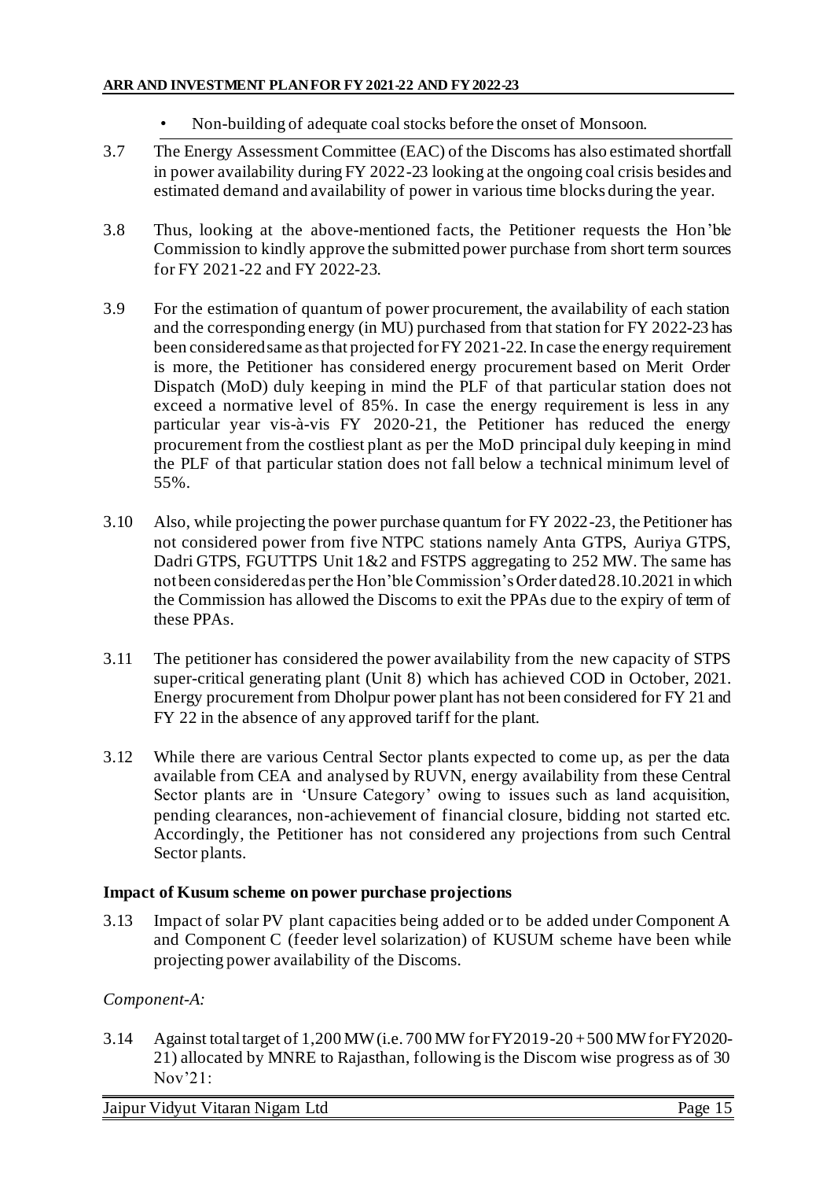- Non-building of adequate coal stocks before the onset of Monsoon.

3.7 The Energy Assessment Committee (EAC) of the Discoms has also estimated shortfall in power availability during FY 2022-23 looking at the ongoing coal crisis besides and estimated demand and availability of power in various time blocks during the year.

3.8 Thus, looking at the above-mentioned facts, the Petitioner requests the Hon'ble Commission to kindly approve the submitted power purchase from short term sources for FY 2021-22 and FY 2022-23.

3.9 For the estimation of quantum of power procurement, the availability of each station and the corresponding energy (in MU) purchased from that station for FY 2022-23 has been considered same as that projected for FY 2021-22. In case the energy requirement is more, the Petitioner has considered energy procurement based on Merit Order Dispatch (MoD) duly keeping in mind the PLF of that particular station does not exceed a normative level of 85%. In case the energy requirement is less in any particular year vis-à-vis FY 2020-21, the Petitioner has reduced the energy procurement from the costliest plant as per the MoD principal duly keeping in mind the PLF of that particular station does not fall below a technical minimum level of 55%.

3.10 Also, while projecting the power purchase quantum for FY 2022-23, the Petitioner has not considered power from five NTPC stations namely Anta GTPS, Auriya GTPS, Dadri GTPS, FGUTTPS Unit 1&2 and FSTPS aggregating to 252 MW. The same has not been considered as per the Hon'ble Commission's Order dated 28.10.2021 in which the Commission has allowed the Discoms to exit the PPAs due to the expiry of term of these PPAs.

3.11 The petitioner has considered the power availability from the new capacity of STPS super-critical generating plant (Unit 8) which has achieved COD in October, 2021. Energy procurement from Dholpur power plant has not been considered for FY 21 and FY 22 in the absence of any approved tariff for the plant.

3.12 While there are various Central Sector plants expected to come up, as per the data available from CEA and analysed by RUVN, energy availability from these Central Sector plants are in 'Unsure Category' owing to issues such as land acquisition, pending clearances, non-achievement of financial closure, bidding not started etc. Accordingly, the Petitioner has not considered any projections from such Central Sector plants.

**Impact of Kusum scheme on power purchase projections**

3.13 Impact of solar PV plant capacities being added or to be added under Component A and Component C (feeder level solarization) of KUSUM scheme have been while projecting power availability of the Discoms.

*Component-A:*

3.14 Against total target of 1,200 MW (i.e. 700 MW for FY2019-20 + 500 MW for FY2020-21) allocated by MNRE to Rajasthan, following is the Discom wise progress as of 30 Nov'21: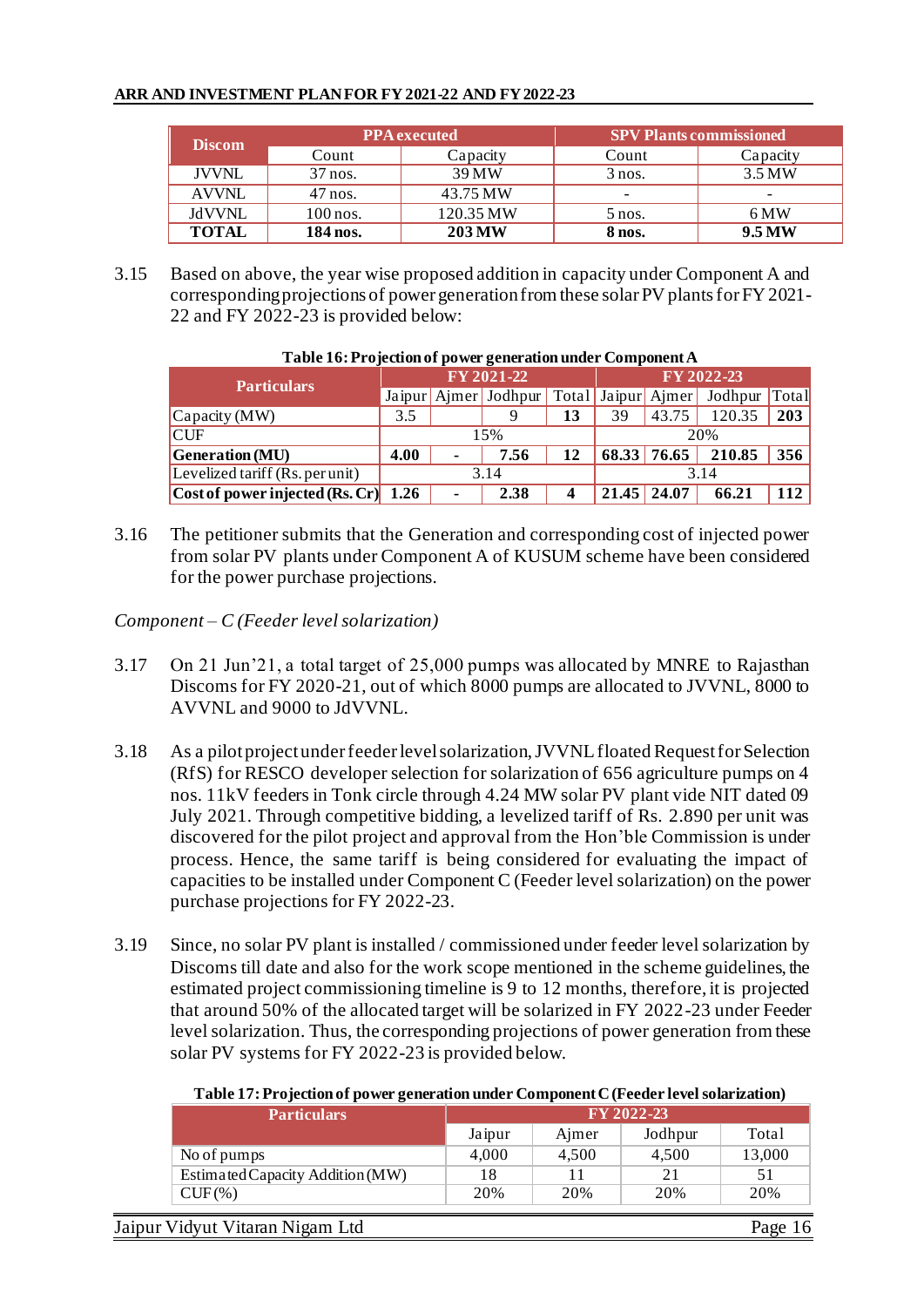| Discom | PPA executed | | SPV Plants commissioned | |
|---|---|---|---|---|
| | Count | Capacity | Count | Capacity |
| JVVNL | 37 nos. | 39 MW | 3 nos. | 3.5 MW |
| AVVNL | 47 nos. | 43.75 MW | - | - |
| JdVVNL | 100 nos. | 120.35 MW | 5 nos. | 6 MW |
| **TOTAL** | **184 nos.** | **203 MW** | **8 nos.** | **9.5 MW** |

3.15 Based on above, the year wise proposed addition in capacity under Component A and corresponding projections of power generation from these solar PV plants for FY 2021-22 and FY 2022-23 is provided below:

**Table 16: Projection of power generation under Component A**

| Particulars | FY 2021-22 | | | | FY 2022-23 | | | |
|---|---|---|---|---|---|---|---|---|
| | Jaipur | Ajmer | Jodhpur | Total | Jaipur | Ajmer | Jodhpur | Total |
| Capacity (MW) | 3.5 | | 9 | **13** | 39 | 43.75 | 120.35 | **203** |
| CUF | 15% | | | | 20% | | | |
| **Generation (MU)** | **4.00** | **-** | **7.56** | **12** | **68.33** | **76.65** | **210.85** | **356** |
| Levelized tariff (Rs. per unit) | 3.14 | | | | 3.14 | | | |
| **Cost of power injected (Rs. Cr)** | **1.26** | **-** | **2.38** | **4** | **21.45** | **24.07** | **66.21** | **112** |

3.16 The petitioner submits that the Generation and corresponding cost of injected power from solar PV plants under Component A of KUSUM scheme have been considered for the power purchase projections.

*Component – C (Feeder level solarization)*

3.17 On 21 Jun'21, a total target of 25,000 pumps was allocated by MNRE to Rajasthan Discoms for FY 2020-21, out of which 8000 pumps are allocated to JVVNL, 8000 to AVVNL and 9000 to JdVVNL.

3.18 As a pilot project under feeder level solarization, JVVNL floated Request for Selection (RfS) for RESCO developer selection for solarization of 656 agriculture pumps on 4 nos. 11kV feeders in Tonk circle through 4.24 MW solar PV plant vide NIT dated 09 July 2021. Through competitive bidding, a levelized tariff of Rs. 2.890 per unit was discovered for the pilot project and approval from the Hon'ble Commission is under process. Hence, the same tariff is being considered for evaluating the impact of capacities to be installed under Component C (Feeder level solarization) on the power purchase projections for FY 2022-23.

3.19 Since, no solar PV plant is installed / commissioned under feeder level solarization by Discoms till date and also for the work scope mentioned in the scheme guidelines, the estimated project commissioning timeline is 9 to 12 months, therefore, it is projected that around 50% of the allocated target will be solarized in FY 2022-23 under Feeder level solarization. Thus, the corresponding projections of power generation from these solar PV systems for FY 2022-23 is provided below.

**Table 17: Projection of power generation under Component C (Feeder level solarization)**

| Particulars | FY 2022-23 | | | |
|---|---|---|---|---|
| | Jaipur | Ajmer | Jodhpur | Total |
| No of pumps | 4,000 | 4,500 | 4,500 | 13,000 |
| Estimated Capacity Addition (MW) | 18 | 11 | 21 | 51 |
| CUF (%) | 20% | 20% | 20% | 20% |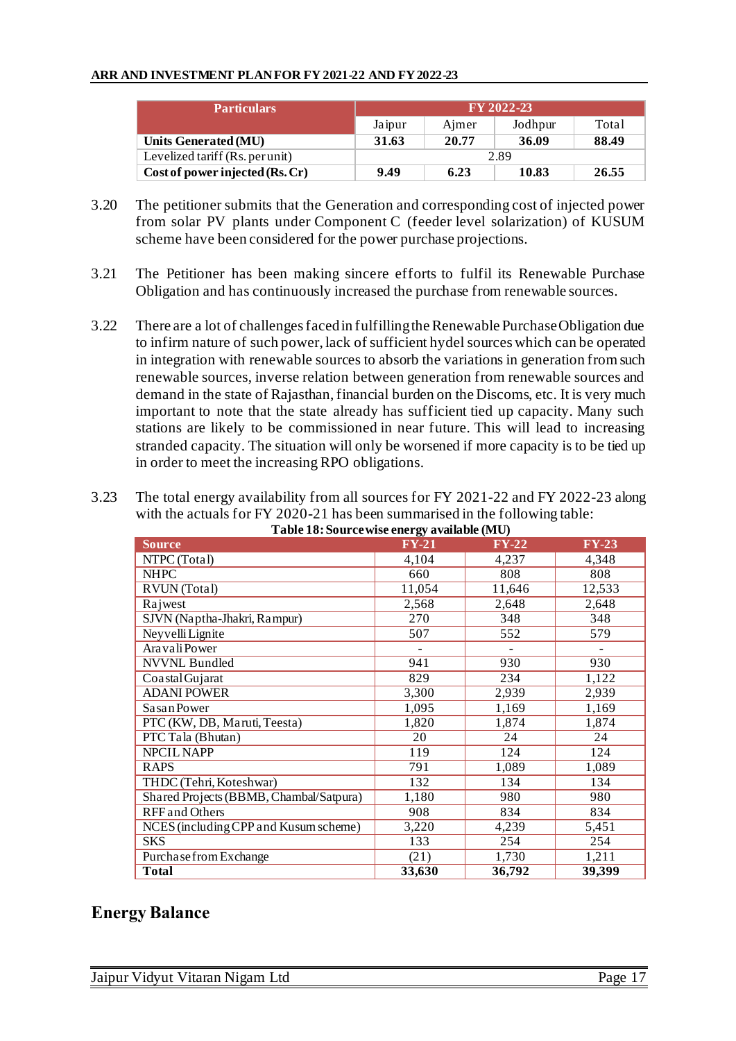| Particulars | FY 2022-23 | | | |
|---|---|---|---|---|
| | Jaipur | Ajmer | Jodhpur | Total |
| **Units Generated (MU)** | **31.63** | **20.77** | **36.09** | **88.49** |
| Levelized tariff (Rs. per unit) | 2.89 | | | |
| **Cost of power injected (Rs. Cr)** | **9.49** | **6.23** | **10.83** | **26.55** |

3.20 The petitioner submits that the Generation and corresponding cost of injected power from solar PV plants under Component C (feeder level solarization) of KUSUM scheme have been considered for the power purchase projections.

3.21 The Petitioner has been making sincere efforts to fulfil its Renewable Purchase Obligation and has continuously increased the purchase from renewable sources.

3.22 There are a lot of challenges faced in fulfilling the Renewable Purchase Obligation due to infirm nature of such power, lack of sufficient hydel sources which can be operated in integration with renewable sources to absorb the variations in generation from such renewable sources, inverse relation between generation from renewable sources and demand in the state of Rajasthan, financial burden on the Discoms, etc. It is very much important to note that the state already has sufficient tied up capacity. Many such stations are likely to be commissioned in near future. This will lead to increasing stranded capacity. The situation will only be worsened if more capacity is to be tied up in order to meet the increasing RPO obligations.

3.23 The total energy availability from all sources for FY 2021-22 and FY 2022-23 along with the actuals for FY 2020-21 has been summarised in the following table:

**Table 18: Source wise energy available (MU)**

| Source | FY-21 | FY-22 | FY-23 |
|---|---|---|---|
| NTPC (Total) | 4,104 | 4,237 | 4,348 |
| NHPC | 660 | 808 | 808 |
| RVUN (Total) | 11,054 | 11,646 | 12,533 |
| Rajwest | 2,568 | 2,648 | 2,648 |
| SJVN (Naptha-Jhakri, Rampur) | 270 | 348 | 348 |
| Neyvelli Lignite | 507 | 552 | 579 |
| Aravali Power | - | - | - |
| NVVNL Bundled | 941 | 930 | 930 |
| Coastal Gujarat | 829 | 234 | 1,122 |
| ADANI POWER | 3,300 | 2,939 | 2,939 |
| Sasan Power | 1,095 | 1,169 | 1,169 |
| PTC (KW, DB, Maruti, Teesta) | 1,820 | 1,874 | 1,874 |
| PTC Tala (Bhutan) | 20 | 24 | 24 |
| NPCIL NAPP | 119 | 124 | 124 |
| RAPS | 791 | 1,089 | 1,089 |
| THDC (Tehri, Koteshwar) | 132 | 134 | 134 |
| Shared Projects (BBMB, Chambal/Satpura) | 1,180 | 980 | 980 |
| RFF and Others | 908 | 834 | 834 |
| NCES (including CPP and Kusum scheme) | 3,220 | 4,239 | 5,451 |
| SKS | 133 | 254 | 254 |
| Purchase from Exchange | (21) | 1,730 | 1,211 |
| **Total** | **33,630** | **36,792** | **39,399** |

## Energy Balance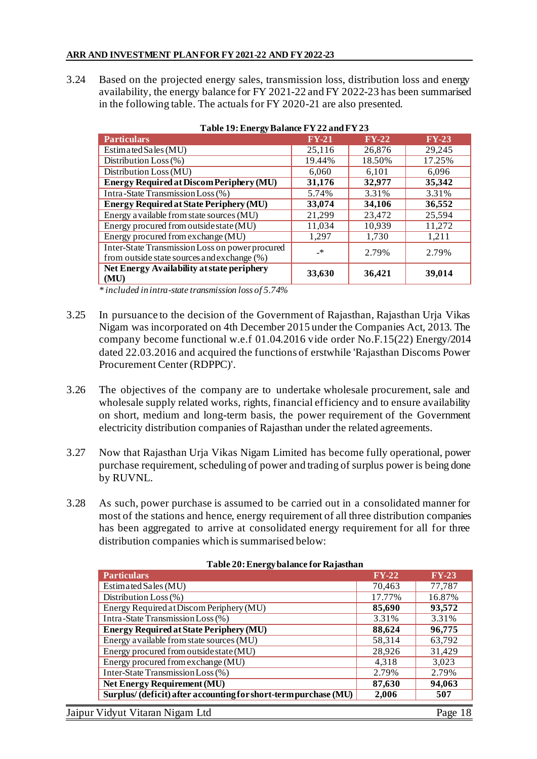3.24 Based on the projected energy sales, transmission loss, distribution loss and energy availability, the energy balance for FY 2021-22 and FY 2022-23 has been summarised in the following table. The actuals for FY 2020-21 are also presented.

**Table 19: Energy Balance FY 22 and FY 23**

| Particulars | FY-21 | FY-22 | FY-23 |
|---|---|---|---|
| Estimated Sales (MU) | 25,116 | 26,876 | 29,245 |
| Distribution Loss (%) | 19.44% | 18.50% | 17.25% |
| Distribution Loss (MU) | 6,060 | 6,101 | 6,096 |
| **Energy Required at Discom Periphery (MU)** | **31,176** | **32,977** | **35,342** |
| Intra-State Transmission Loss (%) | 5.74% | 3.31% | 3.31% |
| **Energy Required at State Periphery (MU)** | **33,074** | **34,106** | **36,552** |
| Energy available from state sources (MU) | 21,299 | 23,472 | 25,594 |
| Energy procured from outside state (MU) | 11,034 | 10,939 | 11,272 |
| Energy procured from exchange (MU) | 1,297 | 1,730 | 1,211 |
| Inter-State Transmission Loss on power procured from outside state sources and exchange (%) | -* | 2.79% | 2.79% |
| **Net Energy Availability at state periphery (MU)** | **33,630** | **36,421** | **39,014** |

*\* included in intra-state transmission loss of 5.74%*

3.25 In pursuance to the decision of the Government of Rajasthan, Rajasthan Urja Vikas Nigam was incorporated on 4th December 2015 under the Companies Act, 2013. The company become functional w.e.f 01.04.2016 vide order No.F.15(22) Energy/2014 dated 22.03.2016 and acquired the functions of erstwhile 'Rajasthan Discoms Power Procurement Center (RDPPC)'.

3.26 The objectives of the company are to undertake wholesale procurement, sale and wholesale supply related works, rights, financial efficiency and to ensure availability on short, medium and long-term basis, the power requirement of the Government electricity distribution companies of Rajasthan under the related agreements.

3.27 Now that Rajasthan Urja Vikas Nigam Limited has become fully operational, power purchase requirement, scheduling of power and trading of surplus power is being done by RUVNL.

3.28 As such, power purchase is assumed to be carried out in a consolidated manner for most of the stations and hence, energy requirement of all three distribution companies has been aggregated to arrive at consolidated energy requirement for all for three distribution companies which is summarised below:

**Table 20: Energy balance for Rajasthan**

| Particulars | FY-22 | FY-23 |
|---|---|---|
| Estimated Sales (MU) | 70,463 | 77,787 |
| Distribution Loss (%) | 17.77% | 16.87% |
| Energy Required at Discom Periphery (MU) | **85,690** | **93,572** |
| Intra-State Transmission Loss (%) | 3.31% | 3.31% |
| **Energy Required at State Periphery (MU)** | **88,624** | **96,775** |
| Energy available from state sources (MU) | 58,314 | 63,792 |
| Energy procured from outside state (MU) | 28,926 | 31,429 |
| Energy procured from exchange (MU) | 4,318 | 3,023 |
| Inter-State Transmission Loss (%) | 2.79% | 2.79% |
| **Net Energy Requirement (MU)** | **87,630** | **94,063** |
| **Surplus/ (deficit) after accounting for short-term purchase (MU)** | **2,006** | **507** |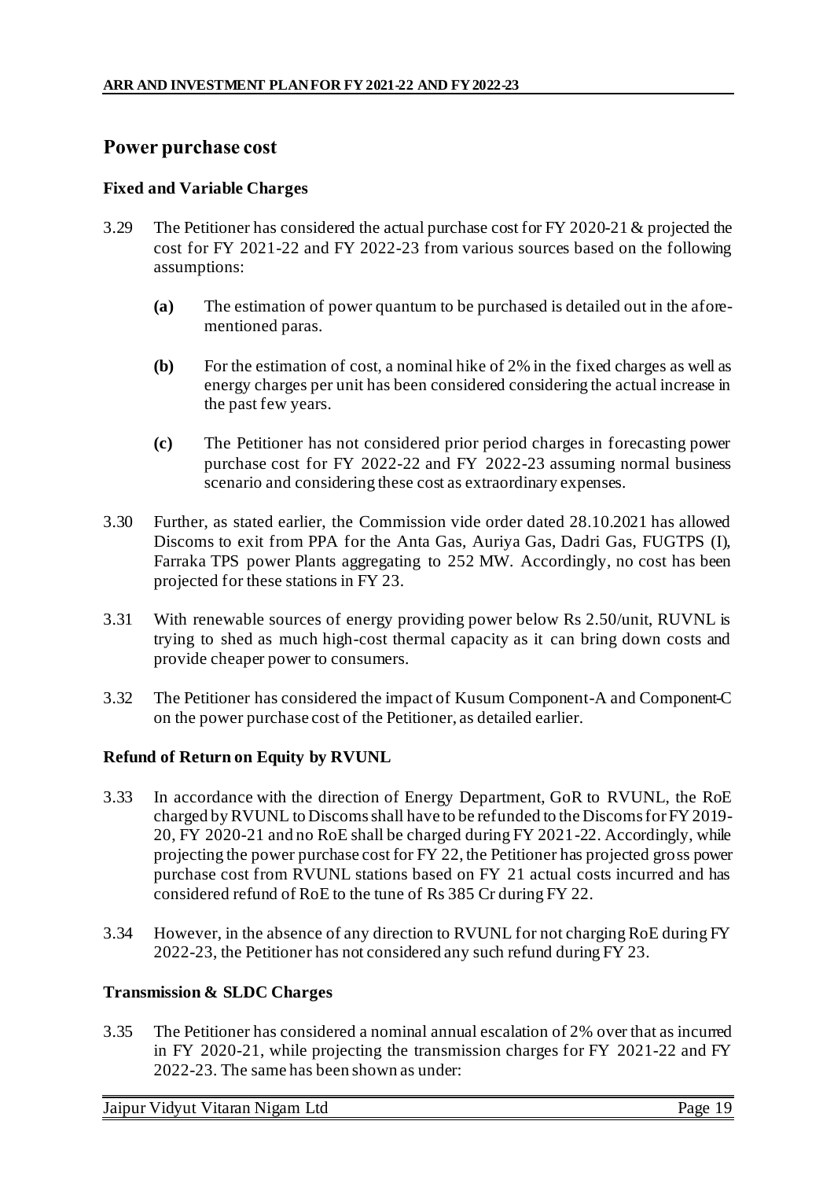## Power purchase cost

### Fixed and Variable Charges

3.29 The Petitioner has considered the actual purchase cost for FY 2020-21 & projected the cost for FY 2021-22 and FY 2022-23 from various sources based on the following assumptions:

  **(a)** The estimation of power quantum to be purchased is detailed out in the afore-mentioned paras.

  **(b)** For the estimation of cost, a nominal hike of 2% in the fixed charges as well as energy charges per unit has been considered considering the actual increase in the past few years.

  **(c)** The Petitioner has not considered prior period charges in forecasting power purchase cost for FY 2022-22 and FY 2022-23 assuming normal business scenario and considering these cost as extraordinary expenses.

3.30 Further, as stated earlier, the Commission vide order dated 28.10.2021 has allowed Discoms to exit from PPA for the Anta Gas, Auriya Gas, Dadri Gas, FUGTPS (I), Farraka TPS power Plants aggregating to 252 MW. Accordingly, no cost has been projected for these stations in FY 23.

3.31 With renewable sources of energy providing power below Rs 2.50/unit, RUVNL is trying to shed as much high-cost thermal capacity as it can bring down costs and provide cheaper power to consumers.

3.32 The Petitioner has considered the impact of Kusum Component-A and Component-C on the power purchase cost of the Petitioner, as detailed earlier.

### Refund of Return on Equity by RVUNL

3.33 In accordance with the direction of Energy Department, GoR to RVUNL, the RoE charged by RVUNL to Discoms shall have to be refunded to the Discoms for FY 2019-20, FY 2020-21 and no RoE shall be charged during FY 2021-22. Accordingly, while projecting the power purchase cost for FY 22, the Petitioner has projected gross power purchase cost from RVUNL stations based on FY 21 actual costs incurred and has considered refund of RoE to the tune of Rs 385 Cr during FY 22.

3.34 However, in the absence of any direction to RVUNL for not charging RoE during FY 2022-23, the Petitioner has not considered any such refund during FY 23.

### Transmission & SLDC Charges

3.35 The Petitioner has considered a nominal annual escalation of 2% over that as incurred in FY 2020-21, while projecting the transmission charges for FY 2021-22 and FY 2022-23. The same has been shown as under: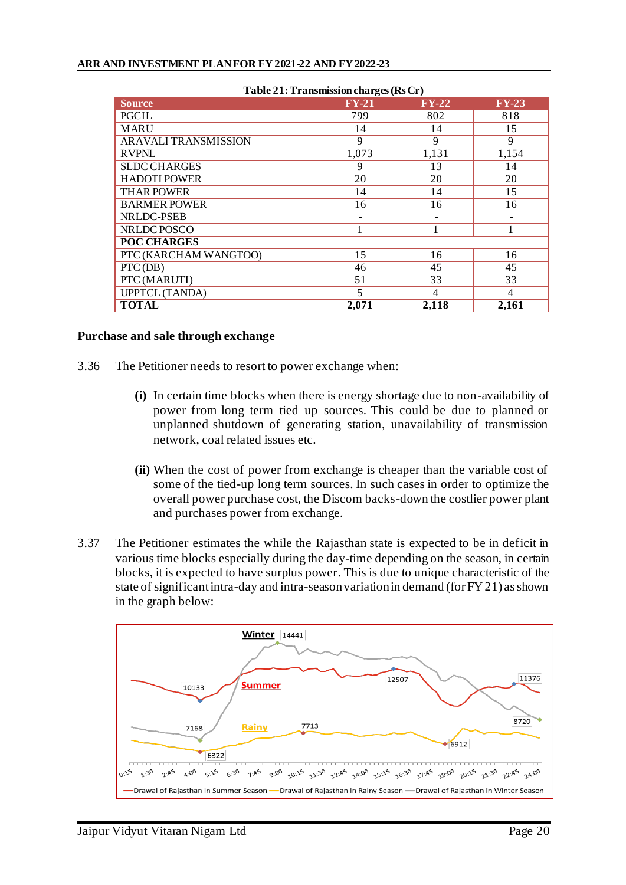Table 21: Transmission charges (Rs Cr)

| Source | FY-21 | FY-22 | FY-23 |
|---|---|---|---|
| PGCIL | 799 | 802 | 818 |
| MARU | 14 | 14 | 15 |
| ARAVALI TRANSMISSION | 9 | 9 | 9 |
| RVPNL | 1,073 | 1,131 | 1,154 |
| SLDC CHARGES | 9 | 13 | 14 |
| HADOTI POWER | 20 | 20 | 20 |
| THAR POWER | 14 | 14 | 15 |
| BARMER POWER | 16 | 16 | 16 |
| NRLDC-PSEB | - | - | - |
| NRLDC POSCO | 1 | 1 | 1 |
| **POC CHARGES** | | | |
| PTC (KARCHAM WANGTOO) | 15 | 16 | 16 |
| PTC (DB) | 46 | 45 | 45 |
| PTC (MARUTI) | 51 | 33 | 33 |
| UPPTCL (TANDA) | 5 | 4 | 4 |
| **TOTAL** | **2,071** | **2,118** | **2,161** |

**Purchase and sale through exchange**

3.36 The Petitioner needs to resort to power exchange when:

> **(i)** In certain time blocks when there is energy shortage due to non-availability of power from long term tied up sources. This could be due to planned or unplanned shutdown of generating station, unavailability of transmission network, coal related issues etc.
>
> **(ii)** When the cost of power from exchange is cheaper than the variable cost of some of the tied-up long term sources. In such cases in order to optimize the overall power purchase cost, the Discom backs-down the costlier power plant and purchases power from exchange.

3.37 The Petitioner estimates the while the Rajasthan state is expected to be in deficit in various time blocks especially during the day-time depending on the season, in certain blocks, it is expected to have surplus power. This is due to unique characteristic of the state of significant intra-day and intra-season variation in demand (for FY 21) as shown in the graph below: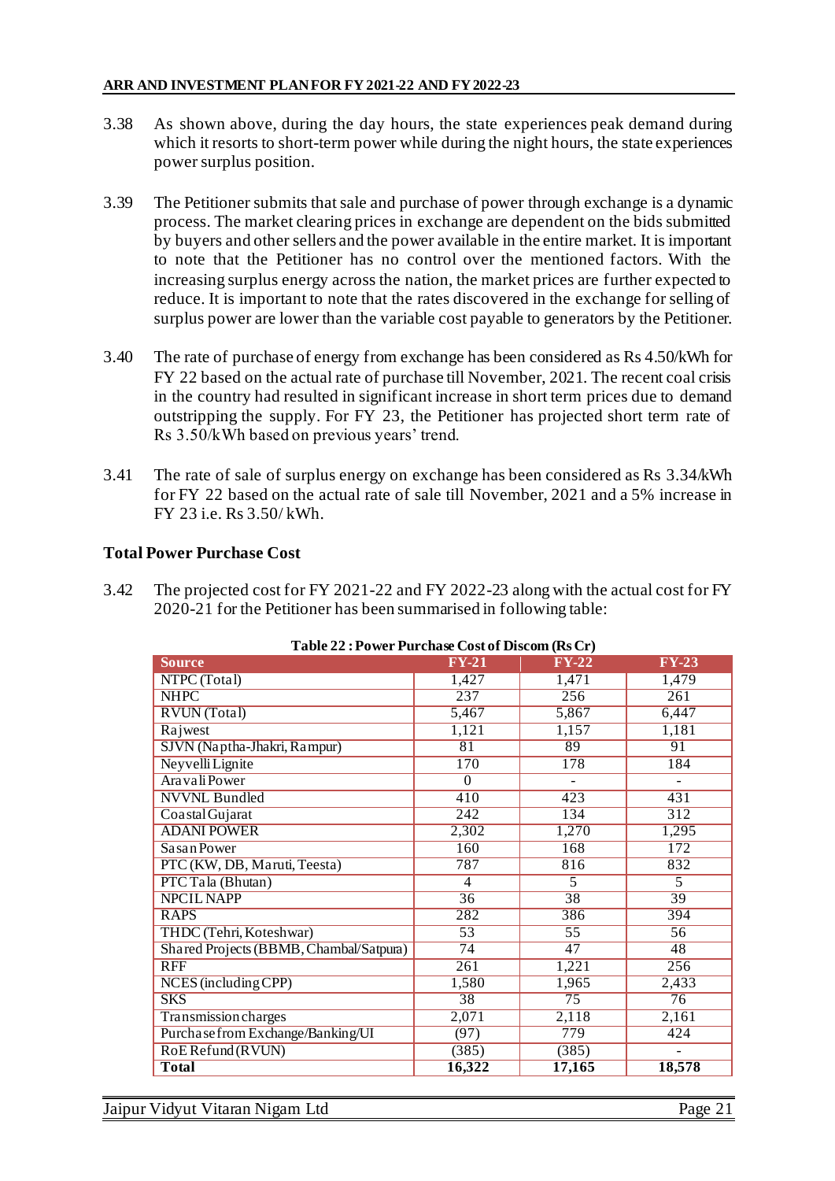3.38 As shown above, during the day hours, the state experiences peak demand during which it resorts to short-term power while during the night hours, the state experiences power surplus position.

3.39 The Petitioner submits that sale and purchase of power through exchange is a dynamic process. The market clearing prices in exchange are dependent on the bids submitted by buyers and other sellers and the power available in the entire market. It is important to note that the Petitioner has no control over the mentioned factors. With the increasing surplus energy across the nation, the market prices are further expected to reduce. It is important to note that the rates discovered in the exchange for selling of surplus power are lower than the variable cost payable to generators by the Petitioner.

3.40 The rate of purchase of energy from exchange has been considered as Rs 4.50/kWh for FY 22 based on the actual rate of purchase till November, 2021. The recent coal crisis in the country had resulted in significant increase in short term prices due to demand outstripping the supply. For FY 23, the Petitioner has projected short term rate of Rs 3.50/kWh based on previous years' trend.

3.41 The rate of sale of surplus energy on exchange has been considered as Rs 3.34/kWh for FY 22 based on the actual rate of sale till November, 2021 and a 5% increase in FY 23 i.e. Rs 3.50/ kWh.

## Total Power Purchase Cost

3.42 The projected cost for FY 2021-22 and FY 2022-23 along with the actual cost for FY 2020-21 for the Petitioner has been summarised in following table:

**Table 22 : Power Purchase Cost of Discom (Rs Cr)**

| Source | FY-21 | FY-22 | FY-23 |
|---|---|---|---|
| NTPC (Total) | 1,427 | 1,471 | 1,479 |
| NHPC | 237 | 256 | 261 |
| RVUN (Total) | 5,467 | 5,867 | 6,447 |
| Rajwest | 1,121 | 1,157 | 1,181 |
| SJVN (Naptha-Jhakri, Rampur) | 81 | 89 | 91 |
| Neyvelli Lignite | 170 | 178 | 184 |
| Aravali Power | 0 | - | - |
| NVVNL Bundled | 410 | 423 | 431 |
| Coastal Gujarat | 242 | 134 | 312 |
| ADANI POWER | 2,302 | 1,270 | 1,295 |
| Sasan Power | 160 | 168 | 172 |
| PTC (KW, DB, Maruti, Teesta) | 787 | 816 | 832 |
| PTC Tala (Bhutan) | 4 | 5 | 5 |
| NPCIL NAPP | 36 | 38 | 39 |
| RAPS | 282 | 386 | 394 |
| THDC (Tehri, Koteshwar) | 53 | 55 | 56 |
| Shared Projects (BBMB, Chambal/Satpura) | 74 | 47 | 48 |
| RFF | 261 | 1,221 | 256 |
| NCES (including CPP) | 1,580 | 1,965 | 2,433 |
| SKS | 38 | 75 | 76 |
| Transmission charges | 2,071 | 2,118 | 2,161 |
| Purchase from Exchange/Banking/UI | (97) | 779 | 424 |
| RoE Refund (RVUN) | (385) | (385) | - |
| **Total** | **16,322** | **17,165** | **18,578** |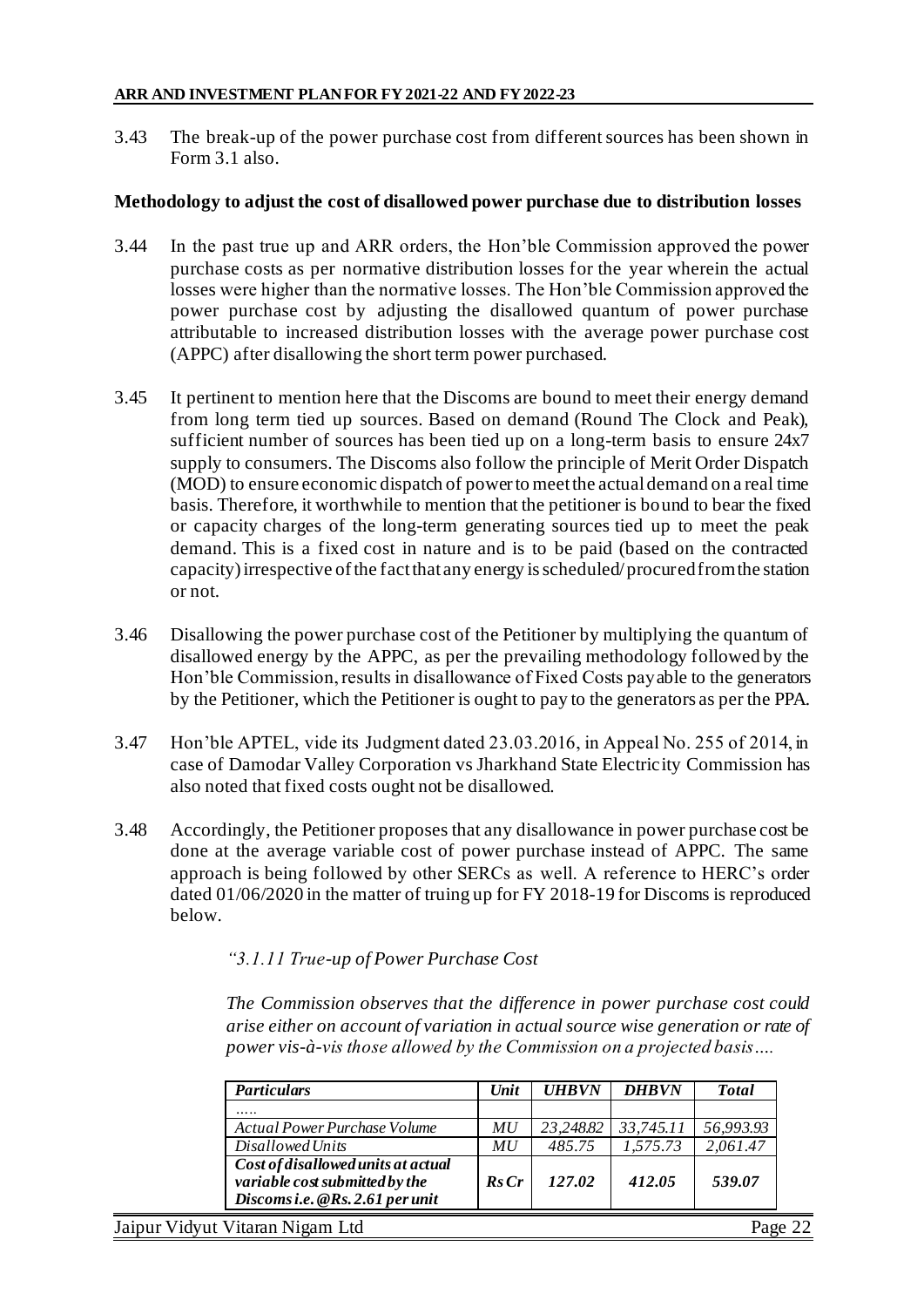3.43 The break-up of the power purchase cost from different sources has been shown in Form 3.1 also.

**Methodology to adjust the cost of disallowed power purchase due to distribution losses**

3.44 In the past true up and ARR orders, the Hon'ble Commission approved the power purchase costs as per normative distribution losses for the year wherein the actual losses were higher than the normative losses. The Hon'ble Commission approved the power purchase cost by adjusting the disallowed quantum of power purchase attributable to increased distribution losses with the average power purchase cost (APPC) after disallowing the short term power purchased.

3.45 It pertinent to mention here that the Discoms are bound to meet their energy demand from long term tied up sources. Based on demand (Round The Clock and Peak), sufficient number of sources has been tied up on a long-term basis to ensure 24x7 supply to consumers. The Discoms also follow the principle of Merit Order Dispatch (MOD) to ensure economic dispatch of power to meet the actual demand on a real time basis. Therefore, it worthwhile to mention that the petitioner is bound to bear the fixed or capacity charges of the long-term generating sources tied up to meet the peak demand. This is a fixed cost in nature and is to be paid (based on the contracted capacity) irrespective of the fact that any energy is scheduled/procured from the station or not.

3.46 Disallowing the power purchase cost of the Petitioner by multiplying the quantum of disallowed energy by the APPC, as per the prevailing methodology followed by the Hon'ble Commission, results in disallowance of Fixed Costs payable to the generators by the Petitioner, which the Petitioner is ought to pay to the generators as per the PPA.

3.47 Hon'ble APTEL, vide its Judgment dated 23.03.2016, in Appeal No. 255 of 2014, in case of Damodar Valley Corporation vs Jharkhand State Electricity Commission has also noted that fixed costs ought not be disallowed.

3.48 Accordingly, the Petitioner proposes that any disallowance in power purchase cost be done at the average variable cost of power purchase instead of APPC. The same approach is being followed by other SERCs as well. A reference to HERC's order dated 01/06/2020 in the matter of truing up for FY 2018-19 for Discoms is reproduced below.

> *"3.1.11 True-up of Power Purchase Cost*
>
> *The Commission observes that the difference in power purchase cost could arise either on account of variation in actual source wise generation or rate of power vis-à-vis those allowed by the Commission on a projected basis….*

| *Particulars* | *Unit* | *UHBVN* | *DHBVN* | *Total* |
|---|---|---|---|---|
| *…..* | | | | |
| *Actual Power Purchase Volume* | *MU* | *23,248.82* | *33,745.11* | *56,993.93* |
| *Disallowed Units* | *MU* | *485.75* | *1,575.73* | *2,061.47* |
| ***Cost of disallowed units at actual variable cost submitted by the Discoms i.e. @Rs. 2.61 per unit*** | ***Rs Cr*** | ***127.02*** | ***412.05*** | ***539.07*** |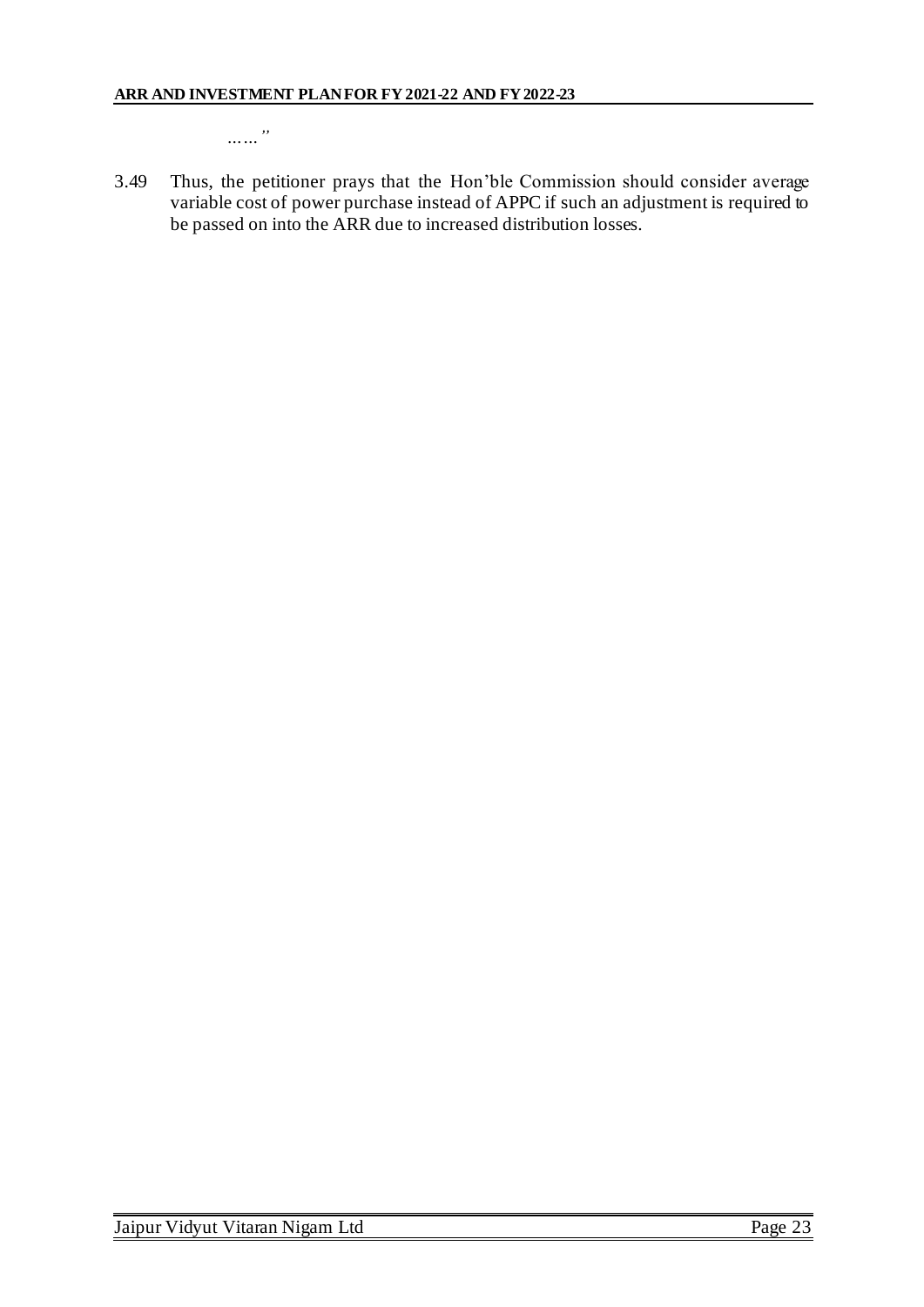*……"*

3.49 Thus, the petitioner prays that the Hon'ble Commission should consider average variable cost of power purchase instead of APPC if such an adjustment is required to be passed on into the ARR due to increased distribution losses.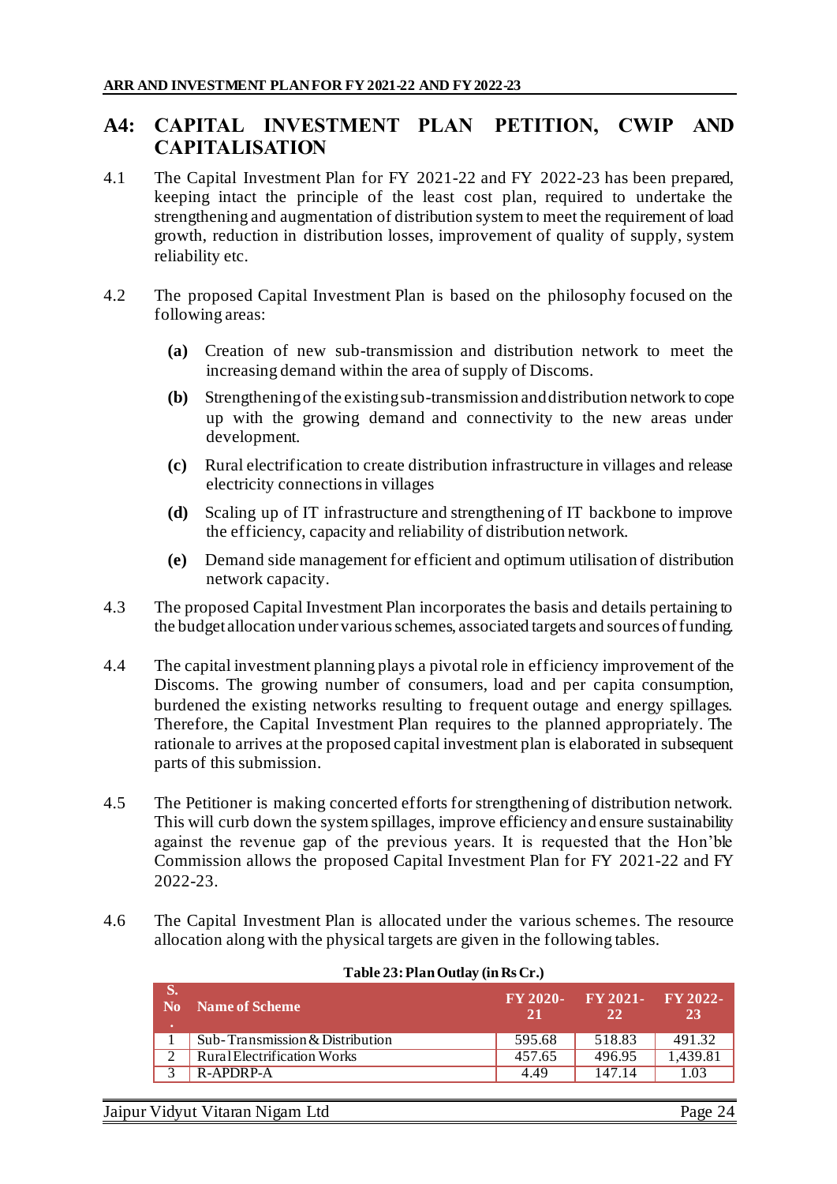# A4: CAPITAL INVESTMENT PLAN PETITION, CWIP AND CAPITALISATION

4.1 The Capital Investment Plan for FY 2021-22 and FY 2022-23 has been prepared, keeping intact the principle of the least cost plan, required to undertake the strengthening and augmentation of distribution system to meet the requirement of load growth, reduction in distribution losses, improvement of quality of supply, system reliability etc.

4.2 The proposed Capital Investment Plan is based on the philosophy focused on the following areas:

**(a)** Creation of new sub-transmission and distribution network to meet the increasing demand within the area of supply of Discoms.

**(b)** Strengthening of the existing sub-transmission and distribution network to cope up with the growing demand and connectivity to the new areas under development.

**(c)** Rural electrification to create distribution infrastructure in villages and release electricity connections in villages

**(d)** Scaling up of IT infrastructure and strengthening of IT backbone to improve the efficiency, capacity and reliability of distribution network.

**(e)** Demand side management for efficient and optimum utilisation of distribution network capacity.

4.3 The proposed Capital Investment Plan incorporates the basis and details pertaining to the budget allocation under various schemes, associated targets and sources of funding.

4.4 The capital investment planning plays a pivotal role in efficiency improvement of the Discoms. The growing number of consumers, load and per capita consumption, burdened the existing networks resulting to frequent outage and energy spillages. Therefore, the Capital Investment Plan requires to the planned appropriately. The rationale to arrives at the proposed capital investment plan is elaborated in subsequent parts of this submission.

4.5 The Petitioner is making concerted efforts for strengthening of distribution network. This will curb down the system spillages, improve efficiency and ensure sustainability against the revenue gap of the previous years. It is requested that the Hon'ble Commission allows the proposed Capital Investment Plan for FY 2021-22 and FY 2022-23.

4.6 The Capital Investment Plan is allocated under the various schemes. The resource allocation along with the physical targets are given in the following tables.

**Table 23: Plan Outlay (in Rs Cr.)**

| S. No. | Name of Scheme | FY 2020-21 | FY 2021-22 | FY 2022-23 |
|---|---|---|---|---|
| 1 | Sub-Transmission & Distribution | 595.68 | 518.83 | 491.32 |
| 2 | Rural Electrification Works | 457.65 | 496.95 | 1,439.81 |
| 3 | R-APDRP-A | 4.49 | 147.14 | 1.03 |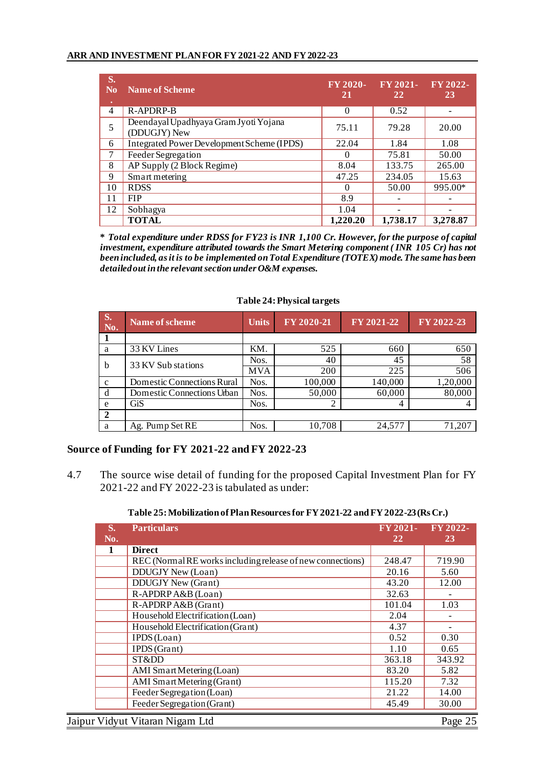| S. No. | Name of Scheme | FY 2020-21 | FY 2021-22 | FY 2022-23 |
|---|---|---|---|---|
| 4 | R-APDRP-B | 0 | 0.52 | - |
| 5 | Deendayal Upadhyaya Gram Jyoti Yojana (DDUGJY) New | 75.11 | 79.28 | 20.00 |
| 6 | Integrated Power Development Scheme (IPDS) | 22.04 | 1.84 | 1.08 |
| 7 | Feeder Segregation | 0 | 75.81 | 50.00 |
| 8 | AP Supply (2 Block Regime) | 8.04 | 133.75 | 265.00 |
| 9 | Smart metering | 47.25 | 234.05 | 15.63 |
| 10 | RDSS | 0 | 50.00 | 995.00* |
| 11 | FIP | 8.9 | - | - |
| 12 | Sobhagya | 1.04 | - | - |
| | **TOTAL** | **1,220.20** | **1,738.17** | **3,278.87** |

***\* Total expenditure under RDSS for FY23 is INR 1,100 Cr. However, for the purpose of capital investment, expenditure attributed towards the Smart Metering component ( INR 105 Cr) has not been included, as it is to be implemented on Total Expenditure (TOTEX) mode. The same has been detailed out in the relevant section under O&M expenses.***

**Table 24: Physical targets**

| S. No. | Name of scheme | Units | FY 2020-21 | FY 2021-22 | FY 2022-23 |
|---|---|---|---|---|---|
| **1** | | | | | |
| a | 33 KV Lines | KM. | 525 | 660 | 650 |
| b | 33 KV Sub stations | Nos. | 40 | 45 | 58 |
| | | MVA | 200 | 225 | 506 |
| c | Domestic Connections Rural | Nos. | 100,000 | 140,000 | 1,20,000 |
| d | Domestic Connections Urban | Nos. | 50,000 | 60,000 | 80,000 |
| e | GiS | Nos. | 2 | 4 | 4 |
| **2** | | | | | |
| a | Ag. Pump Set RE | Nos. | 10,708 | 24,577 | 71,207 |

## Source of Funding for FY 2021-22 and FY 2022-23

4.7 The source wise detail of funding for the proposed Capital Investment Plan for FY 2021-22 and FY 2022-23 is tabulated as under:

**Table 25: Mobilization of Plan Resources for FY 2021-22 and FY 2022-23 (Rs Cr.)**

| S. No. | Particulars | FY 2021-22 | FY 2022-23 |
|---|---|---|---|
| 1 | **Direct** | | |
| | REC (Normal RE works including release of new connections) | 248.47 | 719.90 |
| | DDUGJY New (Loan) | 20.16 | 5.60 |
| | DDUGJY New (Grant) | 43.20 | 12.00 |
| | R-APDRP A&B (Loan) | 32.63 | - |
| | R-APDRP A&B (Grant) | 101.04 | 1.03 |
| | Household Electrification (Loan) | 2.04 | - |
| | Household Electrification (Grant) | 4.37 | - |
| | IPDS (Loan) | 0.52 | 0.30 |
| | IPDS (Grant) | 1.10 | 0.65 |
| | ST&DD | 363.18 | 343.92 |
| | AMI Smart Metering (Loan) | 83.20 | 5.82 |
| | AMI Smart Metering (Grant) | 115.20 | 7.32 |
| | Feeder Segregation (Loan) | 21.22 | 14.00 |
| | Feeder Segregation (Grant) | 45.49 | 30.00 |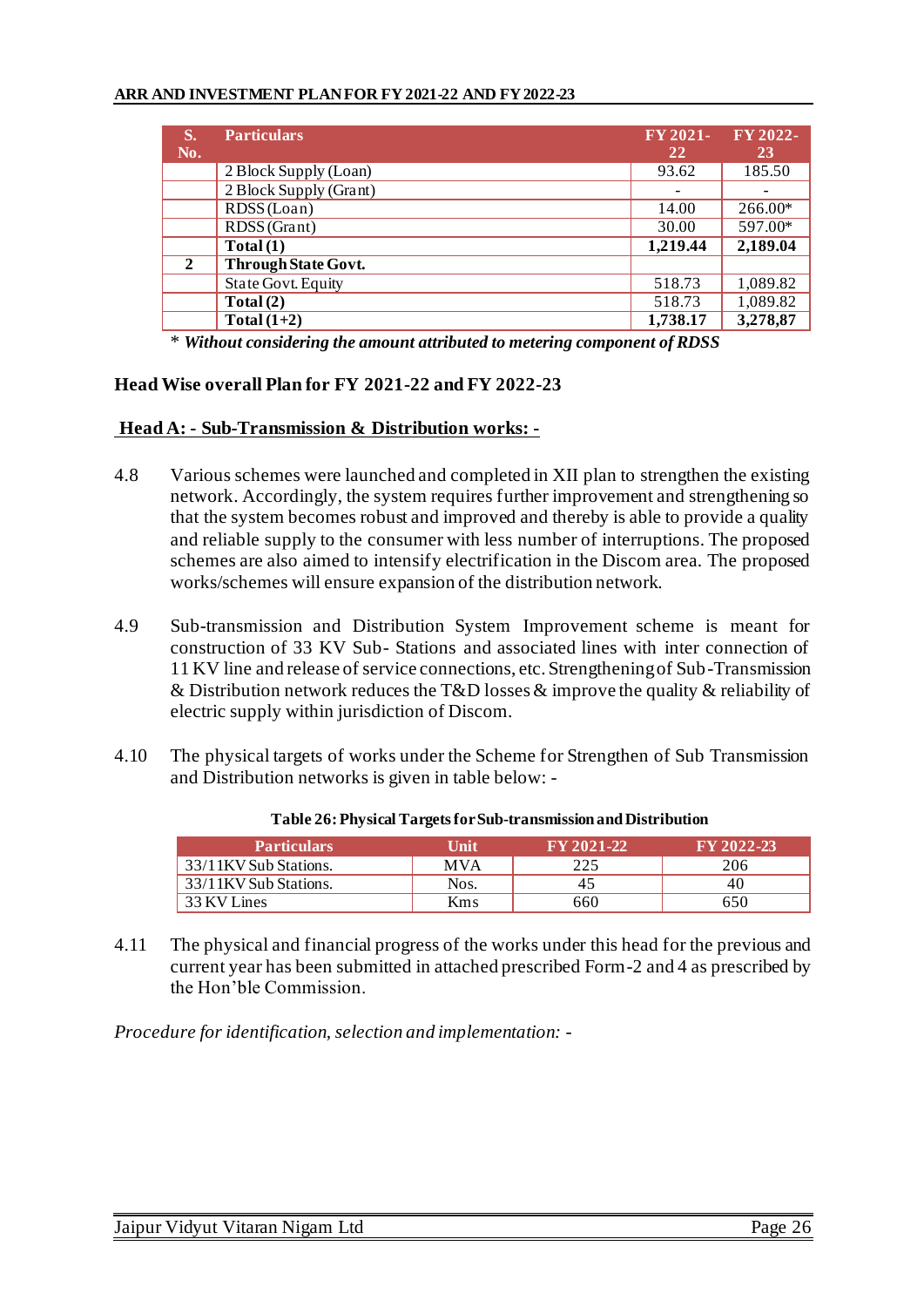| S. No. | Particulars | FY 2021-22 | FY 2022-23 |
|---|---|---|---|
| | 2 Block Supply (Loan) | 93.62 | 185.50 |
| | 2 Block Supply (Grant) | - | - |
| | RDSS (Loan) | 14.00 | 266.00* |
| | RDSS (Grant) | 30.00 | 597.00* |
| | **Total (1)** | **1,219.44** | **2,189.04** |
| **2** | **Through State Govt.** | | |
| | State Govt. Equity | 518.73 | 1,089.82 |
| | **Total (2)** | 518.73 | 1,089.82 |
| | **Total (1+2)** | **1,738.17** | **3,278,87** |

\* ***Without considering the amount attributed to metering component of RDSS***

### Head Wise overall Plan for FY 2021-22 and FY 2022-23

#### Head A: - Sub-Transmission & Distribution works: -

4.8 Various schemes were launched and completed in XII plan to strengthen the existing network. Accordingly, the system requires further improvement and strengthening so that the system becomes robust and improved and thereby is able to provide a quality and reliable supply to the consumer with less number of interruptions. The proposed schemes are also aimed to intensify electrification in the Discom area. The proposed works/schemes will ensure expansion of the distribution network.

4.9 Sub-transmission and Distribution System Improvement scheme is meant for construction of 33 KV Sub- Stations and associated lines with inter connection of 11 KV line and release of service connections, etc. Strengthening of Sub-Transmission & Distribution network reduces the T&D losses & improve the quality & reliability of electric supply within jurisdiction of Discom.

4.10 The physical targets of works under the Scheme for Strengthen of Sub Transmission and Distribution networks is given in table below: -

**Table 26: Physical Targets for Sub-transmission and Distribution**

| Particulars | Unit | FY 2021-22 | FY 2022-23 |
|---|---|---|---|
| 33/11KV Sub Stations. | MVA | 225 | 206 |
| 33/11KV Sub Stations. | Nos. | 45 | 40 |
| 33 KV Lines | Kms | 660 | 650 |

4.11 The physical and financial progress of the works under this head for the previous and current year has been submitted in attached prescribed Form-2 and 4 as prescribed by the Hon'ble Commission.

*Procedure for identification, selection and implementation: -*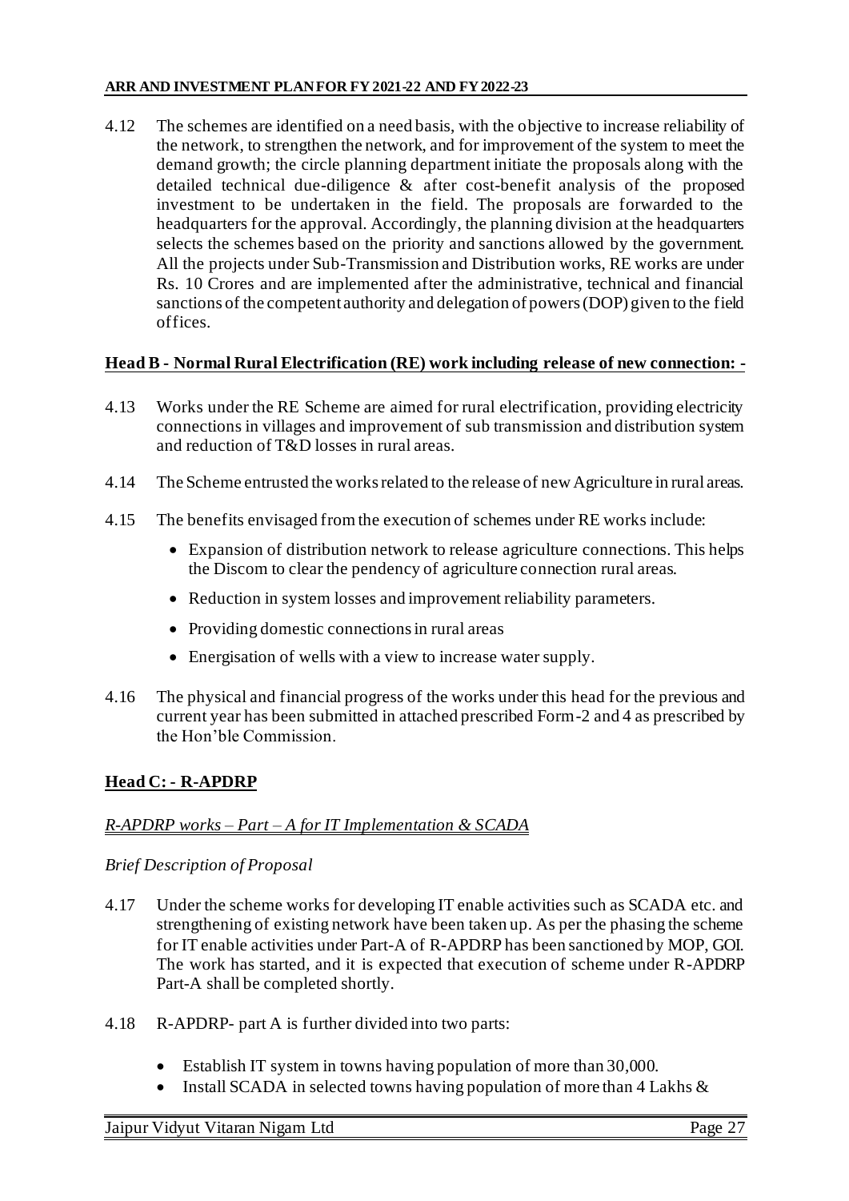4.12 The schemes are identified on a need basis, with the objective to increase reliability of the network, to strengthen the network, and for improvement of the system to meet the demand growth; the circle planning department initiate the proposals along with the detailed technical due-diligence & after cost-benefit analysis of the proposed investment to be undertaken in the field. The proposals are forwarded to the headquarters for the approval. Accordingly, the planning division at the headquarters selects the schemes based on the priority and sanctions allowed by the government. All the projects under Sub-Transmission and Distribution works, RE works are under Rs. 10 Crores and are implemented after the administrative, technical and financial sanctions of the competent authority and delegation of powers (DOP) given to the field offices.

**Head B - Normal Rural Electrification (RE) work including release of new connection: -**

4.13 Works under the RE Scheme are aimed for rural electrification, providing electricity connections in villages and improvement of sub transmission and distribution system and reduction of T&D losses in rural areas.

4.14 The Scheme entrusted the works related to the release of new Agriculture in rural areas.

4.15 The benefits envisaged from the execution of schemes under RE works include:

- Expansion of distribution network to release agriculture connections. This helps the Discom to clear the pendency of agriculture connection rural areas.
- Reduction in system losses and improvement reliability parameters.
- Providing domestic connections in rural areas
- Energisation of wells with a view to increase water supply.

4.16 The physical and financial progress of the works under this head for the previous and current year has been submitted in attached prescribed Form-2 and 4 as prescribed by the Hon'ble Commission.

**Head C: - R-APDRP**

*R-APDRP works – Part – A for IT Implementation & SCADA*

*Brief Description of Proposal*

4.17 Under the scheme works for developing IT enable activities such as SCADA etc. and strengthening of existing network have been taken up. As per the phasing the scheme for IT enable activities under Part-A of R-APDRP has been sanctioned by MOP, GOI. The work has started, and it is expected that execution of scheme under R-APDRP Part-A shall be completed shortly.

4.18 R-APDRP- part A is further divided into two parts:

- Establish IT system in towns having population of more than 30,000.
- Install SCADA in selected towns having population of more than 4 Lakhs &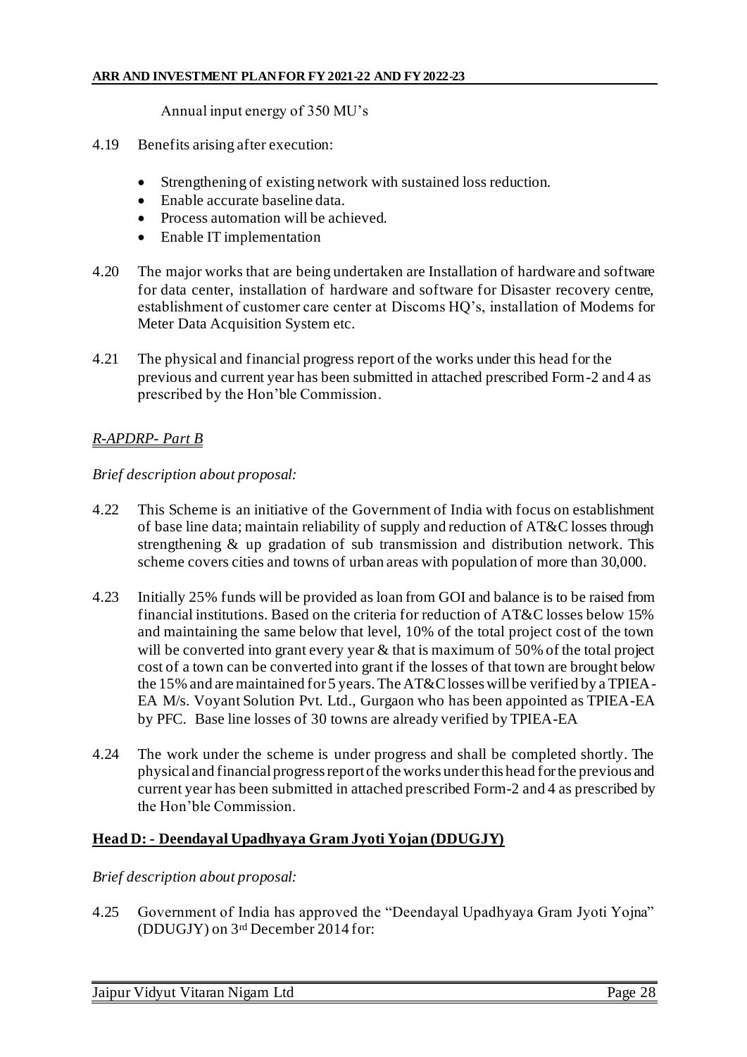Annual input energy of 350 MU's

4.19 Benefits arising after execution:

- Strengthening of existing network with sustained loss reduction.
- Enable accurate baseline data.
- Process automation will be achieved.
- Enable IT implementation

4.20 The major works that are being undertaken are Installation of hardware and software for data center, installation of hardware and software for Disaster recovery centre, establishment of customer care center at Discoms HQ's, installation of Modems for Meter Data Acquisition System etc.

4.21 The physical and financial progress report of the works under this head for the previous and current year has been submitted in attached prescribed Form-2 and 4 as prescribed by the Hon'ble Commission.

*R-APDRP- Part B*

*Brief description about proposal:*

4.22 This Scheme is an initiative of the Government of India with focus on establishment of base line data; maintain reliability of supply and reduction of AT&C losses through strengthening & up gradation of sub transmission and distribution network. This scheme covers cities and towns of urban areas with population of more than 30,000.

4.23 Initially 25% funds will be provided as loan from GOI and balance is to be raised from financial institutions. Based on the criteria for reduction of AT&C losses below 15% and maintaining the same below that level, 10% of the total project cost of the town will be converted into grant every year & that is maximum of 50% of the total project cost of a town can be converted into grant if the losses of that town are brought below the 15% and are maintained for 5 years. The AT&C losses will be verified by a TPIEA-EA M/s. Voyant Solution Pvt. Ltd., Gurgaon who has been appointed as TPIEA-EA by PFC. Base line losses of 30 towns are already verified by TPIEA-EA

4.24 The work under the scheme is under progress and shall be completed shortly. The physical and financial progress report of the works under this head for the previous and current year has been submitted in attached prescribed Form-2 and 4 as prescribed by the Hon'ble Commission.

**Head D: - Deendayal Upadhyaya Gram Jyoti Yojan (DDUGJY)**

*Brief description about proposal:*

4.25 Government of India has approved the "Deendayal Upadhyaya Gram Jyoti Yojna" (DDUGJY) on 3rd December 2014 for: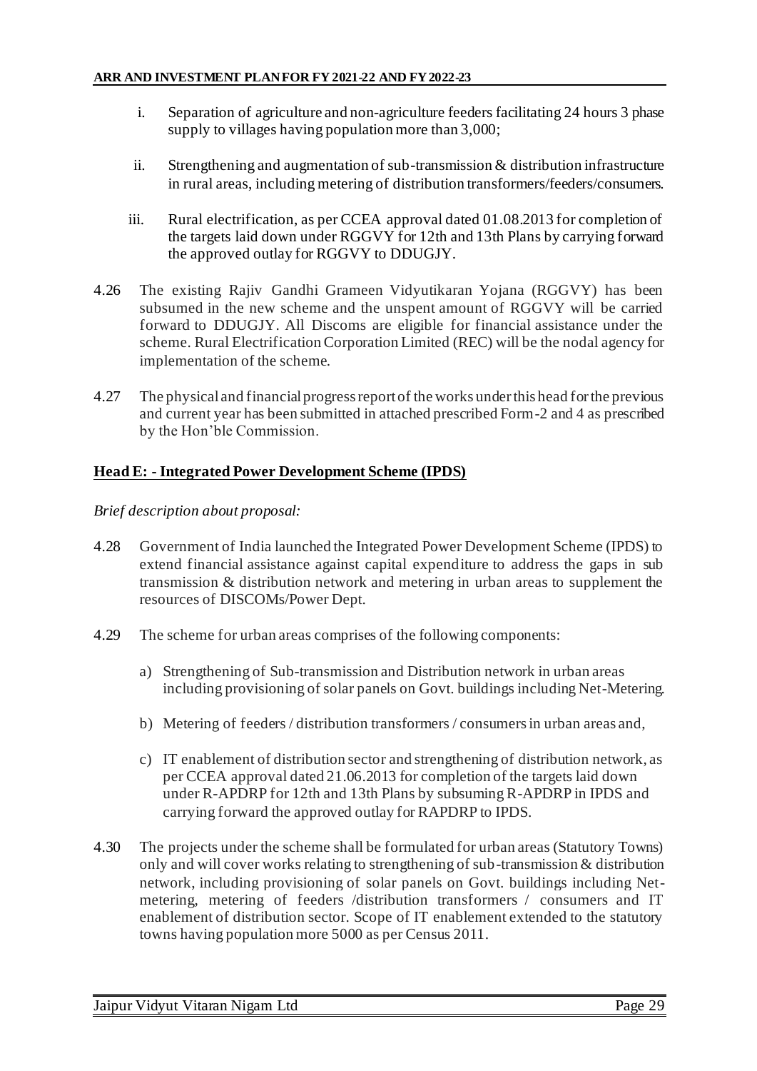i. Separation of agriculture and non-agriculture feeders facilitating 24 hours 3 phase supply to villages having population more than 3,000;

ii. Strengthening and augmentation of sub-transmission & distribution infrastructure in rural areas, including metering of distribution transformers/feeders/consumers.

iii. Rural electrification, as per CCEA approval dated 01.08.2013 for completion of the targets laid down under RGGVY for 12th and 13th Plans by carrying forward the approved outlay for RGGVY to DDUGJY.

4.26 The existing Rajiv Gandhi Grameen Vidyutikaran Yojana (RGGVY) has been subsumed in the new scheme and the unspent amount of RGGVY will be carried forward to DDUGJY. All Discoms are eligible for financial assistance under the scheme. Rural Electrification Corporation Limited (REC) will be the nodal agency for implementation of the scheme.

4.27 The physical and financial progress report of the works under this head for the previous and current year has been submitted in attached prescribed Form-2 and 4 as prescribed by the Hon'ble Commission.

## Head E: - Integrated Power Development Scheme (IPDS)

*Brief description about proposal:*

4.28 Government of India launched the Integrated Power Development Scheme (IPDS) to extend financial assistance against capital expenditure to address the gaps in sub transmission & distribution network and metering in urban areas to supplement the resources of DISCOMs/Power Dept.

4.29 The scheme for urban areas comprises of the following components:

a) Strengthening of Sub-transmission and Distribution network in urban areas including provisioning of solar panels on Govt. buildings including Net-Metering.

b) Metering of feeders / distribution transformers / consumers in urban areas and,

c) IT enablement of distribution sector and strengthening of distribution network, as per CCEA approval dated 21.06.2013 for completion of the targets laid down under R-APDRP for 12th and 13th Plans by subsuming R-APDRP in IPDS and carrying forward the approved outlay for RAPDRP to IPDS.

4.30 The projects under the scheme shall be formulated for urban areas (Statutory Towns) only and will cover works relating to strengthening of sub-transmission & distribution network, including provisioning of solar panels on Govt. buildings including Net-metering, metering of feeders /distribution transformers / consumers and IT enablement of distribution sector. Scope of IT enablement extended to the statutory towns having population more 5000 as per Census 2011.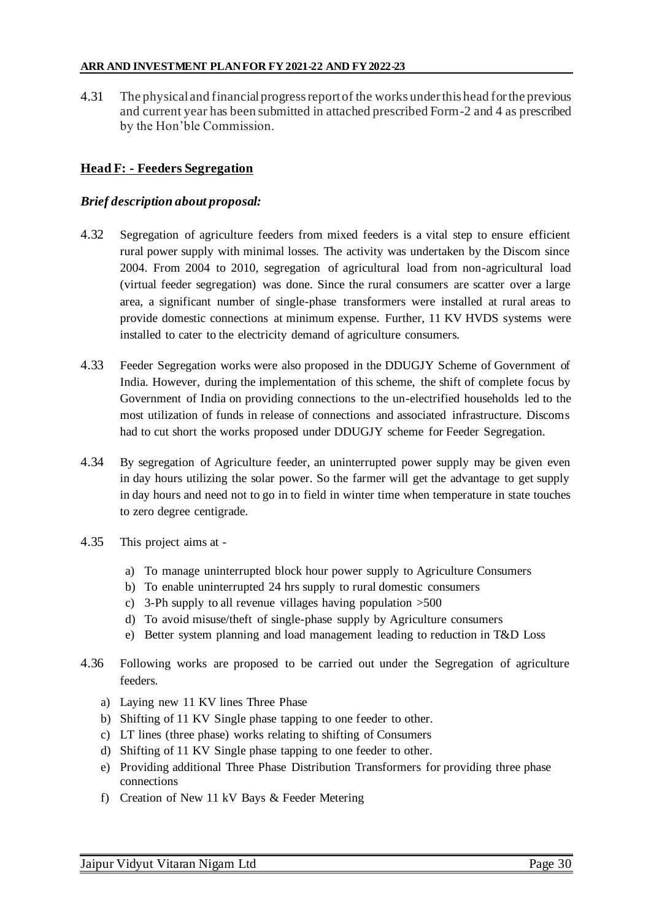4.31 The physical and financial progress report of the works under this head for the previous and current year has been submitted in attached prescribed Form-2 and 4 as prescribed by the Hon'ble Commission.

## Head F: - Feeders Segregation

### *Brief description about proposal:*

4.32 Segregation of agriculture feeders from mixed feeders is a vital step to ensure efficient rural power supply with minimal losses. The activity was undertaken by the Discom since 2004. From 2004 to 2010, segregation of agricultural load from non-agricultural load (virtual feeder segregation) was done. Since the rural consumers are scatter over a large area, a significant number of single-phase transformers were installed at rural areas to provide domestic connections at minimum expense. Further, 11 KV HVDS systems were installed to cater to the electricity demand of agriculture consumers.

4.33 Feeder Segregation works were also proposed in the DDUGJY Scheme of Government of India. However, during the implementation of this scheme, the shift of complete focus by Government of India on providing connections to the un-electrified households led to the most utilization of funds in release of connections and associated infrastructure. Discoms had to cut short the works proposed under DDUGJY scheme for Feeder Segregation.

4.34 By segregation of Agriculture feeder, an uninterrupted power supply may be given even in day hours utilizing the solar power. So the farmer will get the advantage to get supply in day hours and need not to go in to field in winter time when temperature in state touches to zero degree centigrade.

4.35 This project aims at -

a) To manage uninterrupted block hour power supply to Agriculture Consumers
b) To enable uninterrupted 24 hrs supply to rural domestic consumers
c) 3-Ph supply to all revenue villages having population >500
d) To avoid misuse/theft of single-phase supply by Agriculture consumers
e) Better system planning and load management leading to reduction in T&D Loss

4.36 Following works are proposed to be carried out under the Segregation of agriculture feeders.

a) Laying new 11 KV lines Three Phase
b) Shifting of 11 KV Single phase tapping to one feeder to other.
c) LT lines (three phase) works relating to shifting of Consumers
d) Shifting of 11 KV Single phase tapping to one feeder to other.
e) Providing additional Three Phase Distribution Transformers for providing three phase connections
f) Creation of New 11 kV Bays & Feeder Metering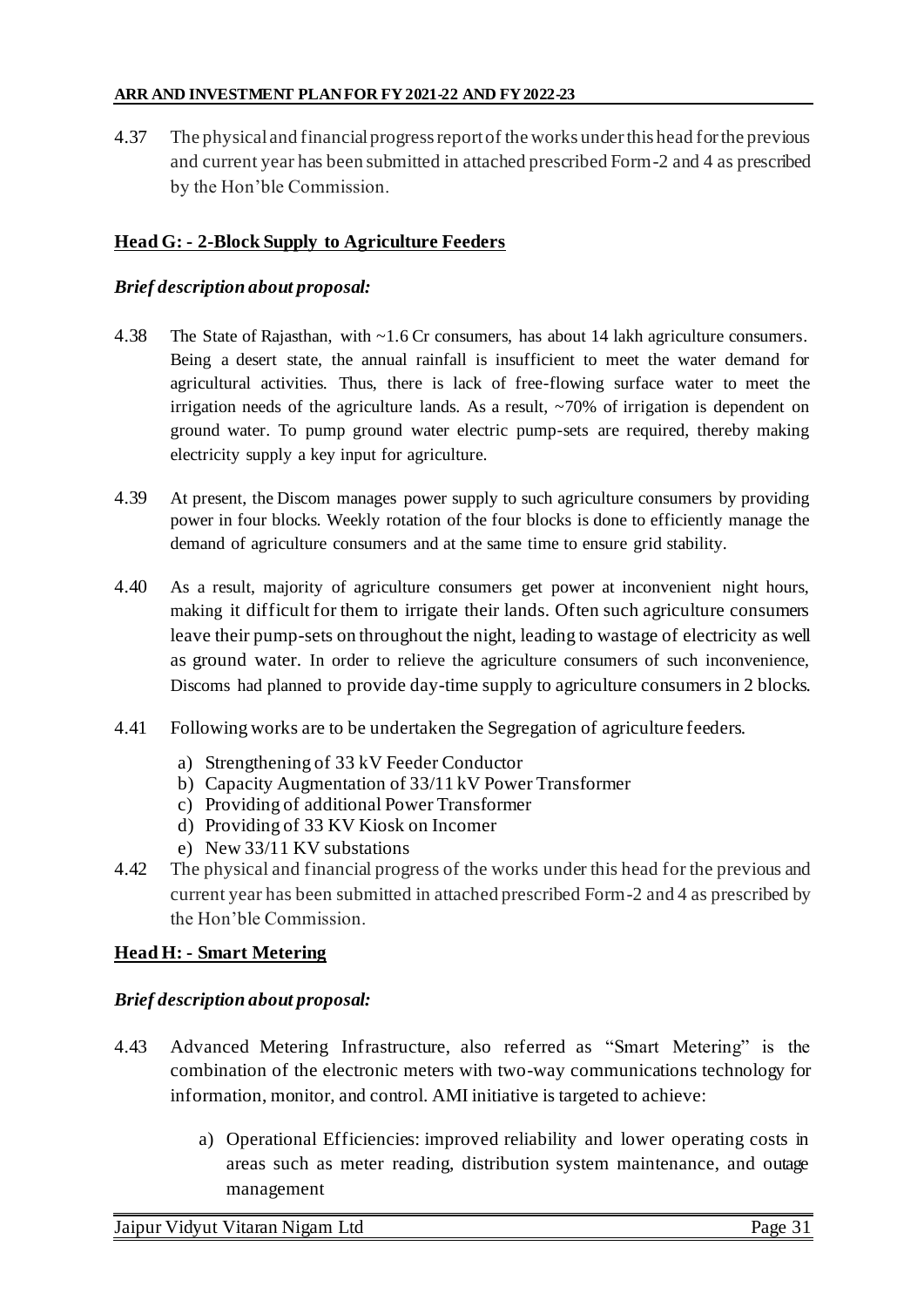4.37 The physical and financial progress report of the works under this head for the previous and current year has been submitted in attached prescribed Form-2 and 4 as prescribed by the Hon'ble Commission.

## Head G: - 2-Block Supply to Agriculture Feeders

### *Brief description about proposal:*

4.38 The State of Rajasthan, with ~1.6 Cr consumers, has about 14 lakh agriculture consumers. Being a desert state, the annual rainfall is insufficient to meet the water demand for agricultural activities. Thus, there is lack of free-flowing surface water to meet the irrigation needs of the agriculture lands. As a result, ~70% of irrigation is dependent on ground water. To pump ground water electric pump-sets are required, thereby making electricity supply a key input for agriculture.

4.39 At present, the Discom manages power supply to such agriculture consumers by providing power in four blocks. Weekly rotation of the four blocks is done to efficiently manage the demand of agriculture consumers and at the same time to ensure grid stability.

4.40 As a result, majority of agriculture consumers get power at inconvenient night hours, making it difficult for them to irrigate their lands. Often such agriculture consumers leave their pump-sets on throughout the night, leading to wastage of electricity as well as ground water. In order to relieve the agriculture consumers of such inconvenience, Discoms had planned to provide day-time supply to agriculture consumers in 2 blocks.

4.41 Following works are to be undertaken the Segregation of agriculture feeders.

a) Strengthening of 33 kV Feeder Conductor
b) Capacity Augmentation of 33/11 kV Power Transformer
c) Providing of additional Power Transformer
d) Providing of 33 KV Kiosk on Incomer
e) New 33/11 KV substations

4.42 The physical and financial progress of the works under this head for the previous and current year has been submitted in attached prescribed Form-2 and 4 as prescribed by the Hon'ble Commission.

## Head H: - Smart Metering

### *Brief description about proposal:*

4.43 Advanced Metering Infrastructure, also referred as "Smart Metering" is the combination of the electronic meters with two-way communications technology for information, monitor, and control. AMI initiative is targeted to achieve:

a) Operational Efficiencies: improved reliability and lower operating costs in areas such as meter reading, distribution system maintenance, and outage management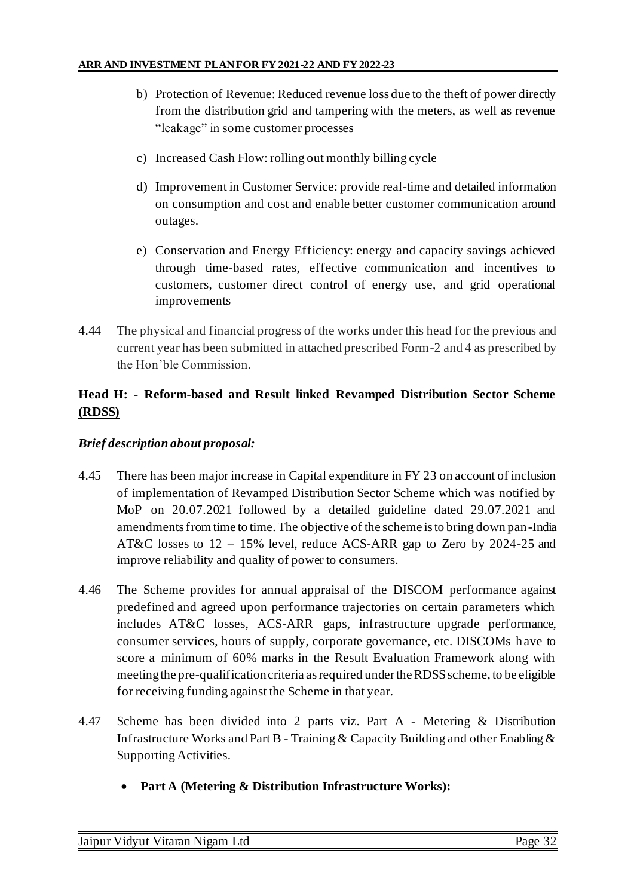b) Protection of Revenue: Reduced revenue loss due to the theft of power directly from the distribution grid and tampering with the meters, as well as revenue "leakage" in some customer processes

c) Increased Cash Flow: rolling out monthly billing cycle

d) Improvement in Customer Service: provide real-time and detailed information on consumption and cost and enable better customer communication around outages.

e) Conservation and Energy Efficiency: energy and capacity savings achieved through time-based rates, effective communication and incentives to customers, customer direct control of energy use, and grid operational improvements

4.44 The physical and financial progress of the works under this head for the previous and current year has been submitted in attached prescribed Form-2 and 4 as prescribed by the Hon'ble Commission.

## **Head H: - Reform-based and Result linked Revamped Distribution Sector Scheme (RDSS)**

***Brief description about proposal:***

4.45 There has been major increase in Capital expenditure in FY 23 on account of inclusion of implementation of Revamped Distribution Sector Scheme which was notified by MoP on 20.07.2021 followed by a detailed guideline dated 29.07.2021 and amendments from time to time. The objective of the scheme is to bring down pan-India AT&C losses to 12 – 15% level, reduce ACS-ARR gap to Zero by 2024-25 and improve reliability and quality of power to consumers.

4.46 The Scheme provides for annual appraisal of the DISCOM performance against predefined and agreed upon performance trajectories on certain parameters which includes AT&C losses, ACS-ARR gaps, infrastructure upgrade performance, consumer services, hours of supply, corporate governance, etc. DISCOMs have to score a minimum of 60% marks in the Result Evaluation Framework along with meeting the pre-qualification criteria as required under the RDSS scheme, to be eligible for receiving funding against the Scheme in that year.

4.47 Scheme has been divided into 2 parts viz. Part A - Metering & Distribution Infrastructure Works and Part B - Training & Capacity Building and other Enabling & Supporting Activities.

- **Part A (Metering & Distribution Infrastructure Works):**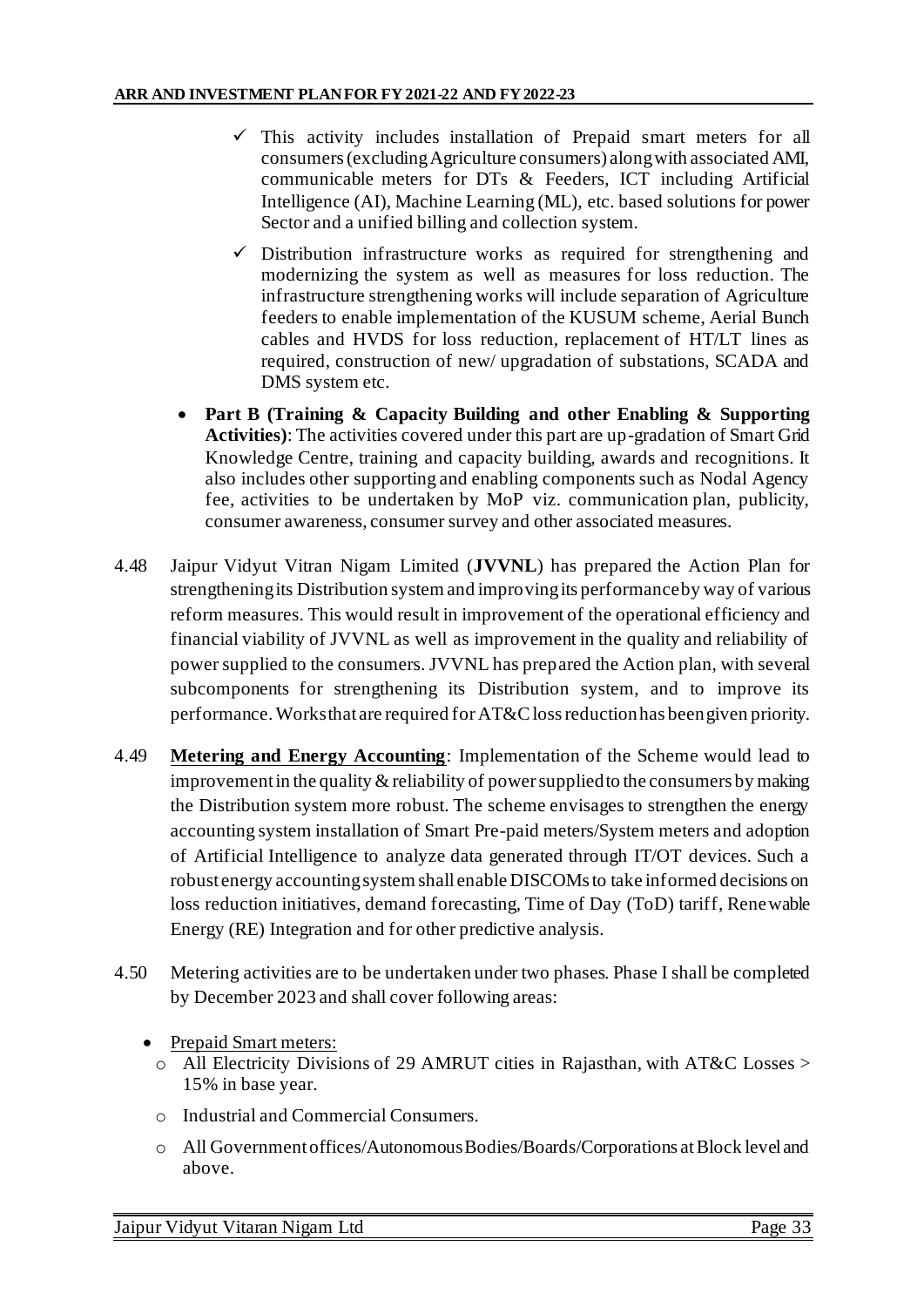- ✓ This activity includes installation of Prepaid smart meters for all consumers (excluding Agriculture consumers) along with associated AMI, communicable meters for DTs & Feeders, ICT including Artificial Intelligence (AI), Machine Learning (ML), etc. based solutions for power Sector and a unified billing and collection system.
- ✓ Distribution infrastructure works as required for strengthening and modernizing the system as well as measures for loss reduction. The infrastructure strengthening works will include separation of Agriculture feeders to enable implementation of the KUSUM scheme, Aerial Bunch cables and HVDS for loss reduction, replacement of HT/LT lines as required, construction of new/ upgradation of substations, SCADA and DMS system etc.

- **Part B (Training & Capacity Building and other Enabling & Supporting Activities)**: The activities covered under this part are up-gradation of Smart Grid Knowledge Centre, training and capacity building, awards and recognitions. It also includes other supporting and enabling components such as Nodal Agency fee, activities to be undertaken by MoP viz. communication plan, publicity, consumer awareness, consumer survey and other associated measures.

4.48 Jaipur Vidyut Vitran Nigam Limited (**JVVNL**) has prepared the Action Plan for strengthening its Distribution system and improving its performance by way of various reform measures. This would result in improvement of the operational efficiency and financial viability of JVVNL as well as improvement in the quality and reliability of power supplied to the consumers. JVVNL has prepared the Action plan, with several subcomponents for strengthening its Distribution system, and to improve its performance. Works that are required for AT&C loss reduction has been given priority.

4.49 **<u>Metering and Energy Accounting</u>**: Implementation of the Scheme would lead to improvement in the quality & reliability of power supplied to the consumers by making the Distribution system more robust. The scheme envisages to strengthen the energy accounting system installation of Smart Pre-paid meters/System meters and adoption of Artificial Intelligence to analyze data generated through IT/OT devices. Such a robust energy accounting system shall enable DISCOMs to take informed decisions on loss reduction initiatives, demand forecasting, Time of Day (ToD) tariff, Renewable Energy (RE) Integration and for other predictive analysis.

4.50 Metering activities are to be undertaken under two phases. Phase I shall be completed by December 2023 and shall cover following areas:

- <u>Prepaid Smart meters:</u>
  - All Electricity Divisions of 29 AMRUT cities in Rajasthan, with AT&C Losses > 15% in base year.
  - Industrial and Commercial Consumers.
  - All Government offices/Autonomous Bodies/Boards/Corporations at Block level and above.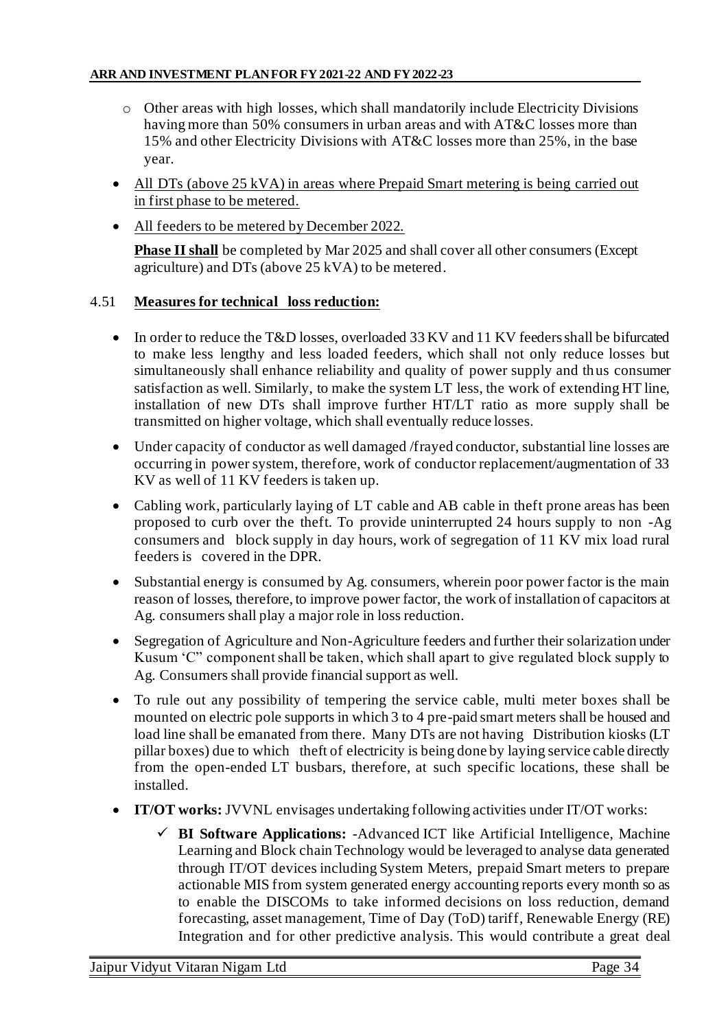- Other areas with high losses, which shall mandatorily include Electricity Divisions having more than 50% consumers in urban areas and with AT&C losses more than 15% and other Electricity Divisions with AT&C losses more than 25%, in the base year.

- <u>All DTs (above 25 kVA) in areas where Prepaid Smart metering is being carried out in first phase to be metered.</u>
- <u>All feeders to be metered by December 2022.</u>

  **<u>Phase II shall</u>** be completed by Mar 2025 and shall cover all other consumers (Except agriculture) and DTs (above 25 kVA) to be metered.

4.51 **<u>Measures for technical loss reduction:</u>**

- In order to reduce the T&D losses, overloaded 33 KV and 11 KV feeders shall be bifurcated to make less lengthy and less loaded feeders, which shall not only reduce losses but simultaneously shall enhance reliability and quality of power supply and thus consumer satisfaction as well. Similarly, to make the system LT less, the work of extending HT line, installation of new DTs shall improve further HT/LT ratio as more supply shall be transmitted on higher voltage, which shall eventually reduce losses.
- Under capacity of conductor as well damaged /frayed conductor, substantial line losses are occurring in power system, therefore, work of conductor replacement/augmentation of 33 KV as well of 11 KV feeders is taken up.
- Cabling work, particularly laying of LT cable and AB cable in theft prone areas has been proposed to curb over the theft. To provide uninterrupted 24 hours supply to non -Ag consumers and block supply in day hours, work of segregation of 11 KV mix load rural feeders is covered in the DPR.
- Substantial energy is consumed by Ag. consumers, wherein poor power factor is the main reason of losses, therefore, to improve power factor, the work of installation of capacitors at Ag. consumers shall play a major role in loss reduction.
- Segregation of Agriculture and Non-Agriculture feeders and further their solarization under Kusum 'C" component shall be taken, which shall apart to give regulated block supply to Ag. Consumers shall provide financial support as well.
- To rule out any possibility of tempering the service cable, multi meter boxes shall be mounted on electric pole supports in which 3 to 4 pre-paid smart meters shall be housed and load line shall be emanated from there. Many DTs are not having Distribution kiosks (LT pillar boxes) due to which theft of electricity is being done by laying service cable directly from the open-ended LT busbars, therefore, at such specific locations, these shall be installed.
- **IT/OT works:** JVVNL envisages undertaking following activities under IT/OT works:
  - ✓ **BI Software Applications:** -Advanced ICT like Artificial Intelligence, Machine Learning and Block chain Technology would be leveraged to analyse data generated through IT/OT devices including System Meters, prepaid Smart meters to prepare actionable MIS from system generated energy accounting reports every month so as to enable the DISCOMs to take informed decisions on loss reduction, demand forecasting, asset management, Time of Day (ToD) tariff, Renewable Energy (RE) Integration and for other predictive analysis. This would contribute a great deal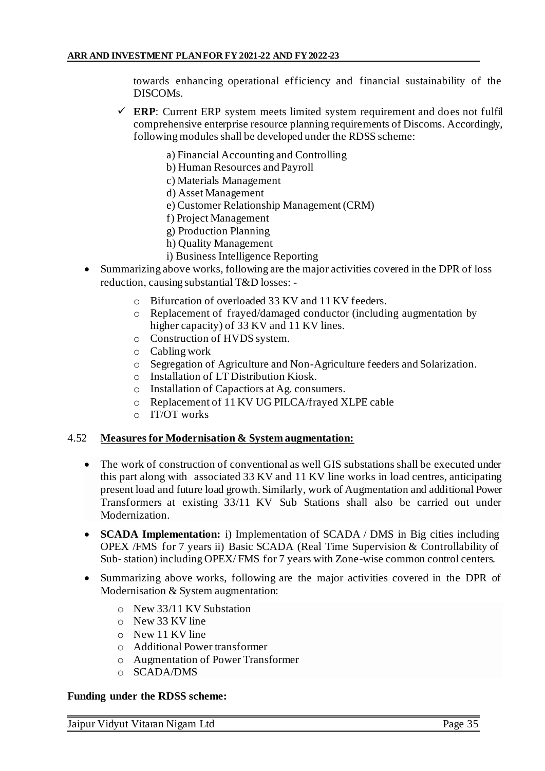towards enhancing operational efficiency and financial sustainability of the DISCOMs.

- ✓ **ERP**: Current ERP system meets limited system requirement and does not fulfil comprehensive enterprise resource planning requirements of Discoms. Accordingly, following modules shall be developed under the RDSS scheme:

  a) Financial Accounting and Controlling
  b) Human Resources and Payroll
  c) Materials Management
  d) Asset Management
  e) Customer Relationship Management (CRM)
  f) Project Management
  g) Production Planning
  h) Quality Management
  i) Business Intelligence Reporting

- Summarizing above works, following are the major activities covered in the DPR of loss reduction, causing substantial T&D losses: -
  - Bifurcation of overloaded 33 KV and 11 KV feeders.
  - Replacement of frayed/damaged conductor (including augmentation by higher capacity) of 33 KV and 11 KV lines.
  - Construction of HVDS system.
  - Cabling work
  - Segregation of Agriculture and Non-Agriculture feeders and Solarization.
  - Installation of LT Distribution Kiosk.
  - Installation of Capactiors at Ag. consumers.
  - Replacement of 11 KV UG PILCA/frayed XLPE cable
  - IT/OT works

4.52 **Measures for Modernisation & System augmentation:**

- The work of construction of conventional as well GIS substations shall be executed under this part along with associated 33 KV and 11 KV line works in load centres, anticipating present load and future load growth. Similarly, work of Augmentation and additional Power Transformers at existing 33/11 KV Sub Stations shall also be carried out under Modernization.
- **SCADA Implementation:** i) Implementation of SCADA / DMS in Big cities including OPEX /FMS for 7 years ii) Basic SCADA (Real Time Supervision & Controllability of Sub- station) including OPEX/ FMS for 7 years with Zone-wise common control centers.
- Summarizing above works, following are the major activities covered in the DPR of Modernisation & System augmentation:
  - New 33/11 KV Substation
  - New 33 KV line
  - New 11 KV line
  - Additional Power transformer
  - Augmentation of Power Transformer
  - SCADA/DMS

**Funding under the RDSS scheme:**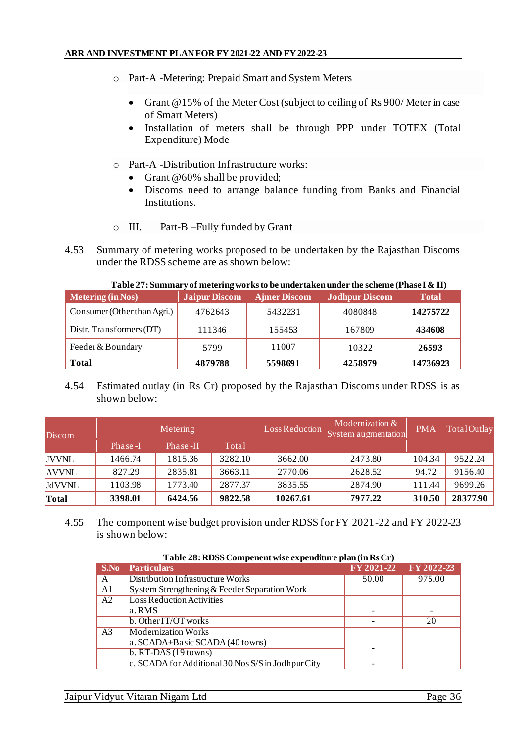- Part-A -Metering: Prepaid Smart and System Meters
  - Grant @15% of the Meter Cost (subject to ceiling of Rs 900/ Meter in case of Smart Meters)
  - Installation of meters shall be through PPP under TOTEX (Total Expenditure) Mode
- Part-A -Distribution Infrastructure works:
  - Grant @60% shall be provided;
  - Discoms need to arrange balance funding from Banks and Financial Institutions.
- III. Part-B –Fully funded by Grant

4.53 Summary of metering works proposed to be undertaken by the Rajasthan Discoms under the RDSS scheme are as shown below:

**Table 27: Summary of metering works to be undertaken under the scheme (Phase I & II)**

| Metering (in Nos) | Jaipur Discom | Ajmer Discom | Jodhpur Discom | Total |
|---|---|---|---|---|
| Consumer (Other than Agri.) | 4762643 | 5432231 | 4080848 | **14275722** |
| Distr. Transformers (DT) | 111346 | 155453 | 167809 | **434608** |
| Feeder & Boundary | 5799 | 11007 | 10322 | **26593** |
| **Total** | **4879788** | **5598691** | **4258979** | **14736923** |

4.54 Estimated outlay (in Rs Cr) proposed by the Rajasthan Discoms under RDSS is as shown below:

| Discom | Metering | | | Loss Reduction | Modernization & System augmentation | PMA | Total Outlay |
|---|---|---|---|---|---|---|---|
| | Phase-I | Phase-II | Total | | | | |
| JVVNL | 1466.74 | 1815.36 | 3282.10 | 3662.00 | 2473.80 | 104.34 | 9522.24 |
| AVVNL | 827.29 | 2835.81 | 3663.11 | 2770.06 | 2628.52 | 94.72 | 9156.40 |
| JdVVNL | 1103.98 | 1773.40 | 2877.37 | 3835.55 | 2874.90 | 111.44 | 9699.26 |
| **Total** | **3398.01** | **6424.56** | **9822.58** | **10267.61** | **7977.22** | **310.50** | **28377.90** |

4.55 The component wise budget provision under RDSS for FY 2021-22 and FY 2022-23 is shown below:

**Table 28: RDSS Compenent wise expenditure plan (in Rs Cr)**

| S.No | Particulars | FY 2021-22 | FY 2022-23 |
|---|---|---|---|
| A | Distribution Infrastructure Works | 50.00 | 975.00 |
| A1 | System Strengthening & Feeder Separation Work | | |
| A2 | Loss Reduction Activities | | |
| | a. RMS | - | - |
| | b. Other IT/OT works | - | 20 |
| A3 | Modernization Works | | |
| | a. SCADA+Basic SCADA (40 towns) | - | |
| | b. RT-DAS (19 towns) | | |
| | c. SCADA for Additional 30 Nos S/S in Jodhpur City | - | |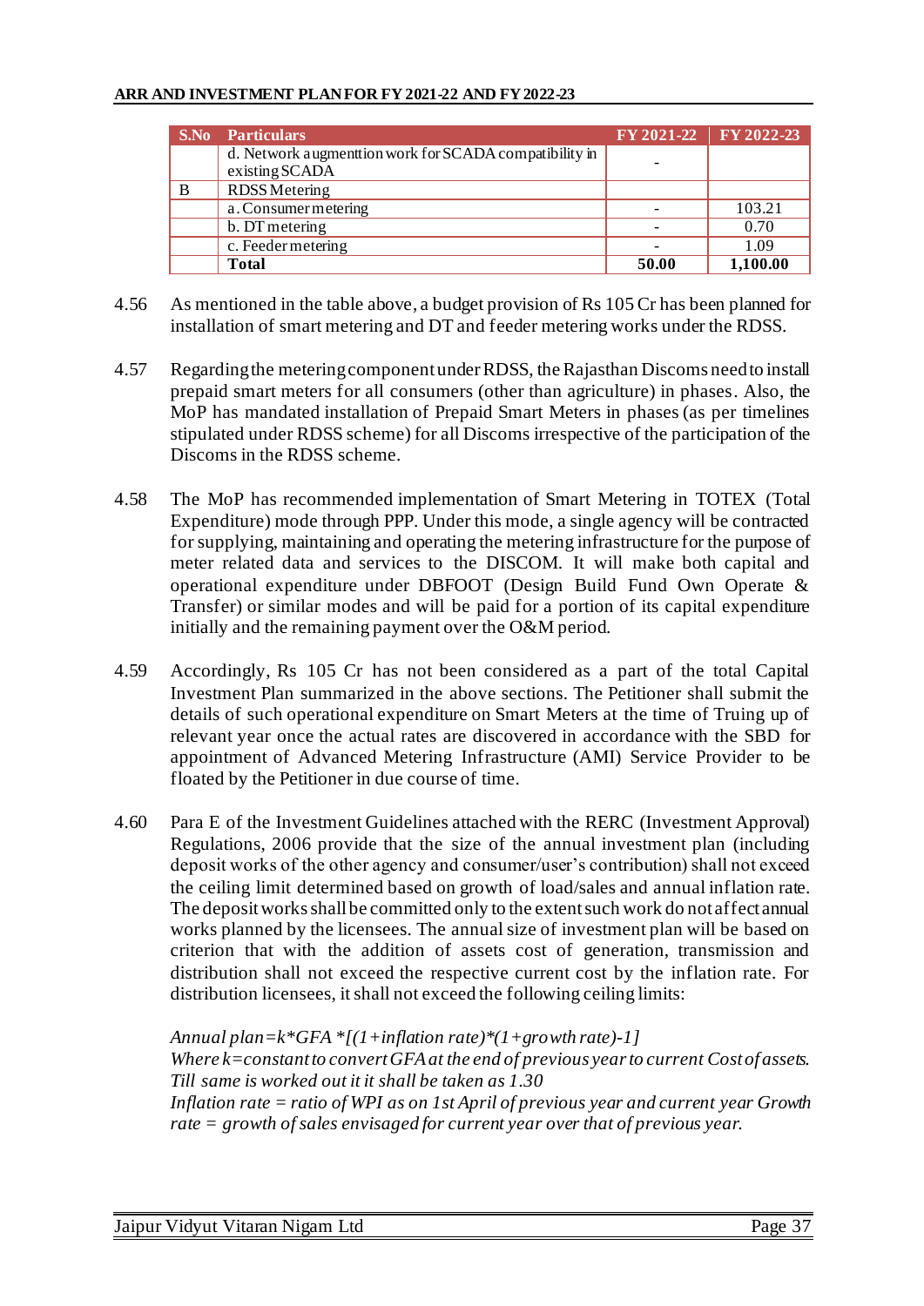| S.No | Particulars | FY 2021-22 | FY 2022-23 |
|---|---|---|---|
| | d. Network augmenttion work for SCADA compatibility in existing SCADA | - | |
| B | RDSS Metering | | |
| | a. Consumer metering | - | 103.21 |
| | b. DT metering | - | 0.70 |
| | c. Feeder metering | - | 1.09 |
| | **Total** | **50.00** | **1,100.00** |

4.56 As mentioned in the table above, a budget provision of Rs 105 Cr has been planned for installation of smart metering and DT and feeder metering works under the RDSS.

4.57 Regarding the metering component under RDSS, the Rajasthan Discoms need to install prepaid smart meters for all consumers (other than agriculture) in phases. Also, the MoP has mandated installation of Prepaid Smart Meters in phases (as per timelines stipulated under RDSS scheme) for all Discoms irrespective of the participation of the Discoms in the RDSS scheme.

4.58 The MoP has recommended implementation of Smart Metering in TOTEX (Total Expenditure) mode through PPP. Under this mode, a single agency will be contracted for supplying, maintaining and operating the metering infrastructure for the purpose of meter related data and services to the DISCOM. It will make both capital and operational expenditure under DBFOOT (Design Build Fund Own Operate & Transfer) or similar modes and will be paid for a portion of its capital expenditure initially and the remaining payment over the O&M period.

4.59 Accordingly, Rs 105 Cr has not been considered as a part of the total Capital Investment Plan summarized in the above sections. The Petitioner shall submit the details of such operational expenditure on Smart Meters at the time of Truing up of relevant year once the actual rates are discovered in accordance with the SBD for appointment of Advanced Metering Infrastructure (AMI) Service Provider to be floated by the Petitioner in due course of time.

4.60 Para E of the Investment Guidelines attached with the RERC (Investment Approval) Regulations, 2006 provide that the size of the annual investment plan (including deposit works of the other agency and consumer/user's contribution) shall not exceed the ceiling limit determined based on growth of load/sales and annual inflation rate. The deposit works shall be committed only to the extent such work do not affect annual works planned by the licensees. The annual size of investment plan will be based on criterion that with the addition of assets cost of generation, transmission and distribution shall not exceed the respective current cost by the inflation rate. For distribution licensees, it shall not exceed the following ceiling limits:

*Annual plan=k*GFA *[(1+inflation rate)*(1+growth rate)-1]*
*Where k=constant to convert GFA at the end of previous year to current Cost of assets. Till same is worked out it it shall be taken as 1.30*
*Inflation rate = ratio of WPI as on 1st April of previous year and current year Growth rate = growth of sales envisaged for current year over that of previous year.*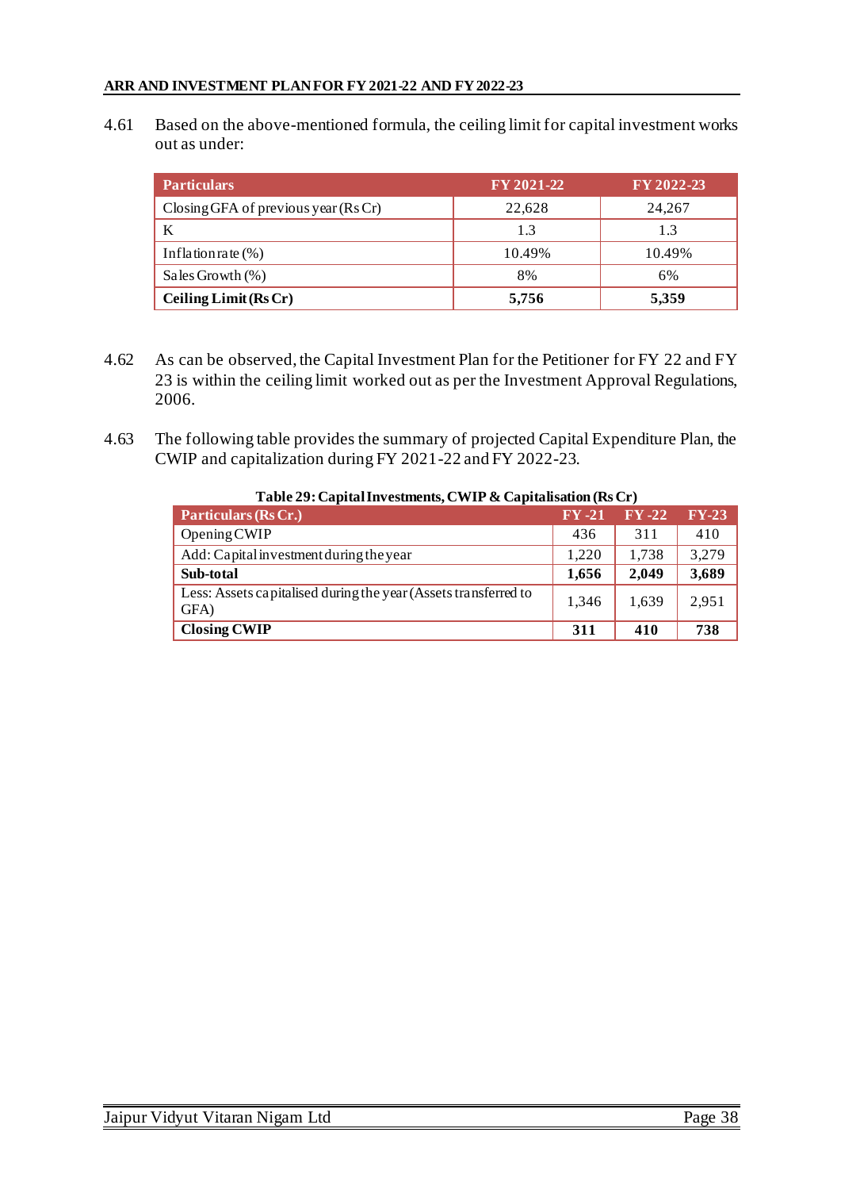4.61 Based on the above-mentioned formula, the ceiling limit for capital investment works out as under:

| Particulars | FY 2021-22 | FY 2022-23 |
|---|---|---|
| Closing GFA of previous year (Rs Cr) | 22,628 | 24,267 |
| K | 1.3 | 1.3 |
| Inflation rate (%) | 10.49% | 10.49% |
| Sales Growth (%) | 8% | 6% |
| **Ceiling Limit (Rs Cr)** | **5,756** | **5,359** |

4.62 As can be observed, the Capital Investment Plan for the Petitioner for FY 22 and FY 23 is within the ceiling limit worked out as per the Investment Approval Regulations, 2006.

4.63 The following table provides the summary of projected Capital Expenditure Plan, the CWIP and capitalization during FY 2021-22 and FY 2022-23.

**Table 29: Capital Investments, CWIP & Capitalisation (Rs Cr)**

| Particulars (Rs Cr.) | FY -21 | FY -22 | FY-23 |
|---|---|---|---|
| Opening CWIP | 436 | 311 | 410 |
| Add: Capital investment during the year | 1,220 | 1,738 | 3,279 |
| **Sub-total** | **1,656** | **2,049** | **3,689** |
| Less: Assets capitalised during the year (Assets transferred to GFA) | 1,346 | 1,639 | 2,951 |
| **Closing CWIP** | **311** | **410** | **738** |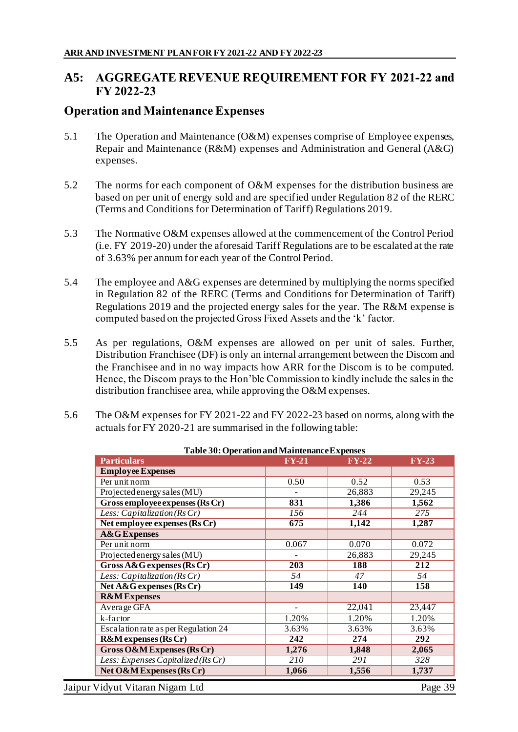# A5: AGGREGATE REVENUE REQUIREMENT FOR FY 2021-22 and FY 2022-23

## Operation and Maintenance Expenses

5.1 The Operation and Maintenance (O&M) expenses comprise of Employee expenses, Repair and Maintenance (R&M) expenses and Administration and General (A&G) expenses.

5.2 The norms for each component of O&M expenses for the distribution business are based on per unit of energy sold and are specified under Regulation 82 of the RERC (Terms and Conditions for Determination of Tariff) Regulations 2019.

5.3 The Normative O&M expenses allowed at the commencement of the Control Period (i.e. FY 2019-20) under the aforesaid Tariff Regulations are to be escalated at the rate of 3.63% per annum for each year of the Control Period.

5.4 The employee and A&G expenses are determined by multiplying the norms specified in Regulation 82 of the RERC (Terms and Conditions for Determination of Tariff) Regulations 2019 and the projected energy sales for the year. The R&M expense is computed based on the projected Gross Fixed Assets and the 'k' factor.

5.5 As per regulations, O&M expenses are allowed on per unit of sales. Further, Distribution Franchisee (DF) is only an internal arrangement between the Discom and the Franchisee and in no way impacts how ARR for the Discom is to be computed. Hence, the Discom prays to the Hon'ble Commission to kindly include the sales in the distribution franchisee area, while approving the O&M expenses.

5.6 The O&M expenses for FY 2021-22 and FY 2022-23 based on norms, along with the actuals for FY 2020-21 are summarised in the following table:

**Table 30: Operation and Maintenance Expenses**

| Particulars | FY-21 | FY-22 | FY-23 |
|---|---|---|---|
| **Employee Expenses** | | | |
| Per unit norm | 0.50 | 0.52 | 0.53 |
| Projected energy sales (MU) | - | 26,883 | 29,245 |
| **Gross employee expenses (Rs Cr)** | **831** | **1,386** | **1,562** |
| *Less: Capitalization (Rs Cr)* | *156* | *244* | *275* |
| **Net employee expenses (Rs Cr)** | **675** | **1,142** | **1,287** |
| **A&G Expenses** | | | |
| Per unit norm | 0.067 | 0.070 | 0.072 |
| Projected energy sales (MU) | - | 26,883 | 29,245 |
| **Gross A&G expenses (Rs Cr)** | **203** | **188** | **212** |
| *Less: Capitalization (Rs Cr)* | *54* | *47* | *54* |
| **Net A&G expenses (Rs Cr)** | **149** | **140** | **158** |
| **R&M Expenses** | | | |
| Average GFA | - | 22,041 | 23,447 |
| k-factor | 1.20% | 1.20% | 1.20% |
| Escalation rate as per Regulation 24 | 3.63% | 3.63% | 3.63% |
| **R&M expenses (Rs Cr)** | **242** | **274** | **292** |
| **Gross O&M Expenses (Rs Cr)** | **1,276** | **1,848** | **2,065** |
| *Less: Expenses Capitalized (Rs Cr)* | *210* | *291* | *328* |
| **Net O&M Expenses (Rs Cr)** | **1,066** | **1,556** | **1,737** |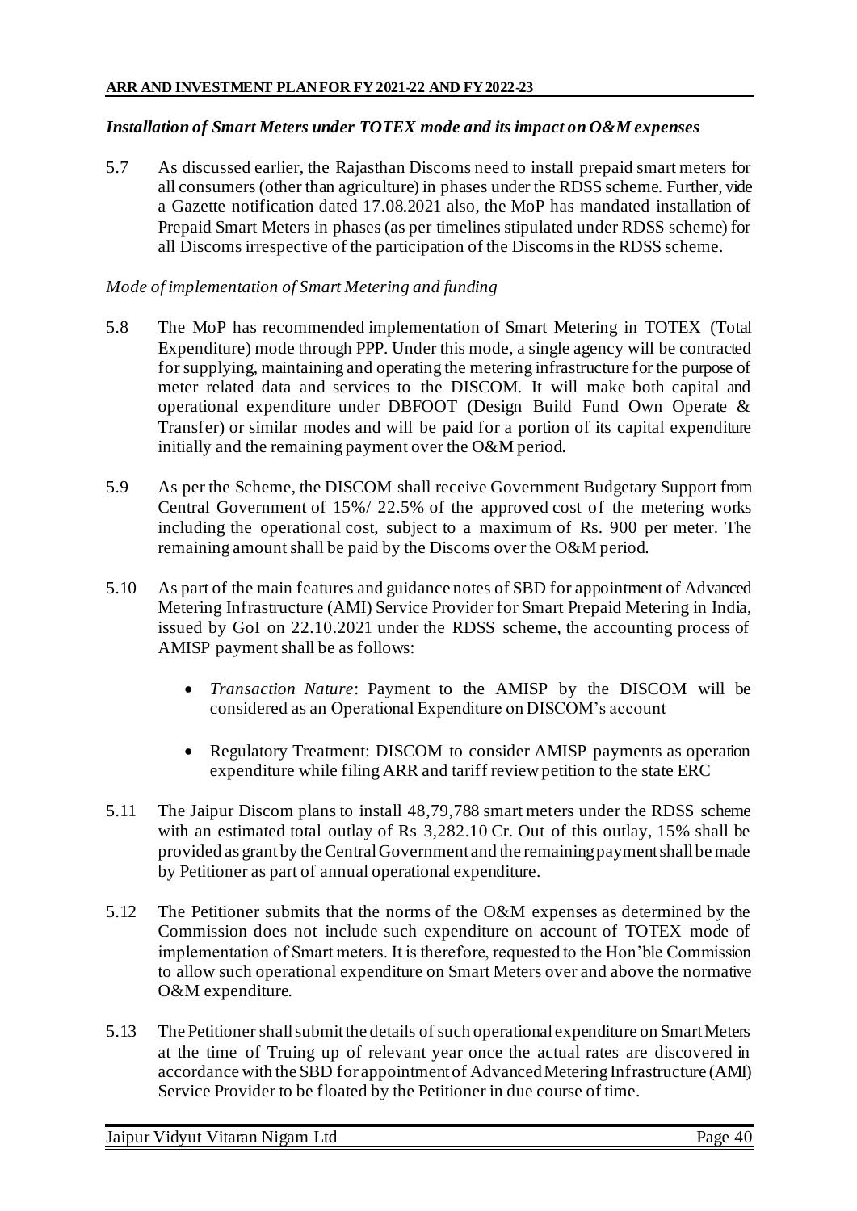***Installation of Smart Meters under TOTEX mode and its impact on O&M expenses***

5.7 As discussed earlier, the Rajasthan Discoms need to install prepaid smart meters for all consumers (other than agriculture) in phases under the RDSS scheme. Further, vide a Gazette notification dated 17.08.2021 also, the MoP has mandated installation of Prepaid Smart Meters in phases (as per timelines stipulated under RDSS scheme) for all Discoms irrespective of the participation of the Discoms in the RDSS scheme.

*Mode of implementation of Smart Metering and funding*

5.8 The MoP has recommended implementation of Smart Metering in TOTEX (Total Expenditure) mode through PPP. Under this mode, a single agency will be contracted for supplying, maintaining and operating the metering infrastructure for the purpose of meter related data and services to the DISCOM. It will make both capital and operational expenditure under DBFOOT (Design Build Fund Own Operate & Transfer) or similar modes and will be paid for a portion of its capital expenditure initially and the remaining payment over the O&M period.

5.9 As per the Scheme, the DISCOM shall receive Government Budgetary Support from Central Government of 15%/ 22.5% of the approved cost of the metering works including the operational cost, subject to a maximum of Rs. 900 per meter. The remaining amount shall be paid by the Discoms over the O&M period.

5.10 As part of the main features and guidance notes of SBD for appointment of Advanced Metering Infrastructure (AMI) Service Provider for Smart Prepaid Metering in India, issued by GoI on 22.10.2021 under the RDSS scheme, the accounting process of AMISP payment shall be as follows:

- *Transaction Nature*: Payment to the AMISP by the DISCOM will be considered as an Operational Expenditure on DISCOM's account
- Regulatory Treatment: DISCOM to consider AMISP payments as operation expenditure while filing ARR and tariff review petition to the state ERC

5.11 The Jaipur Discom plans to install 48,79,788 smart meters under the RDSS scheme with an estimated total outlay of Rs 3,282.10 Cr. Out of this outlay, 15% shall be provided as grant by the Central Government and the remaining payment shall be made by Petitioner as part of annual operational expenditure.

5.12 The Petitioner submits that the norms of the O&M expenses as determined by the Commission does not include such expenditure on account of TOTEX mode of implementation of Smart meters. It is therefore, requested to the Hon'ble Commission to allow such operational expenditure on Smart Meters over and above the normative O&M expenditure.

5.13 The Petitioner shall submit the details of such operational expenditure on Smart Meters at the time of Truing up of relevant year once the actual rates are discovered in accordance with the SBD for appointment of Advanced Metering Infrastructure (AMI) Service Provider to be floated by the Petitioner in due course of time.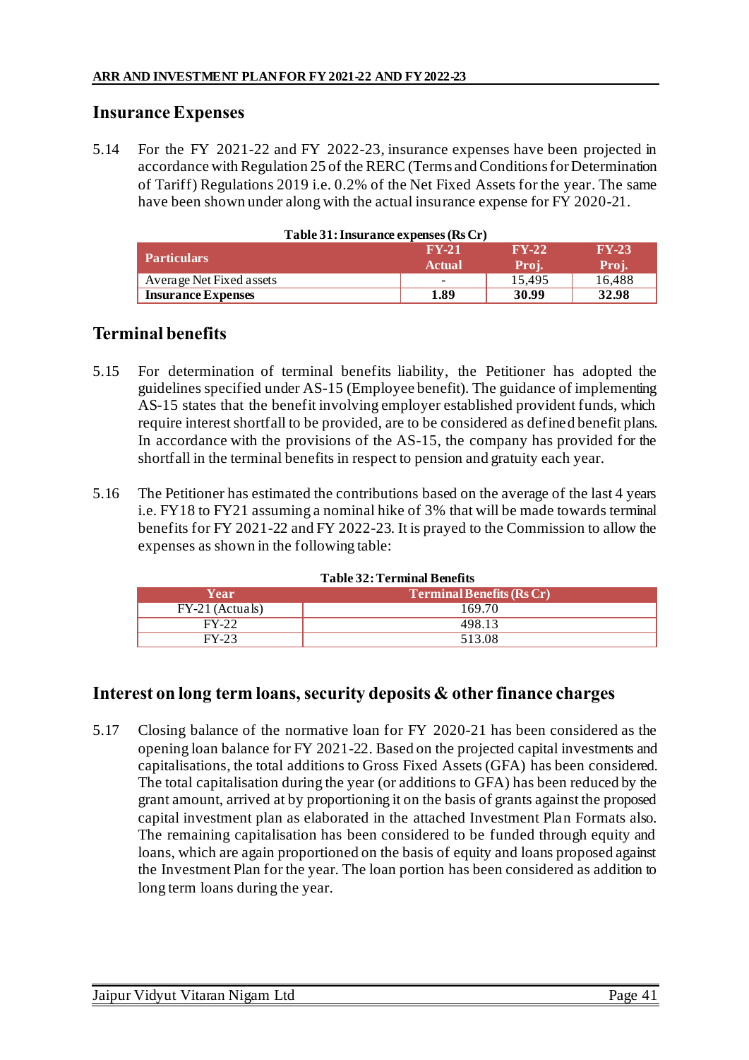## Insurance Expenses

5.14 For the FY 2021-22 and FY 2022-23, insurance expenses have been projected in accordance with Regulation 25 of the RERC (Terms and Conditions for Determination of Tariff) Regulations 2019 i.e. 0.2% of the Net Fixed Assets for the year. The same have been shown under along with the actual insurance expense for FY 2020-21.

**Table 31: Insurance expenses (Rs Cr)**

| Particulars | FY-21 Actual | FY-22 Proj. | FY-23 Proj. |
|---|---|---|---|
| Average Net Fixed assets | - | 15,495 | 16,488 |
| **Insurance Expenses** | **1.89** | **30.99** | **32.98** |

## Terminal benefits

5.15 For determination of terminal benefits liability, the Petitioner has adopted the guidelines specified under AS-15 (Employee benefit). The guidance of implementing AS-15 states that the benefit involving employer established provident funds, which require interest shortfall to be provided, are to be considered as defined benefit plans. In accordance with the provisions of the AS-15, the company has provided for the shortfall in the terminal benefits in respect to pension and gratuity each year.

5.16 The Petitioner has estimated the contributions based on the average of the last 4 years i.e. FY18 to FY21 assuming a nominal hike of 3% that will be made towards terminal benefits for FY 2021-22 and FY 2022-23. It is prayed to the Commission to allow the expenses as shown in the following table:

**Table 32: Terminal Benefits**

| Year | Terminal Benefits (Rs Cr) |
|---|---|
| FY-21 (Actuals) | 169.70 |
| FY-22 | 498.13 |
| FY-23 | 513.08 |

## Interest on long term loans, security deposits & other finance charges

5.17 Closing balance of the normative loan for FY 2020-21 has been considered as the opening loan balance for FY 2021-22. Based on the projected capital investments and capitalisations, the total additions to Gross Fixed Assets (GFA) has been considered. The total capitalisation during the year (or additions to GFA) has been reduced by the grant amount, arrived at by proportioning it on the basis of grants against the proposed capital investment plan as elaborated in the attached Investment Plan Formats also. The remaining capitalisation has been considered to be funded through equity and loans, which are again proportioned on the basis of equity and loans proposed against the Investment Plan for the year. The loan portion has been considered as addition to long term loans during the year.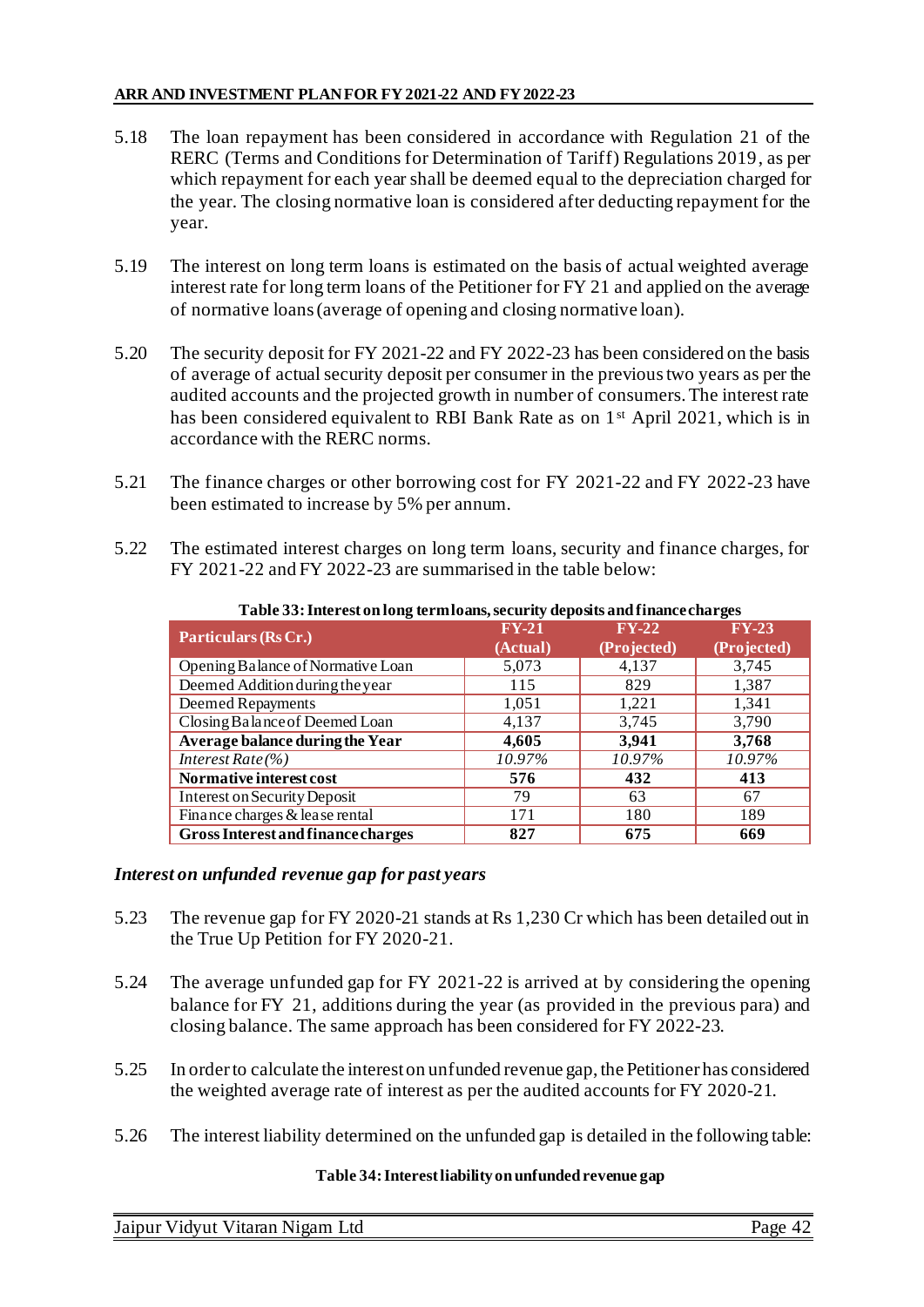5.18 The loan repayment has been considered in accordance with Regulation 21 of the RERC (Terms and Conditions for Determination of Tariff) Regulations 2019, as per which repayment for each year shall be deemed equal to the depreciation charged for the year. The closing normative loan is considered after deducting repayment for the year.

5.19 The interest on long term loans is estimated on the basis of actual weighted average interest rate for long term loans of the Petitioner for FY 21 and applied on the average of normative loans (average of opening and closing normative loan).

5.20 The security deposit for FY 2021-22 and FY 2022-23 has been considered on the basis of average of actual security deposit per consumer in the previous two years as per the audited accounts and the projected growth in number of consumers. The interest rate has been considered equivalent to RBI Bank Rate as on 1st April 2021, which is in accordance with the RERC norms.

5.21 The finance charges or other borrowing cost for FY 2021-22 and FY 2022-23 have been estimated to increase by 5% per annum.

5.22 The estimated interest charges on long term loans, security and finance charges, for FY 2021-22 and FY 2022-23 are summarised in the table below:

**Table 33: Interest on long term loans, security deposits and finance charges**

| Particulars (Rs Cr.) | FY-21 (Actual) | FY-22 (Projected) | FY-23 (Projected) |
|---|---|---|---|
| Opening Balance of Normative Loan | 5,073 | 4,137 | 3,745 |
| Deemed Addition during the year | 115 | 829 | 1,387 |
| Deemed Repayments | 1,051 | 1,221 | 1,341 |
| Closing Balance of Deemed Loan | 4,137 | 3,745 | 3,790 |
| **Average balance during the Year** | **4,605** | **3,941** | **3,768** |
| *Interest Rate (%)* | *10.97%* | *10.97%* | *10.97%* |
| **Normative interest cost** | **576** | **432** | **413** |
| Interest on Security Deposit | 79 | 63 | 67 |
| Finance charges & lease rental | 171 | 180 | 189 |
| **Gross Interest and finance charges** | **827** | **675** | **669** |

### *Interest on unfunded revenue gap for past years*

5.23 The revenue gap for FY 2020-21 stands at Rs 1,230 Cr which has been detailed out in the True Up Petition for FY 2020-21.

5.24 The average unfunded gap for FY 2021-22 is arrived at by considering the opening balance for FY 21, additions during the year (as provided in the previous para) and closing balance. The same approach has been considered for FY 2022-23.

5.25 In order to calculate the interest on unfunded revenue gap, the Petitioner has considered the weighted average rate of interest as per the audited accounts for FY 2020-21.

5.26 The interest liability determined on the unfunded gap is detailed in the following table:

**Table 34: Interest liability on unfunded revenue gap**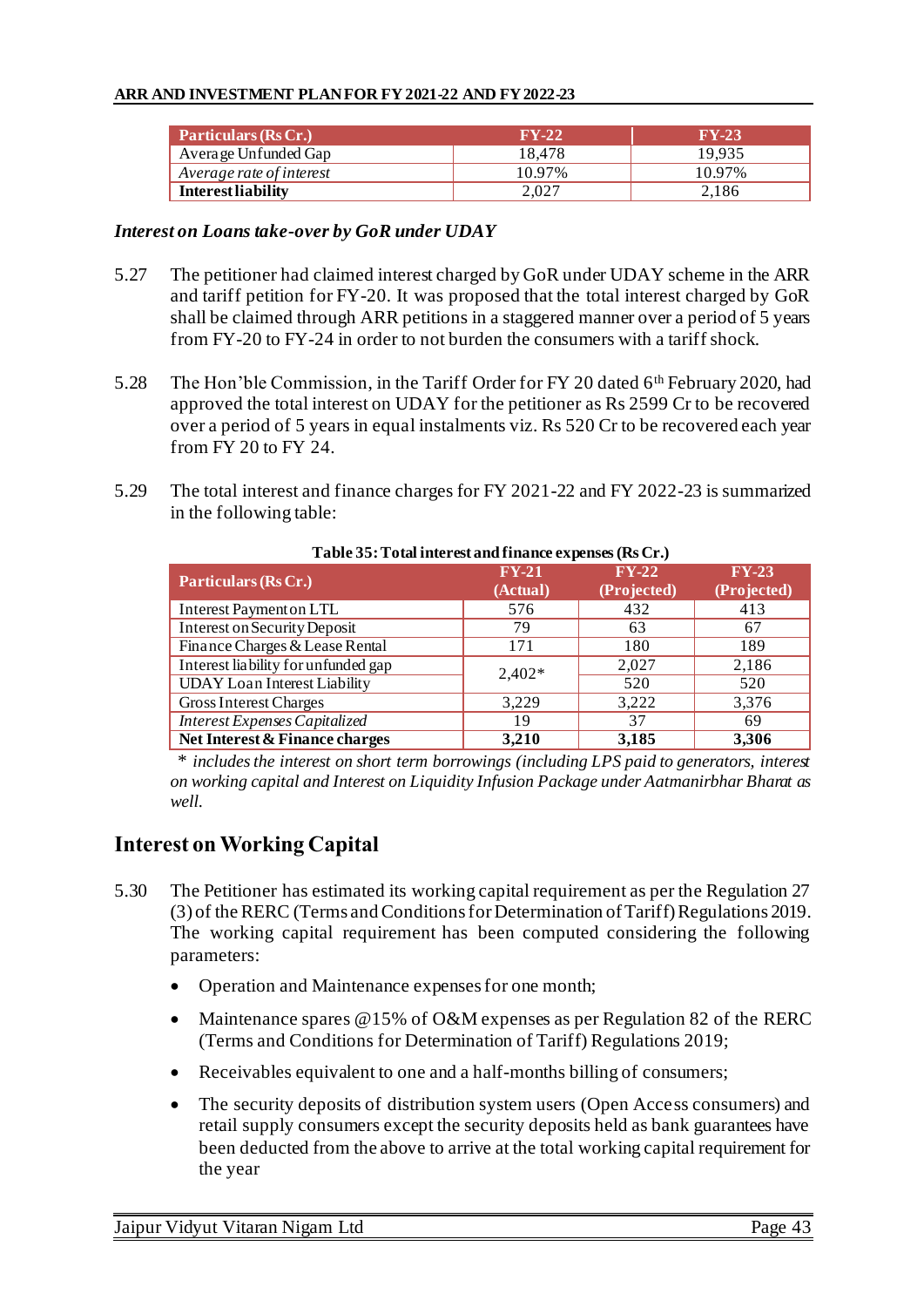| Particulars (Rs Cr.) | FY-22 | FY-23 |
|---|---|---|
| Average Unfunded Gap | 18,478 | 19,935 |
| *Average rate of interest* | 10.97% | 10.97% |
| **Interest liability** | 2,027 | 2,186 |

***Interest on Loans take-over by GoR under UDAY***

5.27 The petitioner had claimed interest charged by GoR under UDAY scheme in the ARR and tariff petition for FY-20. It was proposed that the total interest charged by GoR shall be claimed through ARR petitions in a staggered manner over a period of 5 years from FY-20 to FY-24 in order to not burden the consumers with a tariff shock.

5.28 The Hon'ble Commission, in the Tariff Order for FY 20 dated 6th February 2020, had approved the total interest on UDAY for the petitioner as Rs 2599 Cr to be recovered over a period of 5 years in equal instalments viz. Rs 520 Cr to be recovered each year from FY 20 to FY 24.

5.29 The total interest and finance charges for FY 2021-22 and FY 2022-23 is summarized in the following table:

**Table 35: Total interest and finance expenses (Rs Cr.)**

| Particulars (Rs Cr.) | FY-21 (Actual) | FY-22 (Projected) | FY-23 (Projected) |
|---|---|---|---|
| Interest Payment on LTL | 576 | 432 | 413 |
| Interest on Security Deposit | 79 | 63 | 67 |
| Finance Charges & Lease Rental | 171 | 180 | 189 |
| Interest liability for unfunded gap | 2,402* | 2,027 | 2,186 |
| UDAY Loan Interest Liability | | 520 | 520 |
| Gross Interest Charges | 3,229 | 3,222 | 3,376 |
| *Interest Expenses Capitalized* | 19 | 37 | 69 |
| **Net Interest & Finance charges** | **3,210** | **3,185** | **3,306** |

\* *includes the interest on short term borrowings (including LPS paid to generators, interest on working capital and Interest on Liquidity Infusion Package under Aatmanirbhar Bharat as well.*

## Interest on Working Capital

5.30 The Petitioner has estimated its working capital requirement as per the Regulation 27 (3) of the RERC (Terms and Conditions for Determination of Tariff) Regulations 2019. The working capital requirement has been computed considering the following parameters:

- Operation and Maintenance expenses for one month;
- Maintenance spares @15% of O&M expenses as per Regulation 82 of the RERC (Terms and Conditions for Determination of Tariff) Regulations 2019;
- Receivables equivalent to one and a half-months billing of consumers;
- The security deposits of distribution system users (Open Access consumers) and retail supply consumers except the security deposits held as bank guarantees have been deducted from the above to arrive at the total working capital requirement for the year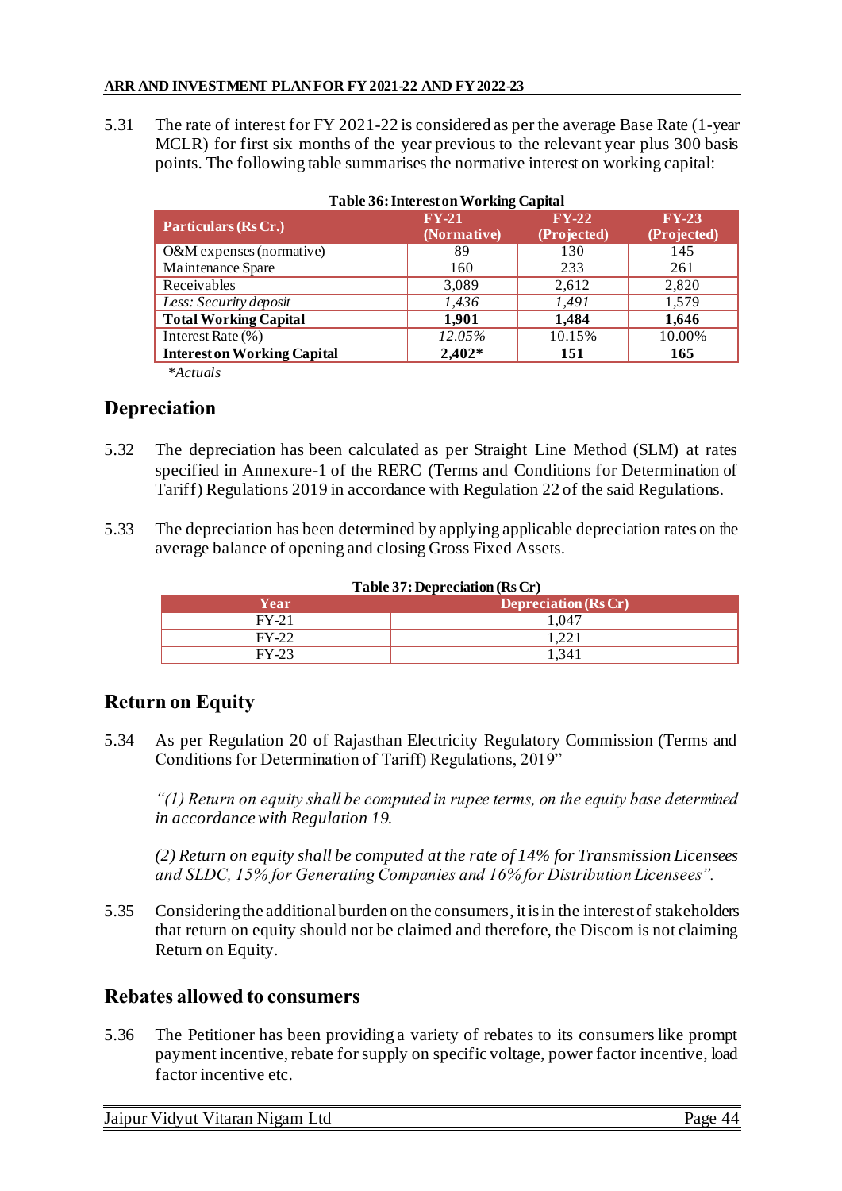5.31 The rate of interest for FY 2021-22 is considered as per the average Base Rate (1-year MCLR) for first six months of the year previous to the relevant year plus 300 basis points. The following table summarises the normative interest on working capital:

**Table 36: Interest on Working Capital**

| Particulars (Rs Cr.) | FY-21 (Normative) | FY-22 (Projected) | FY-23 (Projected) |
|---|---|---|---|
| O&M expenses (normative) | 89 | 130 | 145 |
| Maintenance Spare | 160 | 233 | 261 |
| Receivables | 3,089 | 2,612 | 2,820 |
| *Less: Security deposit* | *1,436* | *1,491* | 1,579 |
| **Total Working Capital** | **1,901** | **1,484** | **1,646** |
| Interest Rate (%) | *12.05%* | 10.15% | 10.00% |
| **Interest on Working Capital** | **2,402*** | **151** | **165** |

*\*Actuals*

## Depreciation

5.32 The depreciation has been calculated as per Straight Line Method (SLM) at rates specified in Annexure-1 of the RERC (Terms and Conditions for Determination of Tariff) Regulations 2019 in accordance with Regulation 22 of the said Regulations.

5.33 The depreciation has been determined by applying applicable depreciation rates on the average balance of opening and closing Gross Fixed Assets.

**Table 37: Depreciation (Rs Cr)**

| Year | Depreciation (Rs Cr) |
|---|---|
| FY-21 | 1,047 |
| FY-22 | 1,221 |
| FY-23 | 1,341 |

## Return on Equity

5.34 As per Regulation 20 of Rajasthan Electricity Regulatory Commission (Terms and Conditions for Determination of Tariff) Regulations, 2019"

*"(1) Return on equity shall be computed in rupee terms, on the equity base determined in accordance with Regulation 19.*

*(2) Return on equity shall be computed at the rate of 14% for Transmission Licensees and SLDC, 15% for Generating Companies and 16% for Distribution Licensees".*

5.35 Considering the additional burden on the consumers, it is in the interest of stakeholders that return on equity should not be claimed and therefore, the Discom is not claiming Return on Equity.

## Rebates allowed to consumers

5.36 The Petitioner has been providing a variety of rebates to its consumers like prompt payment incentive, rebate for supply on specific voltage, power factor incentive, load factor incentive etc.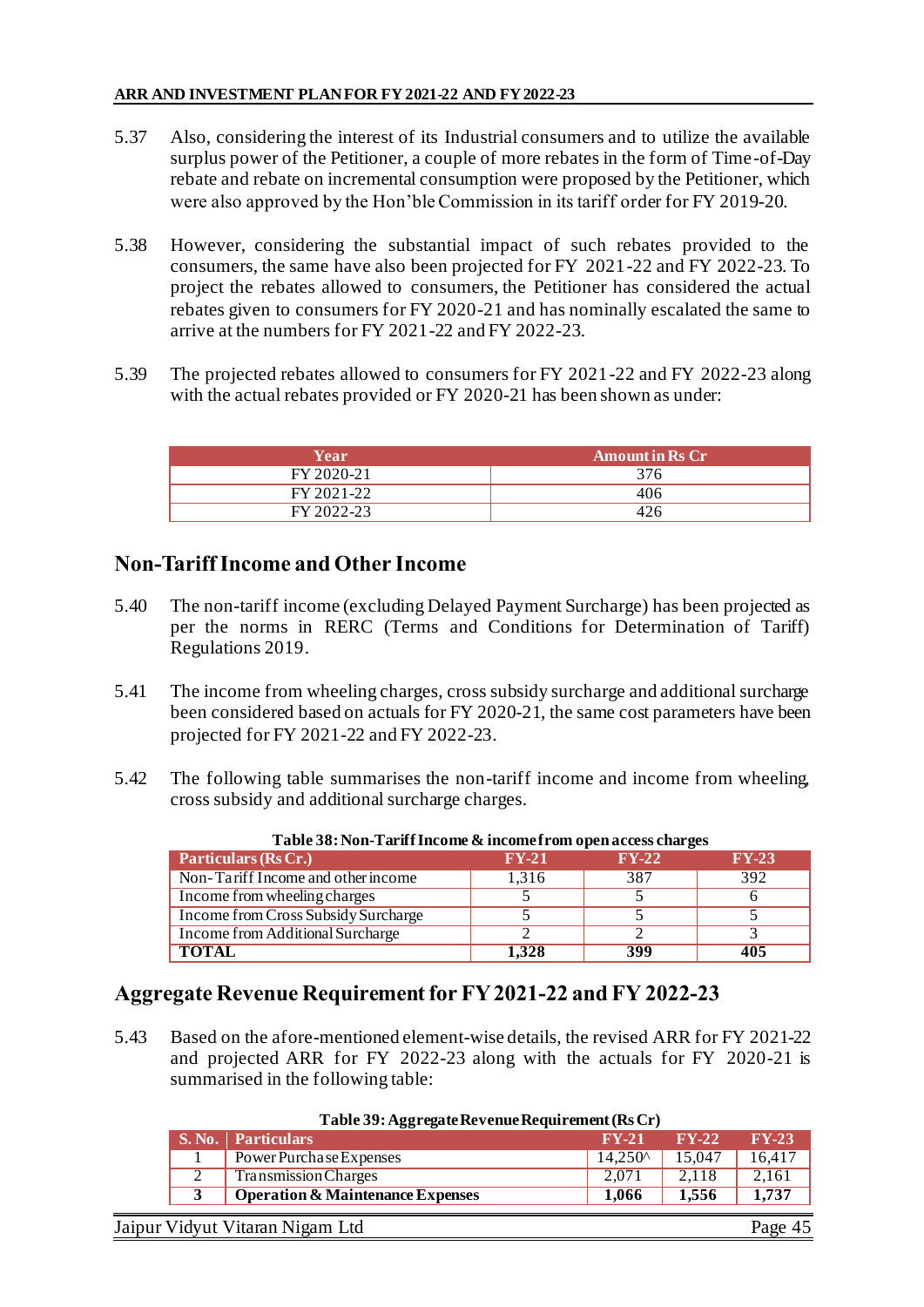5.37 Also, considering the interest of its Industrial consumers and to utilize the available surplus power of the Petitioner, a couple of more rebates in the form of Time-of-Day rebate and rebate on incremental consumption were proposed by the Petitioner, which were also approved by the Hon'ble Commission in its tariff order for FY 2019-20.

5.38 However, considering the substantial impact of such rebates provided to the consumers, the same have also been projected for FY 2021-22 and FY 2022-23. To project the rebates allowed to consumers, the Petitioner has considered the actual rebates given to consumers for FY 2020-21 and has nominally escalated the same to arrive at the numbers for FY 2021-22 and FY 2022-23.

5.39 The projected rebates allowed to consumers for FY 2021-22 and FY 2022-23 along with the actual rebates provided or FY 2020-21 has been shown as under:

| Year | Amount in Rs Cr |
|---|---|
| FY 2020-21 | 376 |
| FY 2021-22 | 406 |
| FY 2022-23 | 426 |

## Non-Tariff Income and Other Income

5.40 The non-tariff income (excluding Delayed Payment Surcharge) has been projected as per the norms in RERC (Terms and Conditions for Determination of Tariff) Regulations 2019.

5.41 The income from wheeling charges, cross subsidy surcharge and additional surcharge been considered based on actuals for FY 2020-21, the same cost parameters have been projected for FY 2021-22 and FY 2022-23.

5.42 The following table summarises the non-tariff income and income from wheeling, cross subsidy and additional surcharge charges.

**Table 38: Non-Tariff Income & income from open access charges**

| Particulars (Rs Cr.) | FY-21 | FY-22 | FY-23 |
|---|---|---|---|
| Non-Tariff Income and other income | 1,316 | 387 | 392 |
| Income from wheeling charges | 5 | 5 | 6 |
| Income from Cross Subsidy Surcharge | 5 | 5 | 5 |
| Income from Additional Surcharge | 2 | 2 | 3 |
| **TOTAL** | **1,328** | **399** | **405** |

## Aggregate Revenue Requirement for FY 2021-22 and FY 2022-23

5.43 Based on the afore-mentioned element-wise details, the revised ARR for FY 2021-22 and projected ARR for FY 2022-23 along with the actuals for FY 2020-21 is summarised in the following table:

**Table 39: Aggregate Revenue Requirement (Rs Cr)**

| S. No. | Particulars | FY-21 | FY-22 | FY-23 |
|---|---|---|---|---|
| 1 | Power Purchase Expenses | 14,250^ | 15,047 | 16,417 |
| 2 | Transmission Charges | 2,071 | 2,118 | 2,161 |
| **3** | **Operation & Maintenance Expenses** | **1,066** | **1,556** | **1,737** |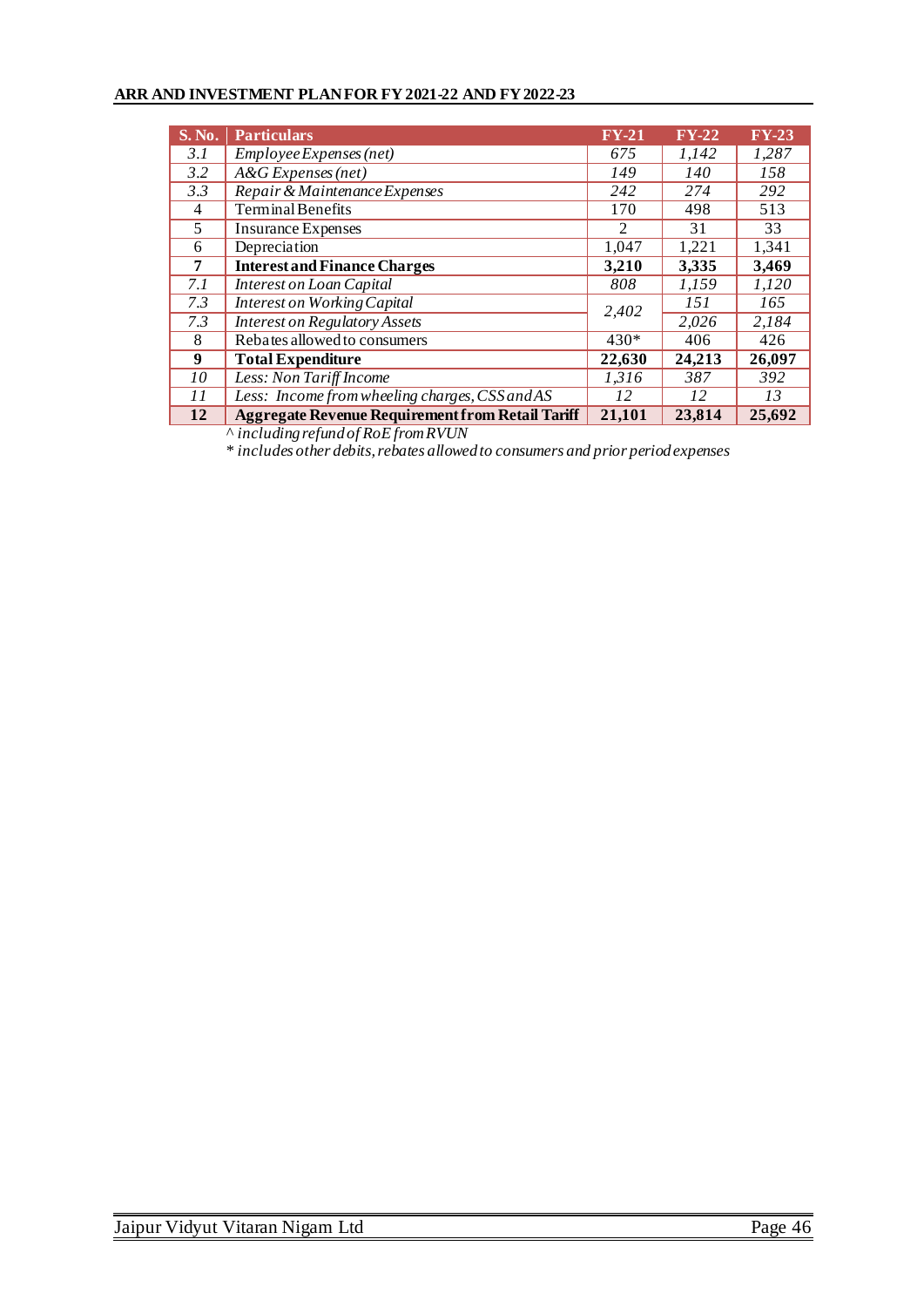| S. No. | Particulars | FY-21 | FY-22 | FY-23 |
|---|---|---|---|---|
| *3.1* | *Employee Expenses (net)* | *675* | *1,142* | *1,287* |
| *3.2* | *A&G Expenses (net)* | *149* | *140* | *158* |
| *3.3* | *Repair & Maintenance Expenses* | *242* | *274* | *292* |
| 4 | Terminal Benefits | 170 | 498 | 513 |
| 5 | Insurance Expenses | 2 | 31 | 33 |
| 6 | Depreciation | 1,047 | 1,221 | 1,341 |
| **7** | **Interest and Finance Charges** | **3,210** | **3,335** | **3,469** |
| *7.1* | *Interest on Loan Capital* | *808* | *1,159* | *1,120* |
| *7.3* | *Interest on Working Capital* | *2,402* | *151* | *165* |
| *7.3* | *Interest on Regulatory Assets* | | *2,026* | *2,184* |
| 8 | Rebates allowed to consumers | 430* | 406 | 426 |
| **9** | **Total Expenditure** | **22,630** | **24,213** | **26,097** |
| *10* | *Less: Non Tariff Income* | *1,316* | *387* | *392* |
| *11* | *Less: Income from wheeling charges, CSS and AS* | *12* | *12* | *13* |
| **12** | **Aggregate Revenue Requirement from Retail Tariff** | **21,101** | **23,814** | **25,692** |

*^ including refund of RoE from RVUN*

*\* includes other debits, rebates allowed to consumers and prior period expenses*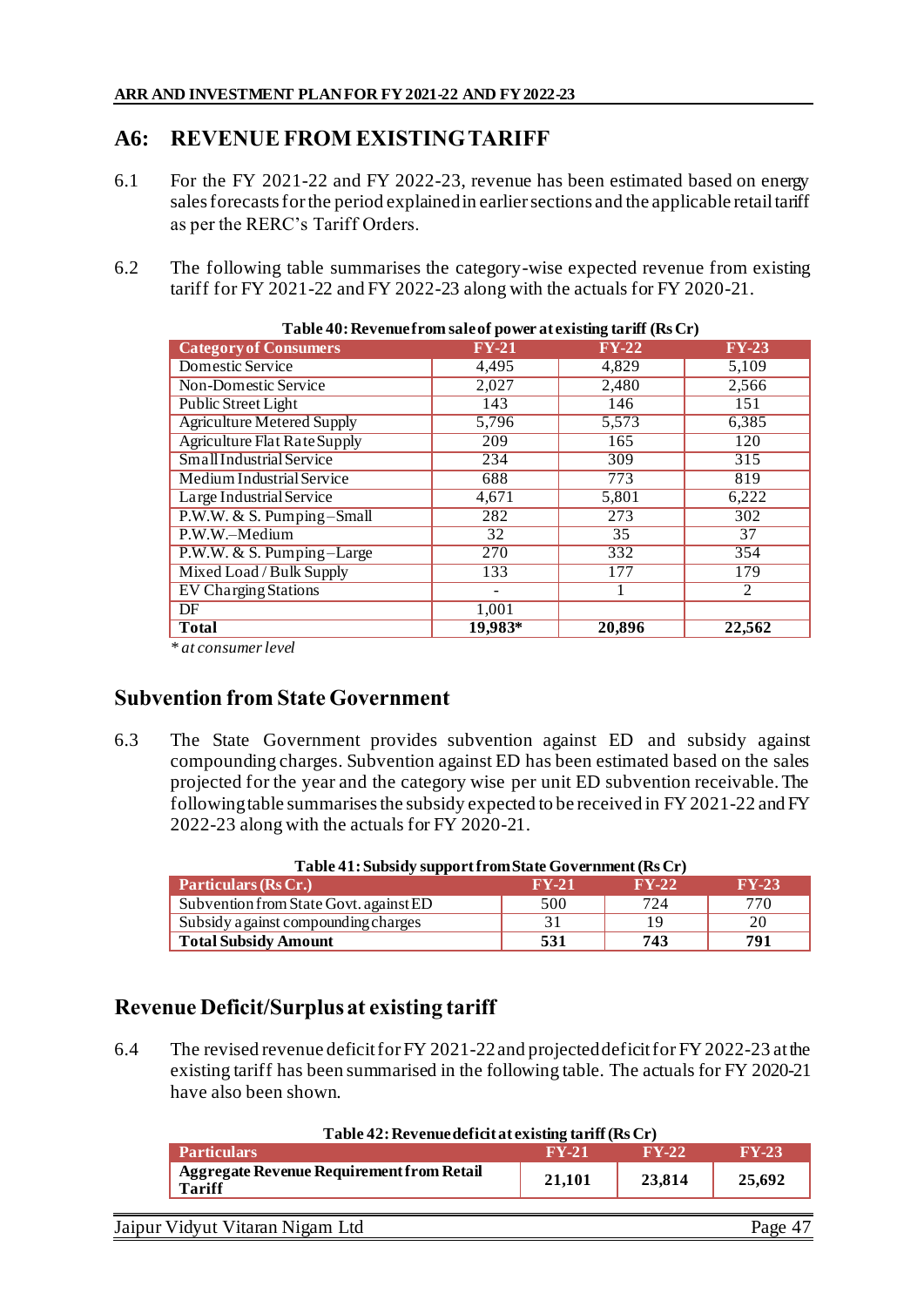## A6: REVENUE FROM EXISTING TARIFF

6.1 For the FY 2021-22 and FY 2022-23, revenue has been estimated based on energy sales forecasts for the period explained in earlier sections and the applicable retail tariff as per the RERC's Tariff Orders.

6.2 The following table summarises the category-wise expected revenue from existing tariff for FY 2021-22 and FY 2022-23 along with the actuals for FY 2020-21.

**Table 40: Revenue from sale of power at existing tariff (Rs Cr)**

| Category of Consumers | FY-21 | FY-22 | FY-23 |
|---|---|---|---|
| Domestic Service | 4,495 | 4,829 | 5,109 |
| Non-Domestic Service | 2,027 | 2,480 | 2,566 |
| Public Street Light | 143 | 146 | 151 |
| Agriculture Metered Supply | 5,796 | 5,573 | 6,385 |
| Agriculture Flat Rate Supply | 209 | 165 | 120 |
| Small Industrial Service | 234 | 309 | 315 |
| Medium Industrial Service | 688 | 773 | 819 |
| Large Industrial Service | 4,671 | 5,801 | 6,222 |
| P.W.W. & S. Pumping – Small | 282 | 273 | 302 |
| P.W.W. – Medium | 32 | 35 | 37 |
| P.W.W. & S. Pumping – Large | 270 | 332 | 354 |
| Mixed Load / Bulk Supply | 133 | 177 | 179 |
| EV Charging Stations | - | 1 | 2 |
| DF | 1,001 | | |
| **Total** | **19,983*** | **20,896** | **22,562** |

*\* at consumer level*

## Subvention from State Government

6.3 The State Government provides subvention against ED and subsidy against compounding charges. Subvention against ED has been estimated based on the sales projected for the year and the category wise per unit ED subvention receivable. The following table summarises the subsidy expected to be received in FY 2021-22 and FY 2022-23 along with the actuals for FY 2020-21.

**Table 41: Subsidy support from State Government (Rs Cr)**

| Particulars (Rs Cr.) | FY-21 | FY-22 | FY-23 |
|---|---|---|---|
| Subvention from State Govt. against ED | 500 | 724 | 770 |
| Subsidy against compounding charges | 31 | 19 | 20 |
| **Total Subsidy Amount** | **531** | **743** | **791** |

## Revenue Deficit/Surplus at existing tariff

6.4 The revised revenue deficit for FY 2021-22 and projected deficit for FY 2022-23 at the existing tariff has been summarised in the following table. The actuals for FY 2020-21 have also been shown.

**Table 42: Revenue deficit at existing tariff (Rs Cr)**

| Particulars | FY-21 | FY-22 | FY-23 |
|---|---|---|---|
| **Aggregate Revenue Requirement from Retail Tariff** | **21,101** | **23,814** | **25,692** |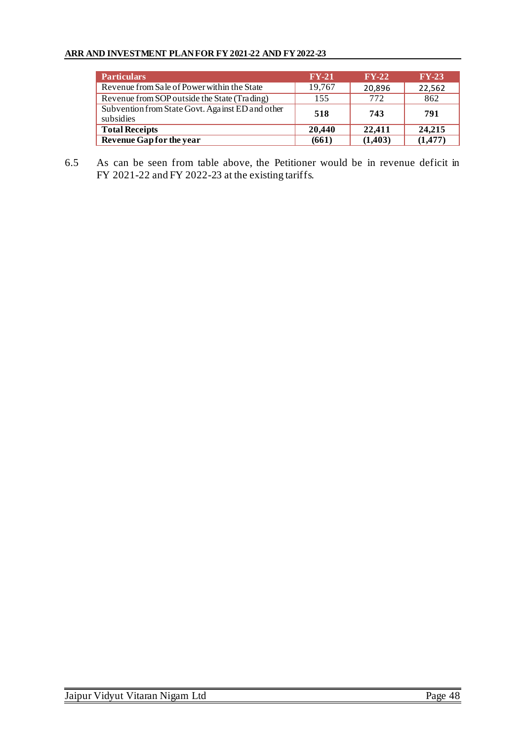| **Particulars** | **FY-21** | **FY-22** | **FY-23** |
|---|---|---|---|
| Revenue from Sale of Power within the State | 19,767 | 20,896 | 22,562 |
| Revenue from SOP outside the State (Trading) | 155 | 772 | 862 |
| Subvention from State Govt. Against ED and other subsidies | **518** | **743** | **791** |
| **Total Receipts** | **20,440** | **22,411** | **24,215** |
| **Revenue Gap for the year** | **(661)** | **(1,403)** | **(1,477)** |

6.5 As can be seen from table above, the Petitioner would be in revenue deficit in FY 2021-22 and FY 2022-23 at the existing tariffs.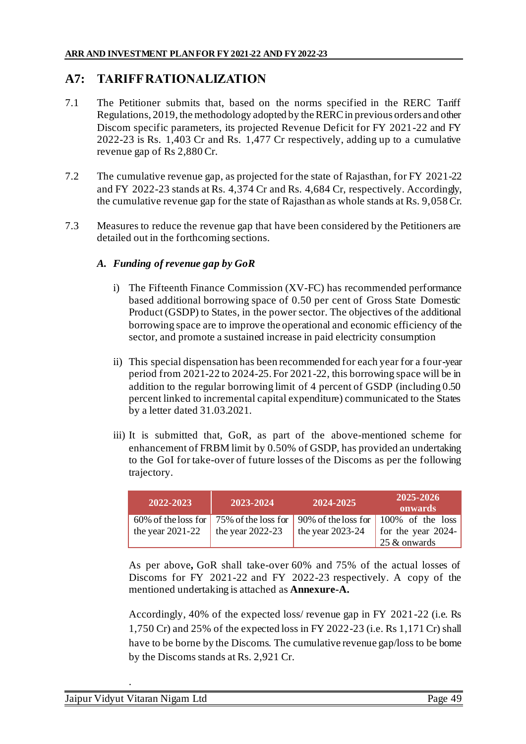## A7: TARIFF RATIONALIZATION

7.1 The Petitioner submits that, based on the norms specified in the RERC Tariff Regulations, 2019, the methodology adopted by the RERC in previous orders and other Discom specific parameters, its projected Revenue Deficit for FY 2021-22 and FY 2022-23 is Rs. 1,403 Cr and Rs. 1,477 Cr respectively, adding up to a cumulative revenue gap of Rs 2,880 Cr.

7.2 The cumulative revenue gap, as projected for the state of Rajasthan, for FY 2021-22 and FY 2022-23 stands at Rs. 4,374 Cr and Rs. 4,684 Cr, respectively. Accordingly, the cumulative revenue gap for the state of Rajasthan as whole stands at Rs. 9,058 Cr.

7.3 Measures to reduce the revenue gap that have been considered by the Petitioners are detailed out in the forthcoming sections.

### *A. Funding of revenue gap by GoR*

i) The Fifteenth Finance Commission (XV-FC) has recommended performance based additional borrowing space of 0.50 per cent of Gross State Domestic Product (GSDP) to States, in the power sector. The objectives of the additional borrowing space are to improve the operational and economic efficiency of the sector, and promote a sustained increase in paid electricity consumption

ii) This special dispensation has been recommended for each year for a four-year period from 2021-22 to 2024-25. For 2021-22, this borrowing space will be in addition to the regular borrowing limit of 4 percent of GSDP (including 0.50 percent linked to incremental capital expenditure) communicated to the States by a letter dated 31.03.2021.

iii) It is submitted that, GoR, as part of the above-mentioned scheme for enhancement of FRBM limit by 0.50% of GSDP, has provided an undertaking to the GoI for take-over of future losses of the Discoms as per the following trajectory.

| 2022-2023 | 2023-2024 | 2024-2025 | 2025-2026 onwards |
|---|---|---|---|
| 60% of the loss for the year 2021-22 | 75% of the loss for the year 2022-23 | 90% of the loss for the year 2023-24 | 100% of the loss for the year 2024-25 & onwards |

As per above**,** GoR shall take-over 60% and 75% of the actual losses of Discoms for FY 2021-22 and FY 2022-23 respectively. A copy of the mentioned undertaking is attached as **Annexure-A.**

Accordingly, 40% of the expected loss/ revenue gap in FY 2021-22 (i.e. Rs 1,750 Cr) and 25% of the expected loss in FY 2022-23 (i.e. Rs 1,171 Cr) shall have to be borne by the Discoms. The cumulative revenue gap/loss to be borne by the Discoms stands at Rs. 2,921 Cr.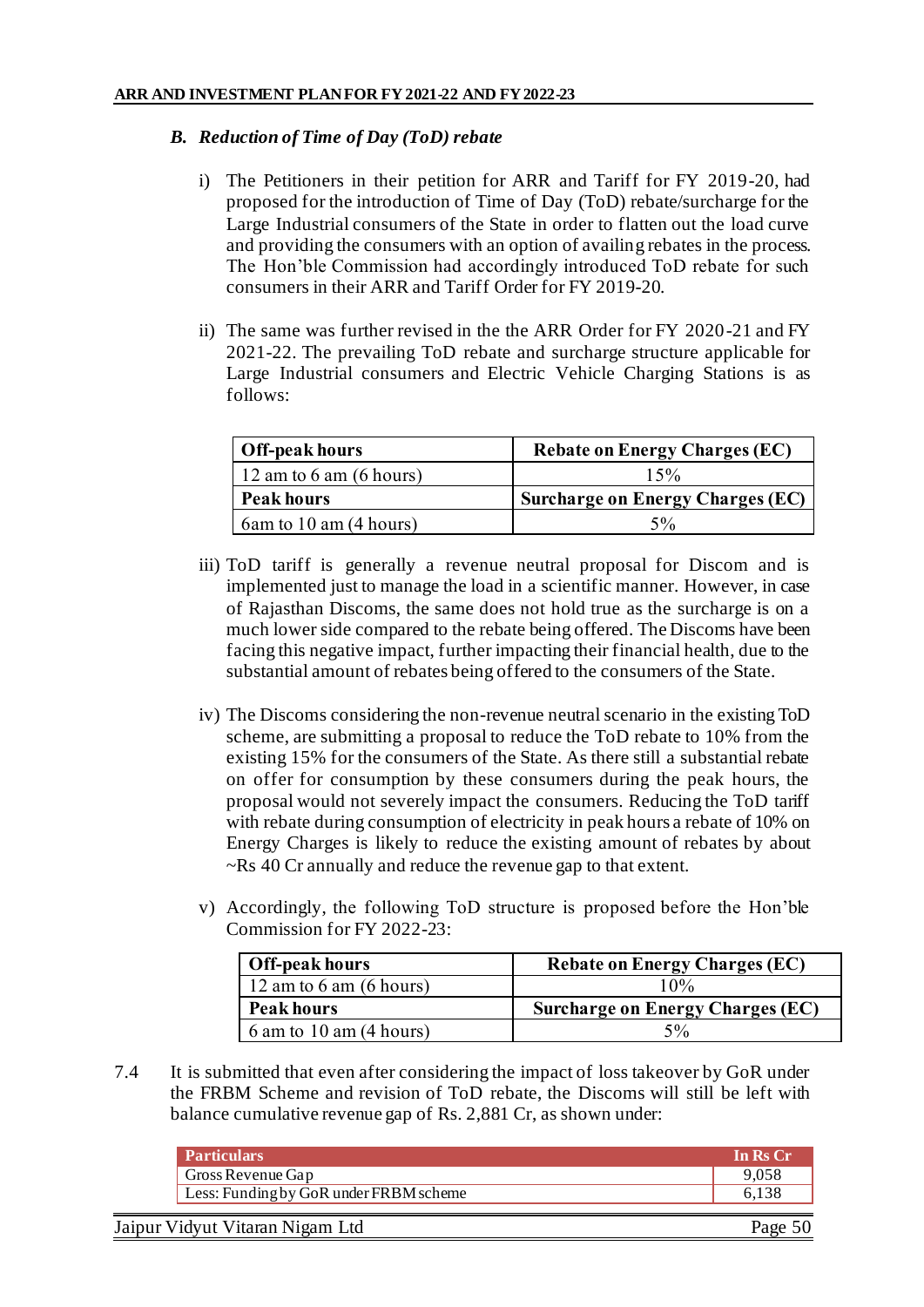### *B. Reduction of Time of Day (ToD) rebate*

i) The Petitioners in their petition for ARR and Tariff for FY 2019-20, had proposed for the introduction of Time of Day (ToD) rebate/surcharge for the Large Industrial consumers of the State in order to flatten out the load curve and providing the consumers with an option of availing rebates in the process. The Hon'ble Commission had accordingly introduced ToD rebate for such consumers in their ARR and Tariff Order for FY 2019-20.

ii) The same was further revised in the the ARR Order for FY 2020-21 and FY 2021-22. The prevailing ToD rebate and surcharge structure applicable for Large Industrial consumers and Electric Vehicle Charging Stations is as follows:

| **Off-peak hours** | **Rebate on Energy Charges (EC)** |
|---|---|
| 12 am to 6 am (6 hours) | 15% |
| **Peak hours** | **Surcharge on Energy Charges (EC)** |
| 6am to 10 am (4 hours) | 5% |

iii) ToD tariff is generally a revenue neutral proposal for Discom and is implemented just to manage the load in a scientific manner. However, in case of Rajasthan Discoms, the same does not hold true as the surcharge is on a much lower side compared to the rebate being offered. The Discoms have been facing this negative impact, further impacting their financial health, due to the substantial amount of rebates being offered to the consumers of the State.

iv) The Discoms considering the non-revenue neutral scenario in the existing ToD scheme, are submitting a proposal to reduce the ToD rebate to 10% from the existing 15% for the consumers of the State. As there still a substantial rebate on offer for consumption by these consumers during the peak hours, the proposal would not severely impact the consumers. Reducing the ToD tariff with rebate during consumption of electricity in peak hours a rebate of 10% on Energy Charges is likely to reduce the existing amount of rebates by about ~Rs 40 Cr annually and reduce the revenue gap to that extent.

v) Accordingly, the following ToD structure is proposed before the Hon'ble Commission for FY 2022-23:

| **Off-peak hours** | **Rebate on Energy Charges (EC)** |
|---|---|
| 12 am to 6 am (6 hours) | 10% |
| **Peak hours** | **Surcharge on Energy Charges (EC)** |
| 6 am to 10 am (4 hours) | 5% |

7.4 It is submitted that even after considering the impact of loss takeover by GoR under the FRBM Scheme and revision of ToD rebate, the Discoms will still be left with balance cumulative revenue gap of Rs. 2,881 Cr, as shown under:

| Particulars | In Rs Cr |
|---|---|
| Gross Revenue Gap | 9,058 |
| Less: Funding by GoR under FRBM scheme | 6,138 |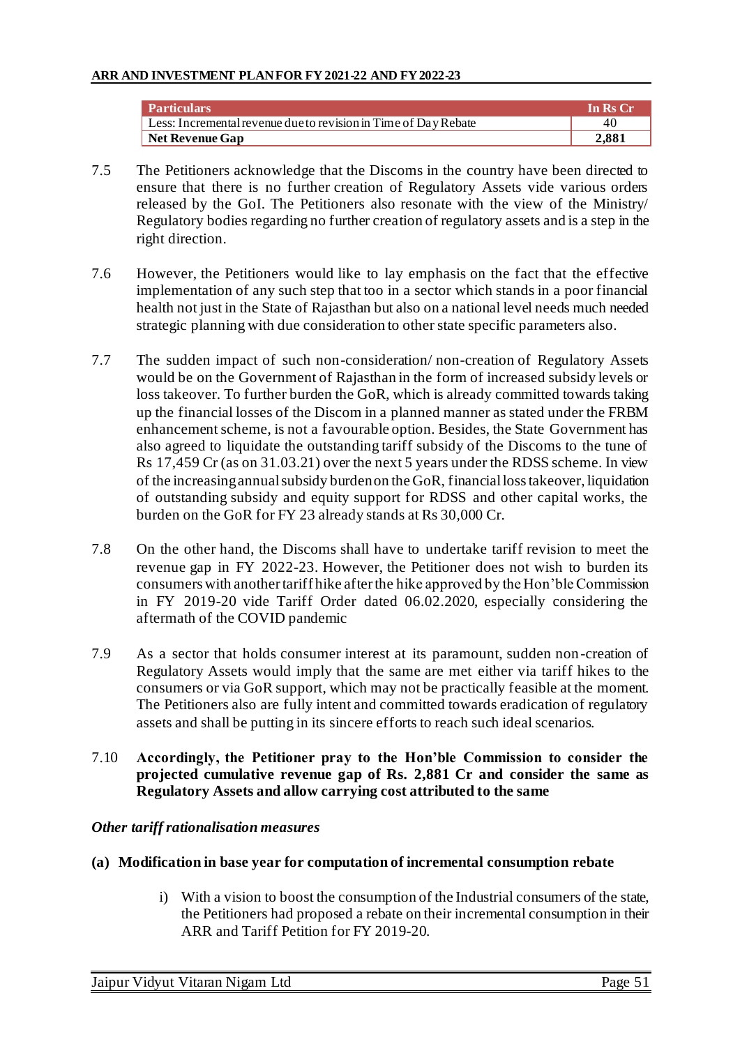| Particulars | In Rs Cr |
|---|---|
| Less: Incremental revenue due to revision in Time of Day Rebate | 40 |
| **Net Revenue Gap** | **2,881** |

7.5 The Petitioners acknowledge that the Discoms in the country have been directed to ensure that there is no further creation of Regulatory Assets vide various orders released by the GoI. The Petitioners also resonate with the view of the Ministry/ Regulatory bodies regarding no further creation of regulatory assets and is a step in the right direction.

7.6 However, the Petitioners would like to lay emphasis on the fact that the effective implementation of any such step that too in a sector which stands in a poor financial health not just in the State of Rajasthan but also on a national level needs much needed strategic planning with due consideration to other state specific parameters also.

7.7 The sudden impact of such non-consideration/ non-creation of Regulatory Assets would be on the Government of Rajasthan in the form of increased subsidy levels or loss takeover. To further burden the GoR, which is already committed towards taking up the financial losses of the Discom in a planned manner as stated under the FRBM enhancement scheme, is not a favourable option. Besides, the State Government has also agreed to liquidate the outstanding tariff subsidy of the Discoms to the tune of Rs 17,459 Cr (as on 31.03.21) over the next 5 years under the RDSS scheme. In view of the increasing annual subsidy burden on the GoR, financial loss takeover, liquidation of outstanding subsidy and equity support for RDSS and other capital works, the burden on the GoR for FY 23 already stands at Rs 30,000 Cr.

7.8 On the other hand, the Discoms shall have to undertake tariff revision to meet the revenue gap in FY 2022-23. However, the Petitioner does not wish to burden its consumers with another tariff hike after the hike approved by the Hon'ble Commission in FY 2019-20 vide Tariff Order dated 06.02.2020, especially considering the aftermath of the COVID pandemic

7.9 As a sector that holds consumer interest at its paramount, sudden non-creation of Regulatory Assets would imply that the same are met either via tariff hikes to the consumers or via GoR support, which may not be practically feasible at the moment. The Petitioners also are fully intent and committed towards eradication of regulatory assets and shall be putting in its sincere efforts to reach such ideal scenarios.

7.10 **Accordingly, the Petitioner pray to the Hon'ble Commission to consider the projected cumulative revenue gap of Rs. 2,881 Cr and consider the same as Regulatory Assets and allow carrying cost attributed to the same**

*Other tariff rationalisation measures*

**(a) Modification in base year for computation of incremental consumption rebate**

i) With a vision to boost the consumption of the Industrial consumers of the state, the Petitioners had proposed a rebate on their incremental consumption in their ARR and Tariff Petition for FY 2019-20.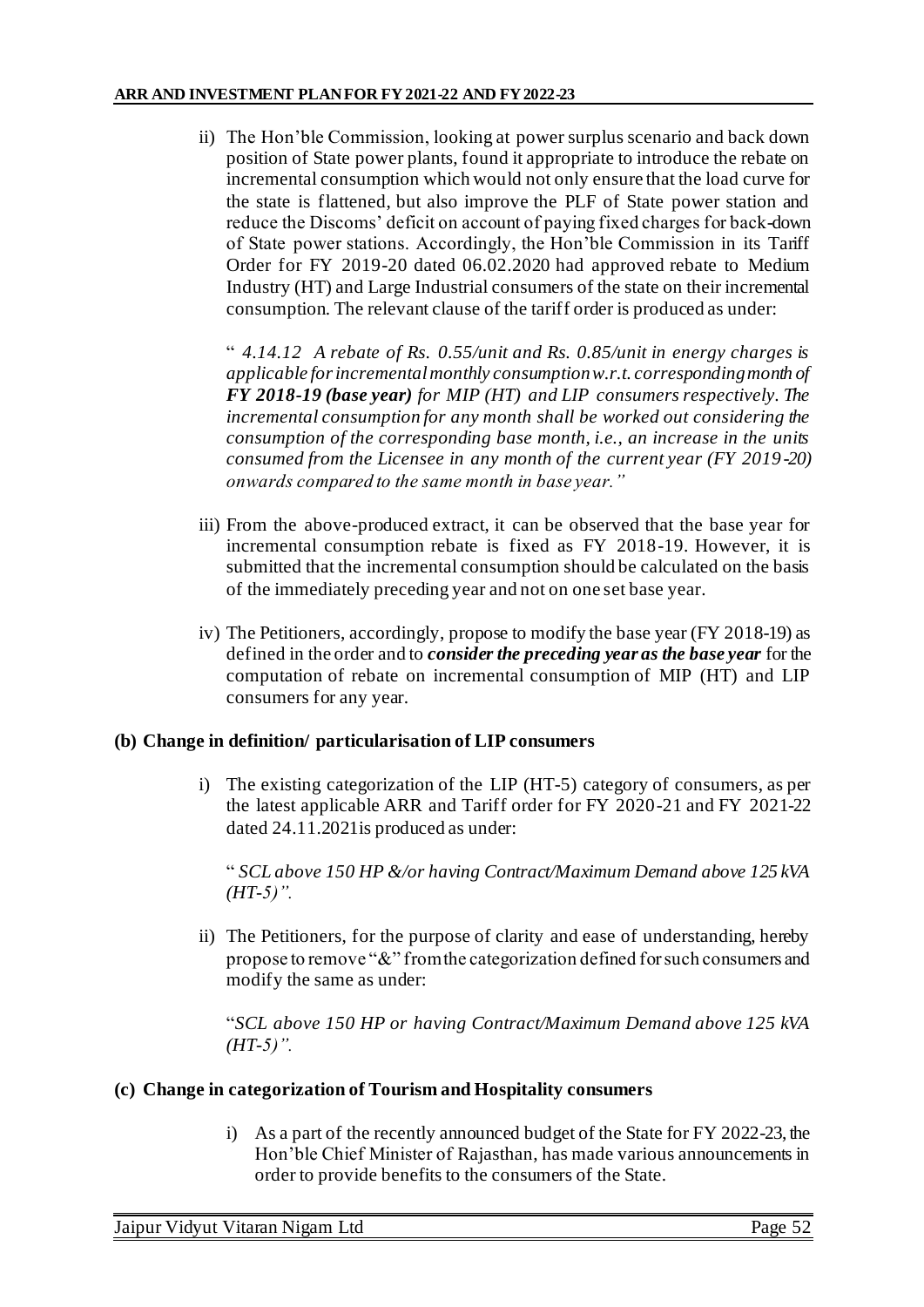ii) The Hon'ble Commission, looking at power surplus scenario and back down position of State power plants, found it appropriate to introduce the rebate on incremental consumption which would not only ensure that the load curve for the state is flattened, but also improve the PLF of State power station and reduce the Discoms' deficit on account of paying fixed charges for back-down of State power stations. Accordingly, the Hon'ble Commission in its Tariff Order for FY 2019-20 dated 06.02.2020 had approved rebate to Medium Industry (HT) and Large Industrial consumers of the state on their incremental consumption. The relevant clause of the tariff order is produced as under:

" *4.14.12 A rebate of Rs. 0.55/unit and Rs. 0.85/unit in energy charges is applicable for incremental monthly consumption w.r.t. corresponding month of* ***FY 2018-19 (base year)*** *for MIP (HT) and LIP consumers respectively. The incremental consumption for any month shall be worked out considering the consumption of the corresponding base month, i.e., an increase in the units consumed from the Licensee in any month of the current year (FY 2019-20) onwards compared to the same month in base year."*

iii) From the above-produced extract, it can be observed that the base year for incremental consumption rebate is fixed as FY 2018-19. However, it is submitted that the incremental consumption should be calculated on the basis of the immediately preceding year and not on one set base year.

iv) The Petitioners, accordingly, propose to modify the base year (FY 2018-19) as defined in the order and to ***consider the preceding year as the base year*** for the computation of rebate on incremental consumption of MIP (HT) and LIP consumers for any year.

**(b) Change in definition/ particularisation of LIP consumers**

i) The existing categorization of the LIP (HT-5) category of consumers, as per the latest applicable ARR and Tariff order for FY 2020-21 and FY 2021-22 dated 24.11.2021is produced as under:

" *SCL above 150 HP &/or having Contract/Maximum Demand above 125 kVA (HT-5)".*

ii) The Petitioners, for the purpose of clarity and ease of understanding, hereby propose to remove "&" from the categorization defined for such consumers and modify the same as under:

"*SCL above 150 HP or having Contract/Maximum Demand above 125 kVA (HT-5)".*

**(c) Change in categorization of Tourism and Hospitality consumers**

i) As a part of the recently announced budget of the State for FY 2022-23, the Hon'ble Chief Minister of Rajasthan, has made various announcements in order to provide benefits to the consumers of the State.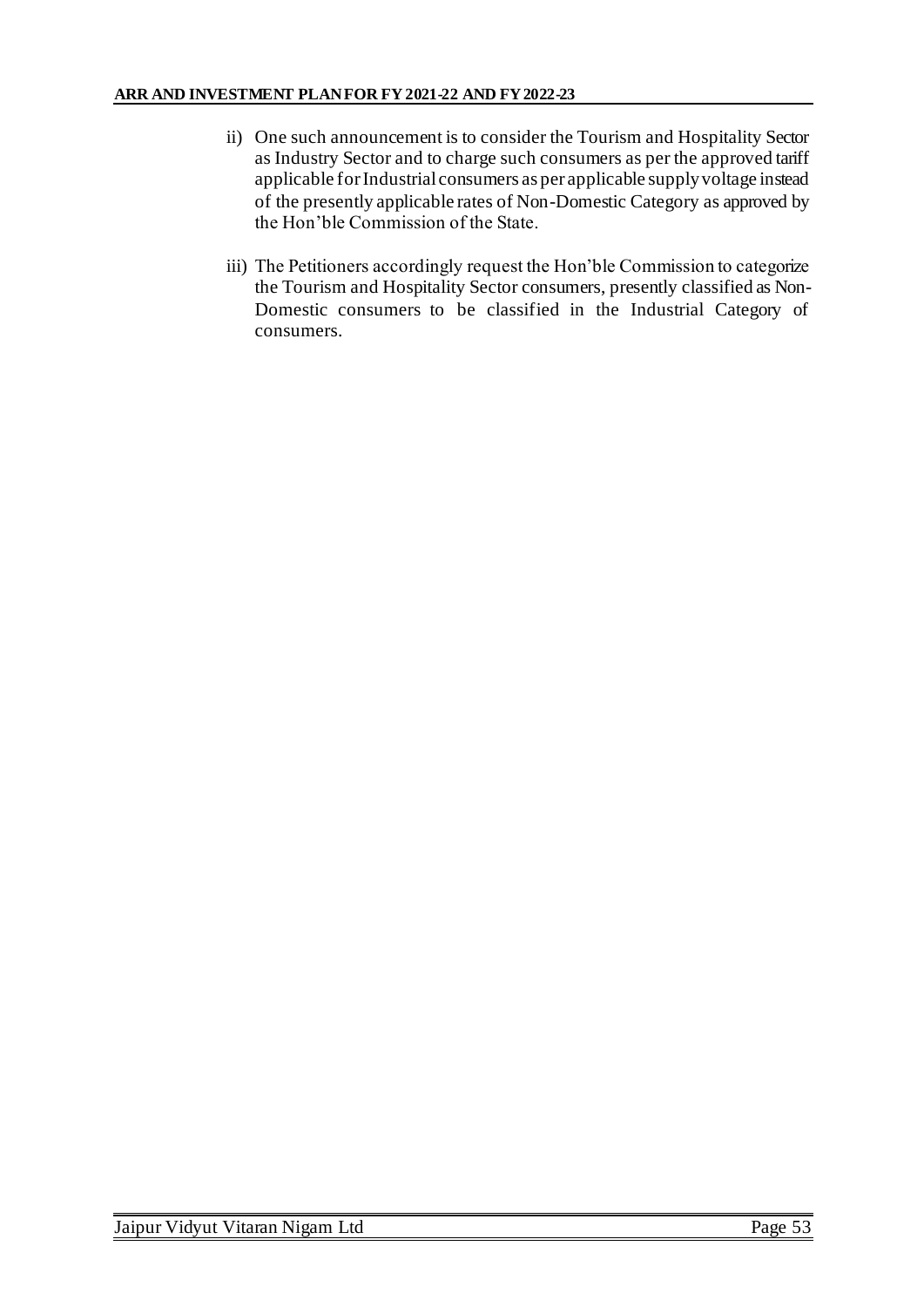ii) One such announcement is to consider the Tourism and Hospitality Sector as Industry Sector and to charge such consumers as per the approved tariff applicable for Industrial consumers as per applicable supply voltage instead of the presently applicable rates of Non-Domestic Category as approved by the Hon'ble Commission of the State.

iii) The Petitioners accordingly request the Hon'ble Commission to categorize the Tourism and Hospitality Sector consumers, presently classified as Non-Domestic consumers to be classified in the Industrial Category of consumers.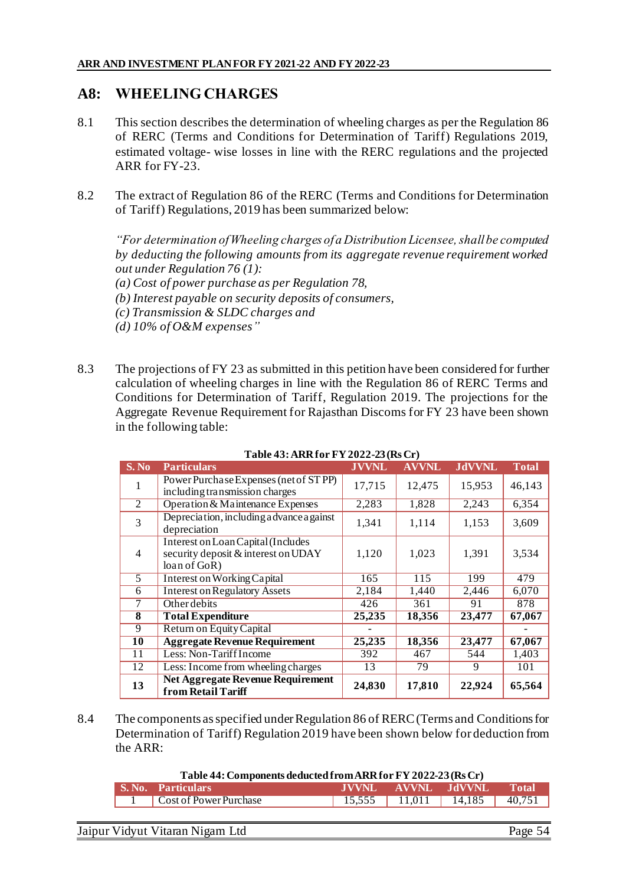## A8: WHEELING CHARGES

8.1 This section describes the determination of wheeling charges as per the Regulation 86 of RERC (Terms and Conditions for Determination of Tariff) Regulations 2019, estimated voltage- wise losses in line with the RERC regulations and the projected ARR for FY-23.

8.2 The extract of Regulation 86 of the RERC (Terms and Conditions for Determination of Tariff) Regulations, 2019 has been summarized below:

*"For determination of Wheeling charges of a Distribution Licensee, shall be computed by deducting the following amounts from its aggregate revenue requirement worked out under Regulation 76 (1):*
*(a) Cost of power purchase as per Regulation 78,*
*(b) Interest payable on security deposits of consumers,*
*(c) Transmission & SLDC charges and*
*(d) 10% of O&M expenses"*

8.3 The projections of FY 23 as submitted in this petition have been considered for further calculation of wheeling charges in line with the Regulation 86 of RERC Terms and Conditions for Determination of Tariff, Regulation 2019. The projections for the Aggregate Revenue Requirement for Rajasthan Discoms for FY 23 have been shown in the following table:

**Table 43: ARR for FY 2022-23 (Rs Cr)**

| S. No | Particulars | JVVNL | AVVNL | JdVVNL | Total |
|---|---|---|---|---|---|
| 1 | Power Purchase Expenses (net of ST PP) including transmission charges | 17,715 | 12,475 | 15,953 | 46,143 |
| 2 | Operation & Maintenance Expenses | 2,283 | 1,828 | 2,243 | 6,354 |
| 3 | Depreciation, including advance against depreciation | 1,341 | 1,114 | 1,153 | 3,609 |
| 4 | Interest on Loan Capital (Includes security deposit & interest on UDAY loan of GoR) | 1,120 | 1,023 | 1,391 | 3,534 |
| 5 | Interest on Working Capital | 165 | 115 | 199 | 479 |
| 6 | Interest on Regulatory Assets | 2,184 | 1,440 | 2,446 | 6,070 |
| 7 | Other debits | 426 | 361 | 91 | 878 |
| **8** | **Total Expenditure** | **25,235** | **18,356** | **23,477** | **67,067** |
| 9 | Return on Equity Capital | - | | | - |
| **10** | **Aggregate Revenue Requirement** | **25,235** | **18,356** | **23,477** | **67,067** |
| 11 | Less: Non-Tariff Income | 392 | 467 | 544 | 1,403 |
| 12 | Less: Income from wheeling charges | 13 | 79 | 9 | 101 |
| **13** | **Net Aggregate Revenue Requirement from Retail Tariff** | **24,830** | **17,810** | **22,924** | **65,564** |

8.4 The components as specified under Regulation 86 of RERC (Terms and Conditions for Determination of Tariff) Regulation 2019 have been shown below for deduction from the ARR:

**Table 44: Components deducted from ARR for FY 2022-23 (Rs Cr)**

| S. No. | Particulars | JVVNL | AVVNL | JdVVNL | Total |
|---|---|---|---|---|---|
| 1 | Cost of Power Purchase | 15,555 | 11,011 | 14,185 | 40,751 |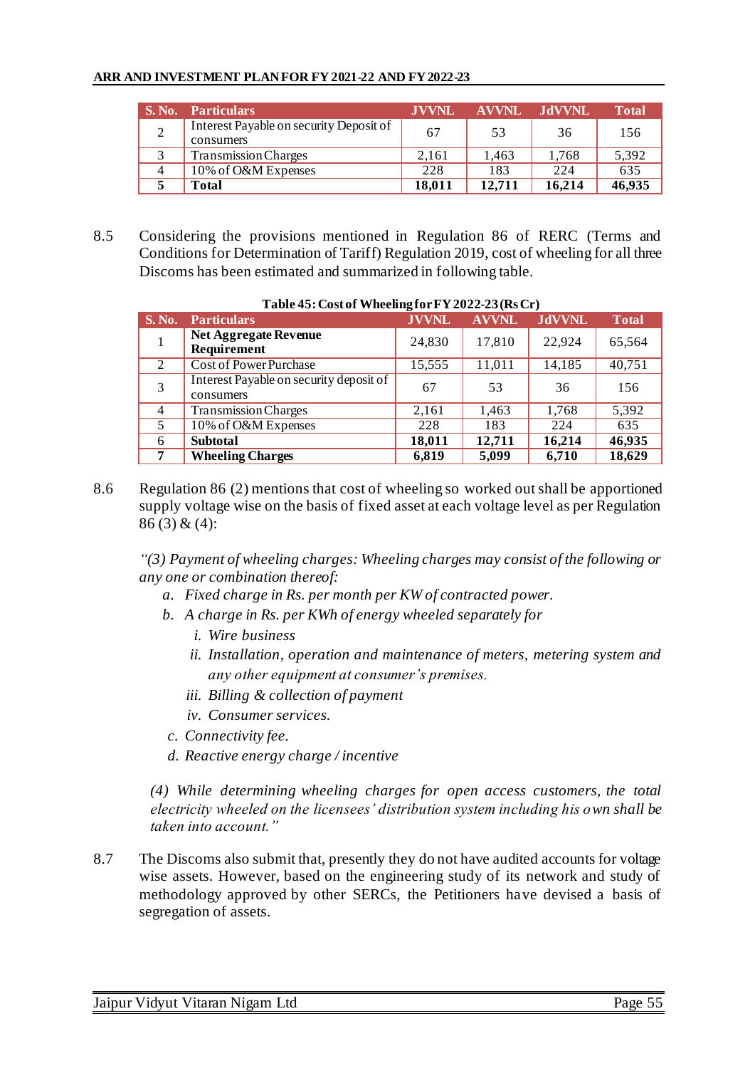| S. No. | Particulars | JVVNL | AVVNL | JdVVNL | Total |
|---|---|---|---|---|---|
| 2 | Interest Payable on security Deposit of consumers | 67 | 53 | 36 | 156 |
| 3 | Transmission Charges | 2,161 | 1,463 | 1,768 | 5,392 |
| 4 | 10% of O&M Expenses | 228 | 183 | 224 | 635 |
| **5** | **Total** | **18,011** | **12,711** | **16,214** | **46,935** |

8.5 Considering the provisions mentioned in Regulation 86 of RERC (Terms and Conditions for Determination of Tariff) Regulation 2019, cost of wheeling for all three Discoms has been estimated and summarized in following table.

**Table 45: Cost of Wheeling for FY 2022-23 (Rs Cr)**

| S. No. | Particulars | JVVNL | AVVNL | JdVVNL | Total |
|---|---|---|---|---|---|
| 1 | **Net Aggregate Revenue Requirement** | 24,830 | 17,810 | 22,924 | 65,564 |
| 2 | Cost of Power Purchase | 15,555 | 11,011 | 14,185 | 40,751 |
| 3 | Interest Payable on security deposit of consumers | 67 | 53 | 36 | 156 |
| 4 | Transmission Charges | 2,161 | 1,463 | 1,768 | 5,392 |
| 5 | 10% of O&M Expenses | 228 | 183 | 224 | 635 |
| 6 | **Subtotal** | **18,011** | **12,711** | **16,214** | **46,935** |
| **7** | **Wheeling Charges** | **6,819** | **5,099** | **6,710** | **18,629** |

8.6 Regulation 86 (2) mentions that cost of wheeling so worked out shall be apportioned supply voltage wise on the basis of fixed asset at each voltage level as per Regulation 86 (3) & (4):

*"(3) Payment of wheeling charges: Wheeling charges may consist of the following or any one or combination thereof:*

*a. Fixed charge in Rs. per month per KW of contracted power.*

*b. A charge in Rs. per KWh of energy wheeled separately for*

*i. Wire business*

*ii. Installation, operation and maintenance of meters, metering system and any other equipment at consumer's premises.*

*iii. Billing & collection of payment*

*iv. Consumer services.*

*c. Connectivity fee.*

*d. Reactive energy charge / incentive*

*(4) While determining wheeling charges for open access customers, the total electricity wheeled on the licensees' distribution system including his own shall be taken into account."*

8.7 The Discoms also submit that, presently they do not have audited accounts for voltage wise assets. However, based on the engineering study of its network and study of methodology approved by other SERCs, the Petitioners have devised a basis of segregation of assets.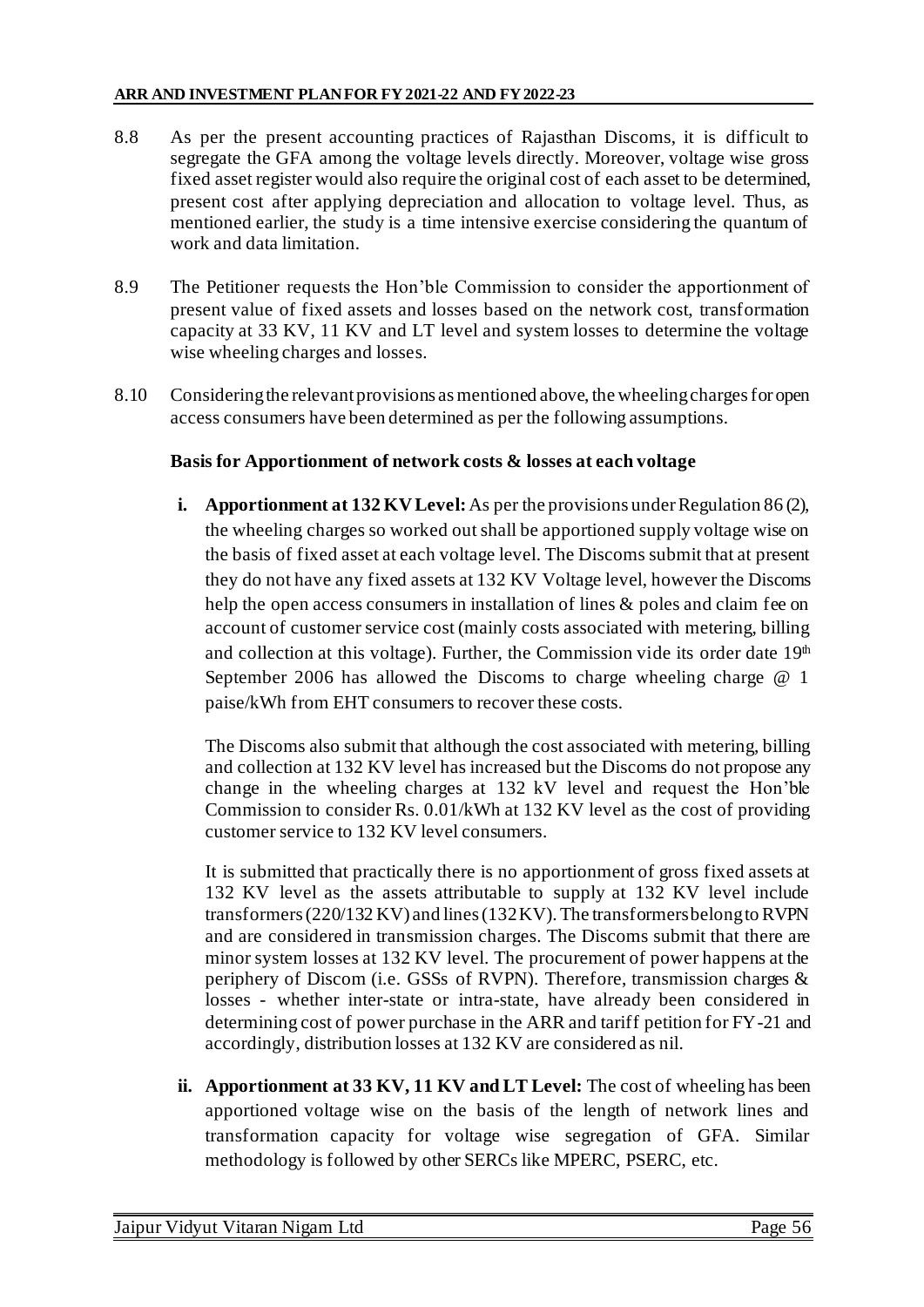8.8 As per the present accounting practices of Rajasthan Discoms, it is difficult to segregate the GFA among the voltage levels directly. Moreover, voltage wise gross fixed asset register would also require the original cost of each asset to be determined, present cost after applying depreciation and allocation to voltage level. Thus, as mentioned earlier, the study is a time intensive exercise considering the quantum of work and data limitation.

8.9 The Petitioner requests the Hon'ble Commission to consider the apportionment of present value of fixed assets and losses based on the network cost, transformation capacity at 33 KV, 11 KV and LT level and system losses to determine the voltage wise wheeling charges and losses.

8.10 Considering the relevant provisions as mentioned above, the wheeling charges for open access consumers have been determined as per the following assumptions.

**Basis for Apportionment of network costs & losses at each voltage**

**i. Apportionment at 132 KV Level:** As per the provisions under Regulation 86 (2), the wheeling charges so worked out shall be apportioned supply voltage wise on the basis of fixed asset at each voltage level. The Discoms submit that at present they do not have any fixed assets at 132 KV Voltage level, however the Discoms help the open access consumers in installation of lines & poles and claim fee on account of customer service cost (mainly costs associated with metering, billing and collection at this voltage). Further, the Commission vide its order date 19th September 2006 has allowed the Discoms to charge wheeling charge @ 1 paise/kWh from EHT consumers to recover these costs.

The Discoms also submit that although the cost associated with metering, billing and collection at 132 KV level has increased but the Discoms do not propose any change in the wheeling charges at 132 kV level and request the Hon'ble Commission to consider Rs. 0.01/kWh at 132 KV level as the cost of providing customer service to 132 KV level consumers.

It is submitted that practically there is no apportionment of gross fixed assets at 132 KV level as the assets attributable to supply at 132 KV level include transformers (220/132 KV) and lines (132 KV). The transformers belong to RVPN and are considered in transmission charges. The Discoms submit that there are minor system losses at 132 KV level. The procurement of power happens at the periphery of Discom (i.e. GSSs of RVPN). Therefore, transmission charges & losses - whether inter-state or intra-state, have already been considered in determining cost of power purchase in the ARR and tariff petition for FY-21 and accordingly, distribution losses at 132 KV are considered as nil.

**ii. Apportionment at 33 KV, 11 KV and LT Level:** The cost of wheeling has been apportioned voltage wise on the basis of the length of network lines and transformation capacity for voltage wise segregation of GFA. Similar methodology is followed by other SERCs like MPERC, PSERC, etc.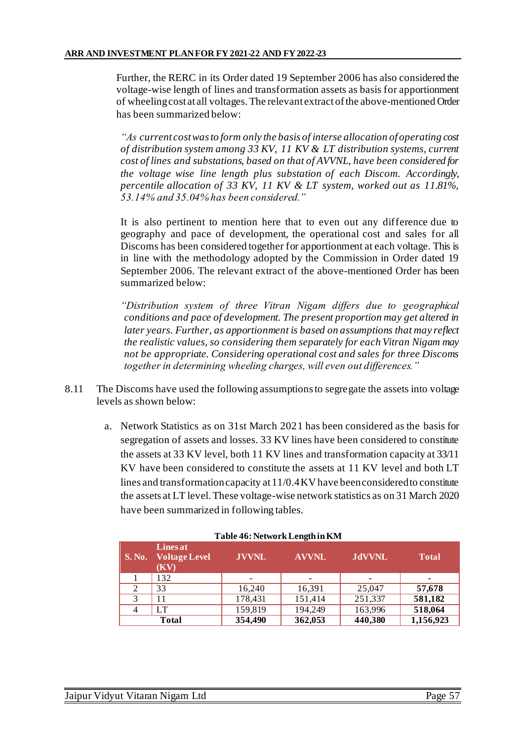Further, the RERC in its Order dated 19 September 2006 has also considered the voltage-wise length of lines and transformation assets as basis for apportionment of wheeling cost at all voltages. The relevant extract of the above-mentioned Order has been summarized below:

*"As current cost was to form only the basis of interse allocation of operating cost of distribution system among 33 KV, 11 KV & LT distribution systems, current cost of lines and substations, based on that of AVVNL, have been considered for the voltage wise line length plus substation of each Discom. Accordingly, percentile allocation of 33 KV, 11 KV & LT system, worked out as 11.81%, 53.14% and 35.04% has been considered."*

It is also pertinent to mention here that to even out any difference due to geography and pace of development, the operational cost and sales for all Discoms has been considered together for apportionment at each voltage. This is in line with the methodology adopted by the Commission in Order dated 19 September 2006. The relevant extract of the above-mentioned Order has been summarized below:

*"Distribution system of three Vitran Nigam differs due to geographical conditions and pace of development. The present proportion may get altered in later years. Further, as apportionment is based on assumptions that may reflect the realistic values, so considering them separately for each Vitran Nigam may not be appropriate. Considering operational cost and sales for three Discoms together in determining wheeling charges, will even out differences."*

8.11 The Discoms have used the following assumptions to segregate the assets into voltage levels as shown below:

a. Network Statistics as on 31st March 2021 has been considered as the basis for segregation of assets and losses. 33 KV lines have been considered to constitute the assets at 33 KV level, both 11 KV lines and transformation capacity at 33/11 KV have been considered to constitute the assets at 11 KV level and both LT lines and transformation capacity at 11/0.4 KV have been considered to constitute the assets at LT level. These voltage-wise network statistics as on 31 March 2020 have been summarized in following tables.

**Table 46: Network Length in KM**

| S. No. | Lines at Voltage Level (KV) | JVVNL | AVVNL | JdVVNL | Total |
|---|---|---|---|---|---|
| 1 | 132 | - | - | - | - |
| 2 | 33 | 16,240 | 16,391 | 25,047 | **57,678** |
| 3 | 11 | 178,431 | 151,414 | 251,337 | **581,182** |
| 4 | LT | 159,819 | 194,249 | 163,996 | **518,064** |
| | **Total** | **354,490** | **362,053** | **440,380** | **1,156,923** |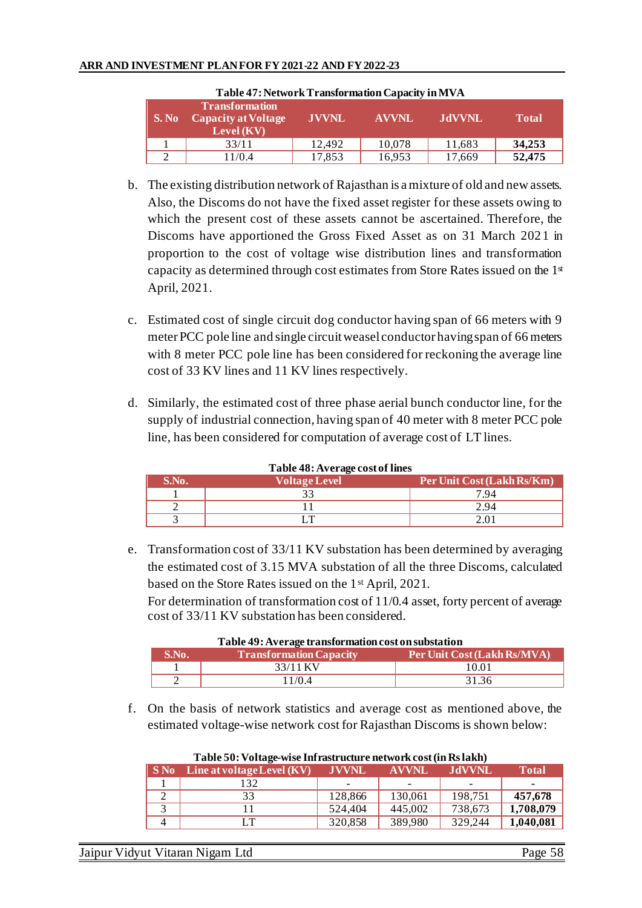**Table 47: Network Transformation Capacity in MVA**

| S. No | Transformation Capacity at Voltage Level (KV) | JVVNL | AVVNL | JdVVNL | Total |
|---|---|---|---|---|---|
| 1 | 33/11 | 12,492 | 10,078 | 11,683 | **34,253** |
| 2 | 11/0.4 | 17,853 | 16,953 | 17,669 | **52,475** |

b. The existing distribution network of Rajasthan is a mixture of old and new assets. Also, the Discoms do not have the fixed asset register for these assets owing to which the present cost of these assets cannot be ascertained. Therefore, the Discoms have apportioned the Gross Fixed Asset as on 31 March 2021 in proportion to the cost of voltage wise distribution lines and transformation capacity as determined through cost estimates from Store Rates issued on the 1st April, 2021.

c. Estimated cost of single circuit dog conductor having span of 66 meters with 9 meter PCC pole line and single circuit weasel conductor having span of 66 meters with 8 meter PCC pole line has been considered for reckoning the average line cost of 33 KV lines and 11 KV lines respectively.

d. Similarly, the estimated cost of three phase aerial bunch conductor line, for the supply of industrial connection, having span of 40 meter with 8 meter PCC pole line, has been considered for computation of average cost of LT lines.

**Table 48: Average cost of lines**

| S.No. | Voltage Level | Per Unit Cost (Lakh Rs/Km) |
|---|---|---|
| 1 | 33 | 7.94 |
| 2 | 11 | 2.94 |
| 3 | LT | 2.01 |

e. Transformation cost of 33/11 KV substation has been determined by averaging the estimated cost of 3.15 MVA substation of all the three Discoms, calculated based on the Store Rates issued on the 1st April, 2021.

For determination of transformation cost of 11/0.4 asset, forty percent of average cost of 33/11 KV substation has been considered.

**Table 49: Average transformation cost on substation**

| S.No. | Transformation Capacity | Per Unit Cost (Lakh Rs/MVA) |
|---|---|---|
| 1 | 33/11 KV | 10.01 |
| 2 | 11/0.4 | 31.36 |

f. On the basis of network statistics and average cost as mentioned above, the estimated voltage-wise network cost for Rajasthan Discoms is shown below:

**Table 50: Voltage-wise Infrastructure network cost (in Rs lakh)**

| S No | Line at voltage Level (KV) | JVVNL | AVVNL | JdVVNL | Total |
|---|---|---|---|---|---|
| 1 | 132 | - | - | - | - |
| 2 | 33 | 128,866 | 130,061 | 198,751 | **457,678** |
| 3 | 11 | 524,404 | 445,002 | 738,673 | **1,708,079** |
| 4 | LT | 320,858 | 389,980 | 329,244 | **1,040,081** |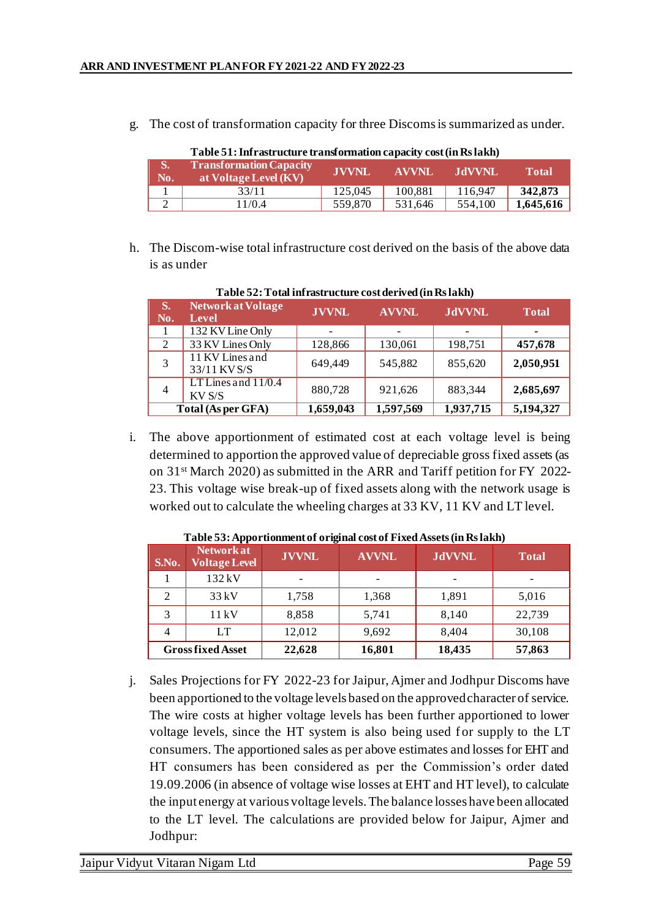g. The cost of transformation capacity for three Discoms is summarized as under.

**Table 51: Infrastructure transformation capacity cost (in Rs lakh)**

| S. No. | Transformation Capacity at Voltage Level (KV) | JVVNL | AVVNL | JdVVNL | Total |
|---|---|---|---|---|---|
| 1 | 33/11 | 125,045 | 100,881 | 116,947 | **342,873** |
| 2 | 11/0.4 | 559,870 | 531,646 | 554,100 | **1,645,616** |

h. The Discom-wise total infrastructure cost derived on the basis of the above data is as under

**Table 52: Total infrastructure cost derived (in Rs lakh)**

| S. No. | Network at Voltage Level | JVVNL | AVVNL | JdVVNL | Total |
|---|---|---|---|---|---|
| 1 | 132 KV Line Only | - | - | - | - |
| 2 | 33 KV Lines Only | 128,866 | 130,061 | 198,751 | **457,678** |
| 3 | 11 KV Lines and 33/11 KV S/S | 649,449 | 545,882 | 855,620 | **2,050,951** |
| 4 | LT Lines and 11/0.4 KV S/S | 880,728 | 921,626 | 883,344 | **2,685,697** |
| **Total (As per GFA)** | | **1,659,043** | **1,597,569** | **1,937,715** | **5,194,327** |

i. The above apportionment of estimated cost at each voltage level is being determined to apportion the approved value of depreciable gross fixed assets (as on 31st March 2020) as submitted in the ARR and Tariff petition for FY 2022-23. This voltage wise break-up of fixed assets along with the network usage is worked out to calculate the wheeling charges at 33 KV, 11 KV and LT level.

**Table 53: Apportionment of original cost of Fixed Assets (in Rs lakh)**

| S.No. | Network at Voltage Level | JVVNL | AVVNL | JdVVNL | Total |
|---|---|---|---|---|---|
| 1 | 132 kV | - | - | - | - |
| 2 | 33 kV | 1,758 | 1,368 | 1,891 | 5,016 |
| 3 | 11 kV | 8,858 | 5,741 | 8,140 | 22,739 |
| 4 | LT | 12,012 | 9,692 | 8,404 | 30,108 |
| **Gross fixed Asset** | | **22,628** | **16,801** | **18,435** | **57,863** |

j. Sales Projections for FY 2022-23 for Jaipur, Ajmer and Jodhpur Discoms have been apportioned to the voltage levels based on the approved character of service. The wire costs at higher voltage levels has been further apportioned to lower voltage levels, since the HT system is also being used for supply to the LT consumers. The apportioned sales as per above estimates and losses for EHT and HT consumers has been considered as per the Commission's order dated 19.09.2006 (in absence of voltage wise losses at EHT and HT level), to calculate the input energy at various voltage levels. The balance losses have been allocated to the LT level. The calculations are provided below for Jaipur, Ajmer and Jodhpur: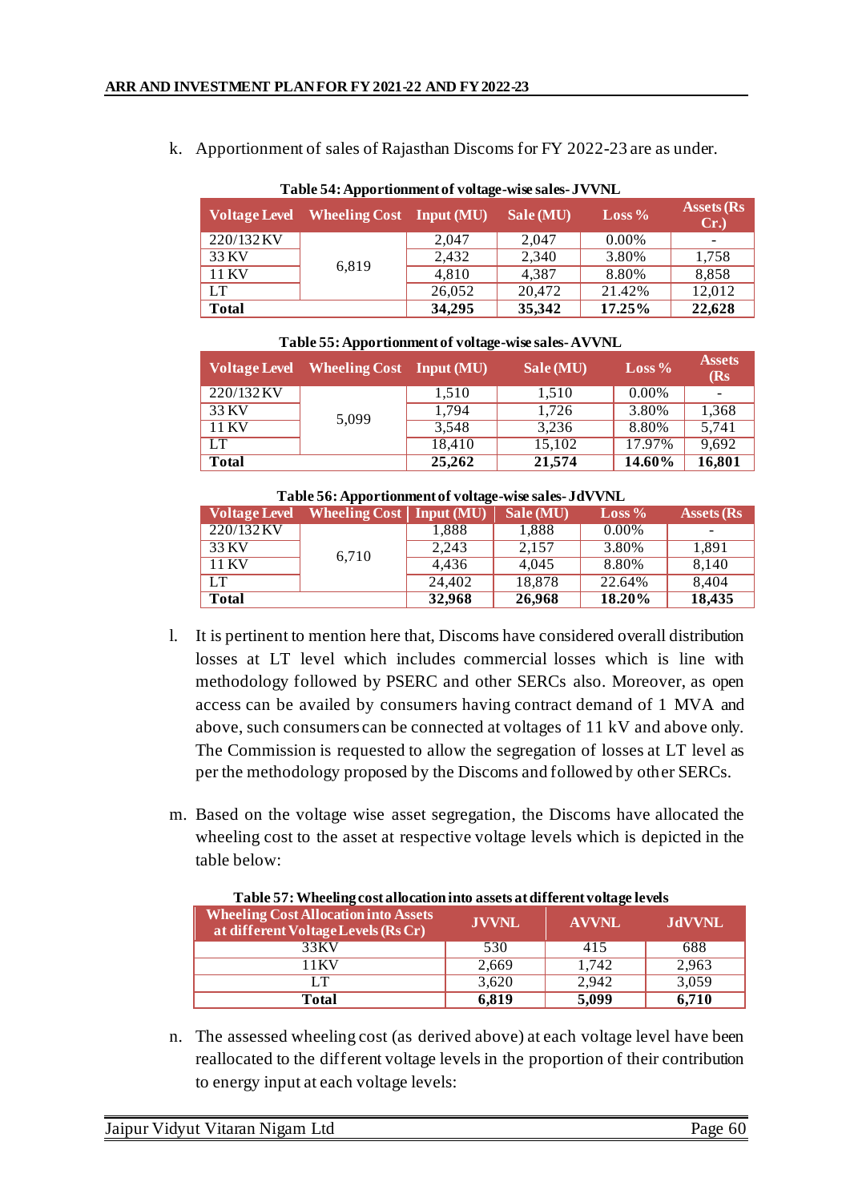k. Apportionment of sales of Rajasthan Discoms for FY 2022-23 are as under.

**Table 54: Apportionment of voltage-wise sales- JVVNL**

| Voltage Level | Wheeling Cost | Input (MU) | Sale (MU) | Loss % | Assets (Rs Cr.) |
|---|---|---|---|---|---|
| 220/132 KV | 6,819 | 2,047 | 2,047 | 0.00% | - |
| 33 KV | | 2,432 | 2,340 | 3.80% | 1,758 |
| 11 KV | | 4,810 | 4,387 | 8.80% | 8,858 |
| LT | | 26,052 | 20,472 | 21.42% | 12,012 |
| **Total** | | **34,295** | **35,342** | **17.25%** | **22,628** |

**Table 55: Apportionment of voltage-wise sales- AVVNL**

| Voltage Level | Wheeling Cost | Input (MU) | Sale (MU) | Loss % | Assets (Rs |
|---|---|---|---|---|---|
| 220/132 KV | 5,099 | 1,510 | 1,510 | 0.00% | - |
| 33 KV | | 1,794 | 1,726 | 3.80% | 1,368 |
| 11 KV | | 3,548 | 3,236 | 8.80% | 5,741 |
| LT | | 18,410 | 15,102 | 17.97% | 9,692 |
| **Total** | | **25,262** | **21,574** | **14.60%** | **16,801** |

**Table 56: Apportionment of voltage-wise sales- JdVVNL**

| Voltage Level | Wheeling Cost | Input (MU) | Sale (MU) | Loss % | Assets (Rs |
|---|---|---|---|---|---|
| 220/132 KV | 6,710 | 1,888 | 1,888 | 0.00% | - |
| 33 KV | | 2,243 | 2,157 | 3.80% | 1,891 |
| 11 KV | | 4,436 | 4,045 | 8.80% | 8,140 |
| LT | | 24,402 | 18,878 | 22.64% | 8,404 |
| **Total** | | **32,968** | **26,968** | **18.20%** | **18,435** |

l. It is pertinent to mention here that, Discoms have considered overall distribution losses at LT level which includes commercial losses which is line with methodology followed by PSERC and other SERCs also. Moreover, as open access can be availed by consumers having contract demand of 1 MVA and above, such consumers can be connected at voltages of 11 kV and above only. The Commission is requested to allow the segregation of losses at LT level as per the methodology proposed by the Discoms and followed by other SERCs.

m. Based on the voltage wise asset segregation, the Discoms have allocated the wheeling cost to the asset at respective voltage levels which is depicted in the table below:

**Table 57: Wheeling cost allocation into assets at different voltage levels**

| Wheeling Cost Allocation into Assets at different Voltage Levels (Rs Cr) | JVVNL | AVVNL | JdVVNL |
|---|---|---|---|
| 33KV | 530 | 415 | 688 |
| 11KV | 2,669 | 1,742 | 2,963 |
| LT | 3,620 | 2,942 | 3,059 |
| **Total** | **6,819** | **5,099** | **6,710** |

n. The assessed wheeling cost (as derived above) at each voltage level have been reallocated to the different voltage levels in the proportion of their contribution to energy input at each voltage levels: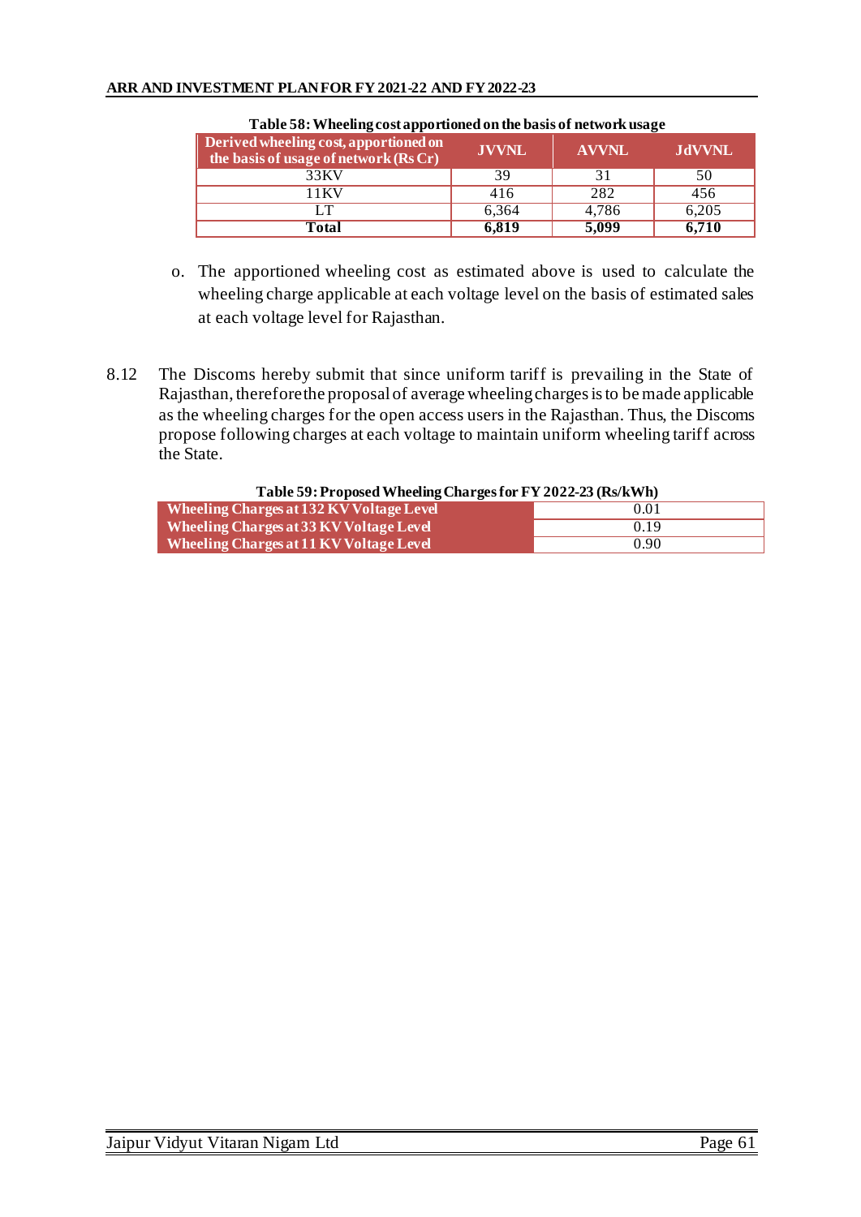**Table 58: Wheeling cost apportioned on the basis of network usage**

| Derived wheeling cost, apportioned on the basis of usage of network (Rs Cr) | JVVNL | AVVNL | JdVVNL |
|---|---|---|---|
| 33KV | 39 | 31 | 50 |
| 11KV | 416 | 282 | 456 |
| LT | 6,364 | 4,786 | 6,205 |
| **Total** | **6,819** | **5,099** | **6,710** |

o. The apportioned wheeling cost as estimated above is used to calculate the wheeling charge applicable at each voltage level on the basis of estimated sales at each voltage level for Rajasthan.

8.12 The Discoms hereby submit that since uniform tariff is prevailing in the State of Rajasthan, therefore the proposal of average wheeling charges is to be made applicable as the wheeling charges for the open access users in the Rajasthan. Thus, the Discoms propose following charges at each voltage to maintain uniform wheeling tariff across the State.

**Table 59: Proposed Wheeling Charges for FY 2022-23 (Rs/kWh)**

| | |
|---|---|
| **Wheeling Charges at 132 KV Voltage Level** | 0.01 |
| **Wheeling Charges at 33 KV Voltage Level** | 0.19 |
| **Wheeling Charges at 11 KV Voltage Level** | 0.90 |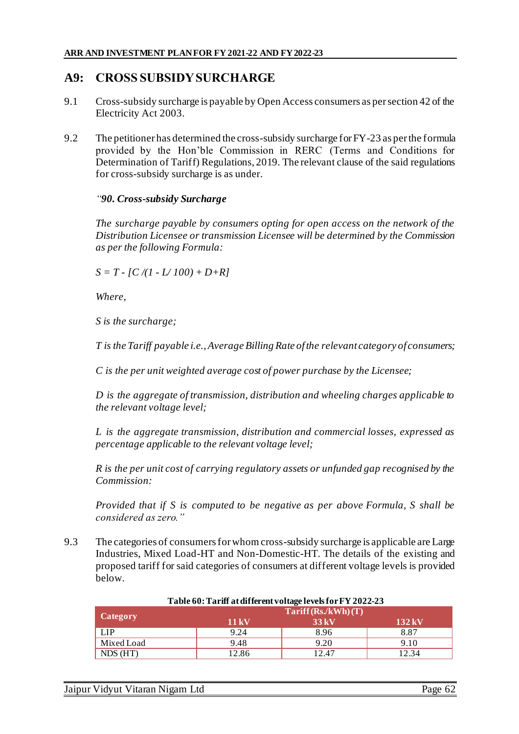# A9: CROSS SUBSIDY SURCHARGE

9.1 Cross-subsidy surcharge is payable by Open Access consumers as per section 42 of the Electricity Act 2003.

9.2 The petitioner has determined the cross-subsidy surcharge for FY-23 as per the formula provided by the Hon'ble Commission in RERC (Terms and Conditions for Determination of Tariff) Regulations, 2019. The relevant clause of the said regulations for cross-subsidy surcharge is as under.

*"**90. Cross-subsidy Surcharge***

*The surcharge payable by consumers opting for open access on the network of the Distribution Licensee or transmission Licensee will be determined by the Commission as per the following Formula:*

$$S = T - [C /(1 - L/ 100) + D+R]$$

*Where,*

*S is the surcharge;*

*T is the Tariff payable i.e., Average Billing Rate of the relevant category of consumers;*

*C is the per unit weighted average cost of power purchase by the Licensee;*

*D is the aggregate of transmission, distribution and wheeling charges applicable to the relevant voltage level;*

*L is the aggregate transmission, distribution and commercial losses, expressed as percentage applicable to the relevant voltage level;*

*R is the per unit cost of carrying regulatory assets or unfunded gap recognised by the Commission:*

*Provided that if S is computed to be negative as per above Formula, S shall be considered as zero."*

9.3 The categories of consumers for whom cross-subsidy surcharge is applicable are Large Industries, Mixed Load-HT and Non-Domestic-HT. The details of the existing and proposed tariff for said categories of consumers at different voltage levels is provided below.

**Table 60: Tariff at different voltage levels for FY 2022-23**

| Category | Tariff (Rs./kWh) (T) | | |
|---|---|---|---|
| | 11 kV | 33 kV | 132 kV |
| LIP | 9.24 | 8.96 | 8.87 |
| Mixed Load | 9.48 | 9.20 | 9.10 |
| NDS (HT) | 12.86 | 12.47 | 12.34 |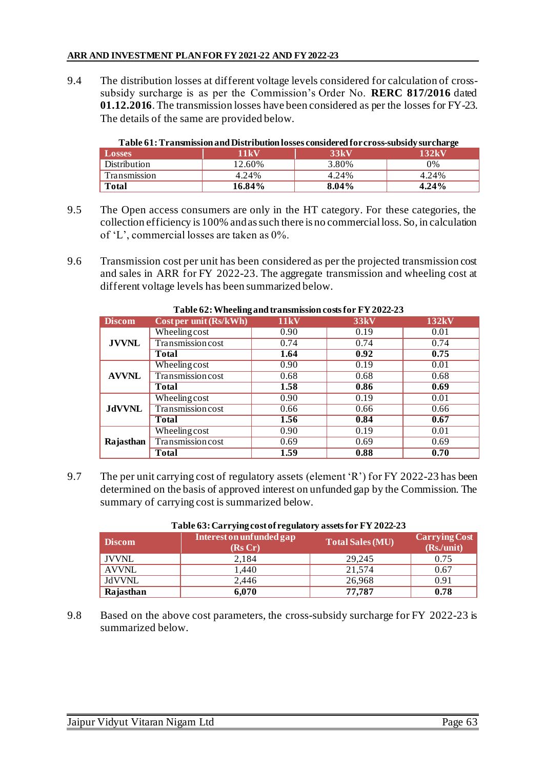9.4 The distribution losses at different voltage levels considered for calculation of cross-subsidy surcharge is as per the Commission's Order No. **RERC 817/2016** dated **01.12.2016**. The transmission losses have been considered as per the losses for FY-23. The details of the same are provided below.

**Table 61: Transmission and Distribution losses considered for cross-subsidy surcharge**

| Losses | 11kV | 33kV | 132kV |
|---|---|---|---|
| Distribution | 12.60% | 3.80% | 0% |
| Transmission | 4.24% | 4.24% | 4.24% |
| **Total** | **16.84%** | **8.04%** | **4.24%** |

9.5 The Open access consumers are only in the HT category. For these categories, the collection efficiency is 100% and as such there is no commercial loss. So, in calculation of 'L', commercial losses are taken as 0%.

9.6 Transmission cost per unit has been considered as per the projected transmission cost and sales in ARR for FY 2022-23. The aggregate transmission and wheeling cost at different voltage levels has been summarized below.

**Table 62: Wheeling and transmission costs for FY 2022-23**

| Discom | Cost per unit (Rs/kWh) | 11kV | 33kV | 132kV |
|---|---|---|---|---|
| **JVVNL** | Wheeling cost | 0.90 | 0.19 | 0.01 |
| | Transmission cost | 0.74 | 0.74 | 0.74 |
| | **Total** | **1.64** | **0.92** | **0.75** |
| **AVVNL** | Wheeling cost | 0.90 | 0.19 | 0.01 |
| | Transmission cost | 0.68 | 0.68 | 0.68 |
| | **Total** | **1.58** | **0.86** | **0.69** |
| **JdVVNL** | Wheeling cost | 0.90 | 0.19 | 0.01 |
| | Transmission cost | 0.66 | 0.66 | 0.66 |
| | **Total** | **1.56** | **0.84** | **0.67** |
| **Rajasthan** | Wheeling cost | 0.90 | 0.19 | 0.01 |
| | Transmission cost | 0.69 | 0.69 | 0.69 |
| | **Total** | **1.59** | **0.88** | **0.70** |

9.7 The per unit carrying cost of regulatory assets (element 'R') for FY 2022-23 has been determined on the basis of approved interest on unfunded gap by the Commission. The summary of carrying cost is summarized below.

**Table 63: Carrying cost of regulatory assets for FY 2022-23**

| Discom | Interest on unfunded gap (Rs Cr) | Total Sales (MU) | Carrying Cost (Rs./unit) |
|---|---|---|---|
| JVVNL | 2,184 | 29,245 | 0.75 |
| AVVNL | 1,440 | 21,574 | 0.67 |
| JdVVNL | 2,446 | 26,968 | 0.91 |
| **Rajasthan** | **6,070** | **77,787** | **0.78** |

9.8 Based on the above cost parameters, the cross-subsidy surcharge for FY 2022-23 is summarized below.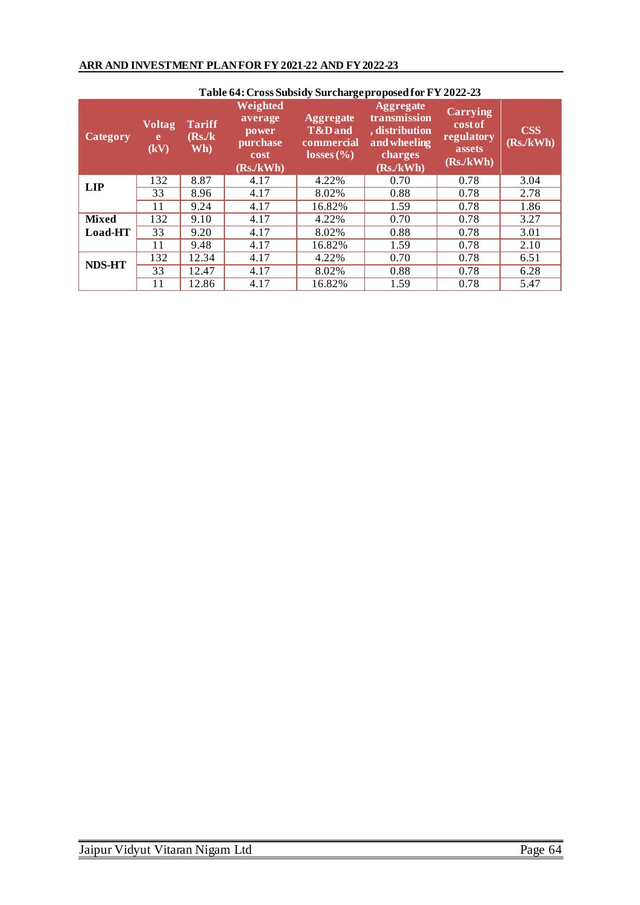**Table 64: Cross Subsidy Surcharge proposed for FY 2022-23**

| Category | Voltage (kV) | Tariff (Rs./kWh) | Weighted average power purchase cost (Rs./kWh) | Aggregate T&D and commercial losses (%) | Aggregate transmission, distribution and wheeling charges (Rs./kWh) | Carrying cost of regulatory assets (Rs./kWh) | CSS (Rs./kWh) |
|---|---|---|---|---|---|---|---|
| LIP | 132 | 8.87 | 4.17 | 4.22% | 0.70 | 0.78 | 3.04 |
| | 33 | 8.96 | 4.17 | 8.02% | 0.88 | 0.78 | 2.78 |
| | 11 | 9.24 | 4.17 | 16.82% | 1.59 | 0.78 | 1.86 |
| Mixed Load-HT | 132 | 9.10 | 4.17 | 4.22% | 0.70 | 0.78 | 3.27 |
| | 33 | 9.20 | 4.17 | 8.02% | 0.88 | 0.78 | 3.01 |
| | 11 | 9.48 | 4.17 | 16.82% | 1.59 | 0.78 | 2.10 |
| NDS-HT | 132 | 12.34 | 4.17 | 4.22% | 0.70 | 0.78 | 6.51 |
| | 33 | 12.47 | 4.17 | 8.02% | 0.88 | 0.78 | 6.28 |
| | 11 | 12.86 | 4.17 | 16.82% | 1.59 | 0.78 | 5.47 |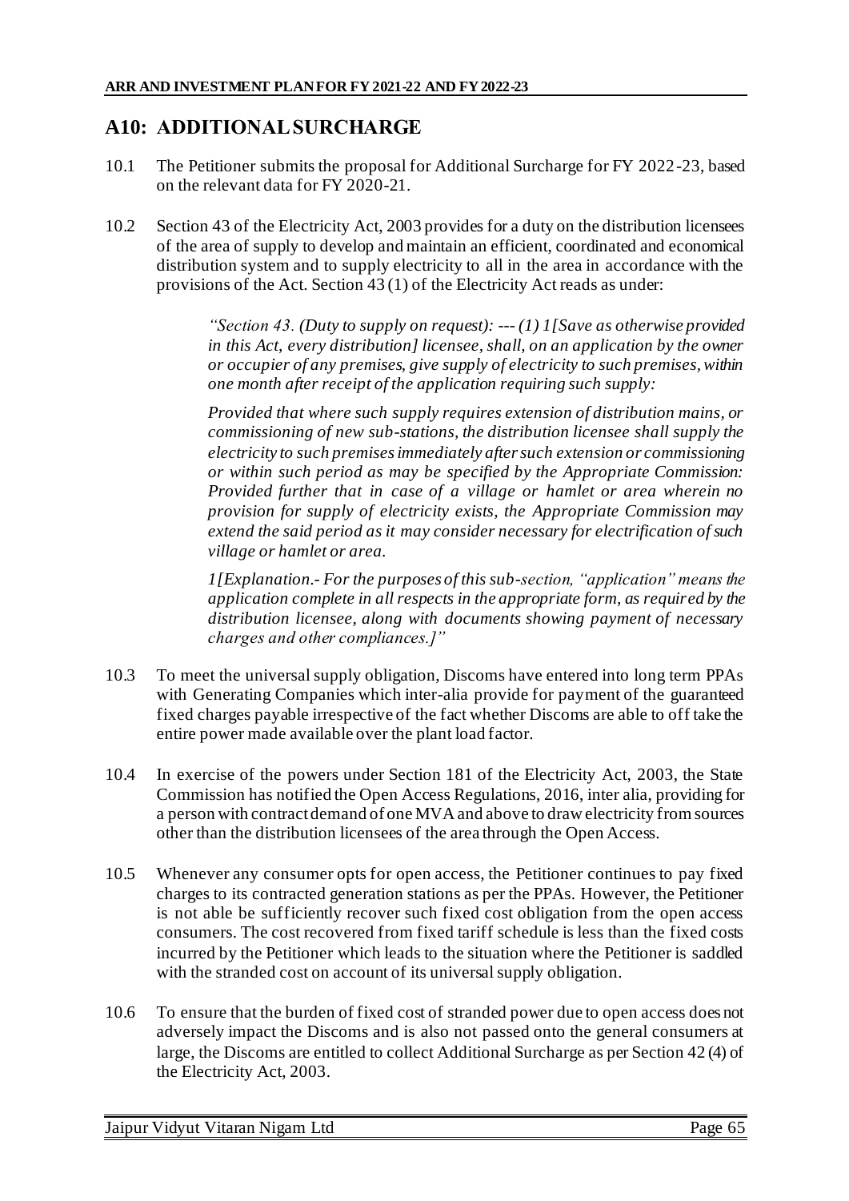## A10: ADDITIONAL SURCHARGE

10.1 The Petitioner submits the proposal for Additional Surcharge for FY 2022-23, based on the relevant data for FY 2020-21.

10.2 Section 43 of the Electricity Act, 2003 provides for a duty on the distribution licensees of the area of supply to develop and maintain an efficient, coordinated and economical distribution system and to supply electricity to all in the area in accordance with the provisions of the Act. Section 43 (1) of the Electricity Act reads as under:

> *"Section 43. (Duty to supply on request): --- (1) 1[Save as otherwise provided in this Act, every distribution] licensee, shall, on an application by the owner or occupier of any premises, give supply of electricity to such premises, within one month after receipt of the application requiring such supply:*
>
> *Provided that where such supply requires extension of distribution mains, or commissioning of new sub-stations, the distribution licensee shall supply the electricity to such premises immediately after such extension or commissioning or within such period as may be specified by the Appropriate Commission: Provided further that in case of a village or hamlet or area wherein no provision for supply of electricity exists, the Appropriate Commission may extend the said period as it may consider necessary for electrification of such village or hamlet or area.*
>
> *1[Explanation.- For the purposes of this sub-section, "application" means the application complete in all respects in the appropriate form, as required by the distribution licensee, along with documents showing payment of necessary charges and other compliances.]"*

10.3 To meet the universal supply obligation, Discoms have entered into long term PPAs with Generating Companies which inter-alia provide for payment of the guaranteed fixed charges payable irrespective of the fact whether Discoms are able to off take the entire power made available over the plant load factor.

10.4 In exercise of the powers under Section 181 of the Electricity Act, 2003, the State Commission has notified the Open Access Regulations, 2016, inter alia, providing for a person with contract demand of one MVA and above to draw electricity from sources other than the distribution licensees of the area through the Open Access.

10.5 Whenever any consumer opts for open access, the Petitioner continues to pay fixed charges to its contracted generation stations as per the PPAs. However, the Petitioner is not able be sufficiently recover such fixed cost obligation from the open access consumers. The cost recovered from fixed tariff schedule is less than the fixed costs incurred by the Petitioner which leads to the situation where the Petitioner is saddled with the stranded cost on account of its universal supply obligation.

10.6 To ensure that the burden of fixed cost of stranded power due to open access does not adversely impact the Discoms and is also not passed onto the general consumers at large, the Discoms are entitled to collect Additional Surcharge as per Section 42 (4) of the Electricity Act, 2003.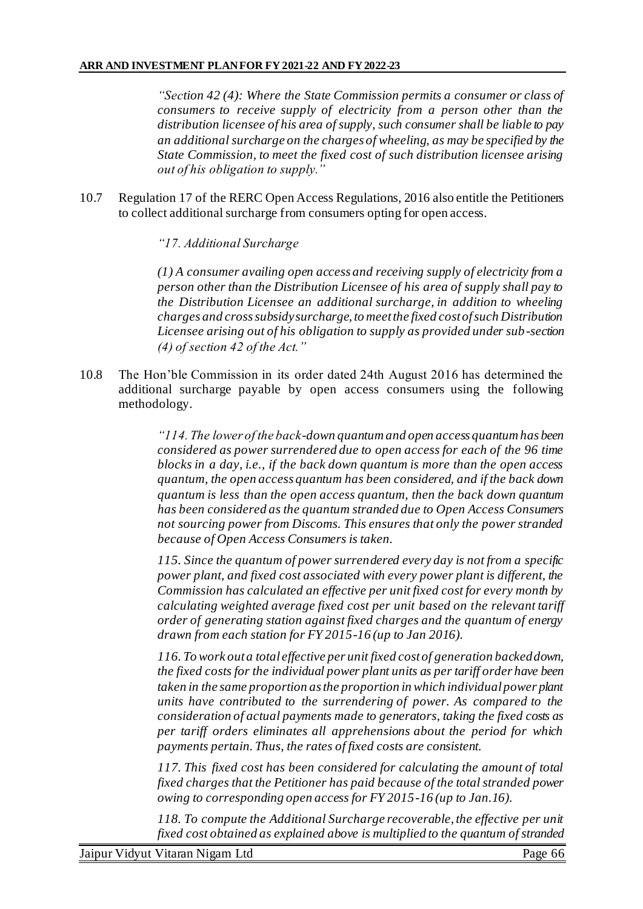> *"Section 42 (4): Where the State Commission permits a consumer or class of consumers to receive supply of electricity from a person other than the distribution licensee of his area of supply, such consumer shall be liable to pay an additional surcharge on the charges of wheeling, as may be specified by the State Commission, to meet the fixed cost of such distribution licensee arising out of his obligation to supply."*

10.7 Regulation 17 of the RERC Open Access Regulations, 2016 also entitle the Petitioners to collect additional surcharge from consumers opting for open access.

> *"17. Additional Surcharge*
>
> *(1) A consumer availing open access and receiving supply of electricity from a person other than the Distribution Licensee of his area of supply shall pay to the Distribution Licensee an additional surcharge, in addition to wheeling charges and cross subsidy surcharge, to meet the fixed cost of such Distribution Licensee arising out of his obligation to supply as provided under sub-section (4) of section 42 of the Act."*

10.8 The Hon'ble Commission in its order dated 24th August 2016 has determined the additional surcharge payable by open access consumers using the following methodology.

> *"114. The lower of the back-down quantum and open access quantum has been considered as power surrendered due to open access for each of the 96 time blocks in a day, i.e., if the back down quantum is more than the open access quantum, the open access quantum has been considered, and if the back down quantum is less than the open access quantum, then the back down quantum has been considered as the quantum stranded due to Open Access Consumers not sourcing power from Discoms. This ensures that only the power stranded because of Open Access Consumers is taken.*
>
> *115. Since the quantum of power surrendered every day is not from a specific power plant, and fixed cost associated with every power plant is different, the Commission has calculated an effective per unit fixed cost for every month by calculating weighted average fixed cost per unit based on the relevant tariff order of generating station against fixed charges and the quantum of energy drawn from each station for FY 2015-16 (up to Jan 2016).*
>
> *116. To work out a total effective per unit fixed cost of generation backed down, the fixed costs for the individual power plant units as per tariff order have been taken in the same proportion as the proportion in which individual power plant units have contributed to the surrendering of power. As compared to the consideration of actual payments made to generators, taking the fixed costs as per tariff orders eliminates all apprehensions about the period for which payments pertain. Thus, the rates of fixed costs are consistent.*
>
> *117. This fixed cost has been considered for calculating the amount of total fixed charges that the Petitioner has paid because of the total stranded power owing to corresponding open access for FY 2015-16 (up to Jan.16).*
>
> *118. To compute the Additional Surcharge recoverable, the effective per unit fixed cost obtained as explained above is multiplied to the quantum of stranded*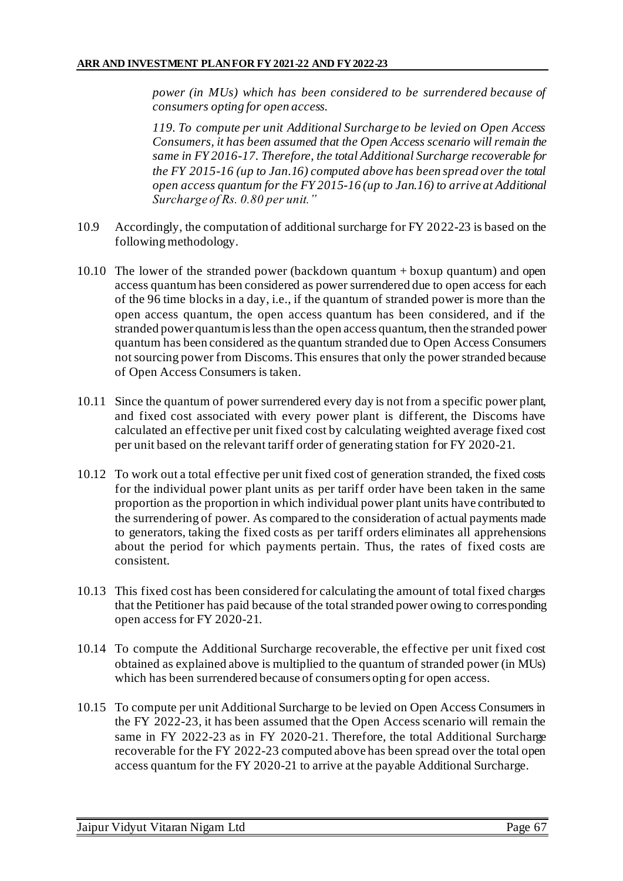*power (in MUs) which has been considered to be surrendered because of consumers opting for open access.*

*119. To compute per unit Additional Surcharge to be levied on Open Access Consumers, it has been assumed that the Open Access scenario will remain the same in FY 2016-17. Therefore, the total Additional Surcharge recoverable for the FY 2015-16 (up to Jan.16) computed above has been spread over the total open access quantum for the FY 2015-16 (up to Jan.16) to arrive at Additional Surcharge of Rs. 0.80 per unit."*

10.9 Accordingly, the computation of additional surcharge for FY 2022-23 is based on the following methodology.

10.10 The lower of the stranded power (backdown quantum + boxup quantum) and open access quantum has been considered as power surrendered due to open access for each of the 96 time blocks in a day, i.e., if the quantum of stranded power is more than the open access quantum, the open access quantum has been considered, and if the stranded power quantum is less than the open access quantum, then the stranded power quantum has been considered as the quantum stranded due to Open Access Consumers not sourcing power from Discoms. This ensures that only the power stranded because of Open Access Consumers is taken.

10.11 Since the quantum of power surrendered every day is not from a specific power plant, and fixed cost associated with every power plant is different, the Discoms have calculated an effective per unit fixed cost by calculating weighted average fixed cost per unit based on the relevant tariff order of generating station for FY 2020-21.

10.12 To work out a total effective per unit fixed cost of generation stranded, the fixed costs for the individual power plant units as per tariff order have been taken in the same proportion as the proportion in which individual power plant units have contributed to the surrendering of power. As compared to the consideration of actual payments made to generators, taking the fixed costs as per tariff orders eliminates all apprehensions about the period for which payments pertain. Thus, the rates of fixed costs are consistent.

10.13 This fixed cost has been considered for calculating the amount of total fixed charges that the Petitioner has paid because of the total stranded power owing to corresponding open access for FY 2020-21.

10.14 To compute the Additional Surcharge recoverable, the effective per unit fixed cost obtained as explained above is multiplied to the quantum of stranded power (in MUs) which has been surrendered because of consumers opting for open access.

10.15 To compute per unit Additional Surcharge to be levied on Open Access Consumers in the FY 2022-23, it has been assumed that the Open Access scenario will remain the same in FY 2022-23 as in FY 2020-21. Therefore, the total Additional Surcharge recoverable for the FY 2022-23 computed above has been spread over the total open access quantum for the FY 2020-21 to arrive at the payable Additional Surcharge.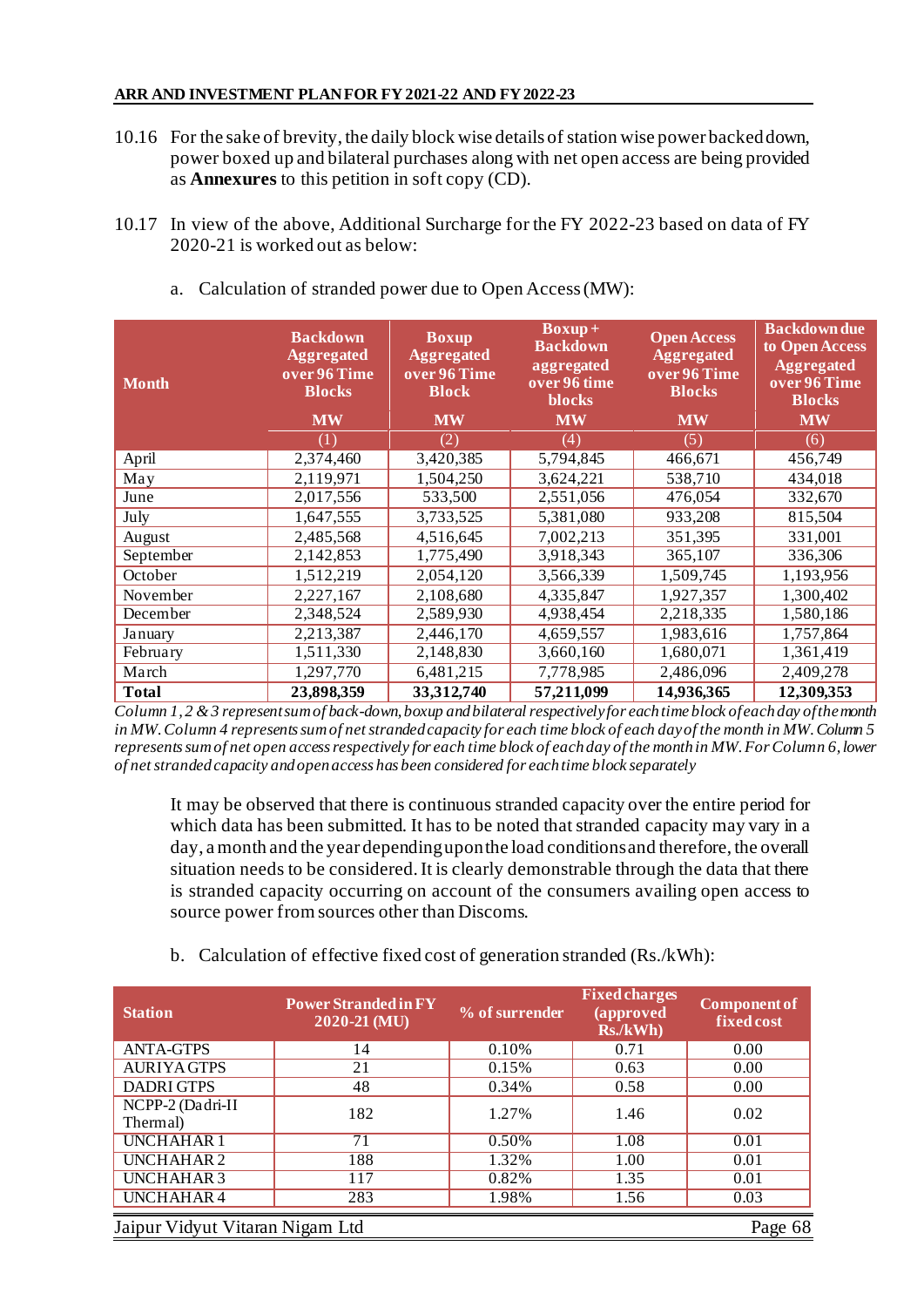10.16 For the sake of brevity, the daily block wise details of station wise power backed down, power boxed up and bilateral purchases along with net open access are being provided as **Annexures** to this petition in soft copy (CD).

10.17 In view of the above, Additional Surcharge for the FY 2022-23 based on data of FY 2020-21 is worked out as below:

a. Calculation of stranded power due to Open Access (MW):

| Month | Backdown Aggregated over 96 Time Blocks | Boxup Aggregated over 96 Time Block | Boxup + Backdown aggregated over 96 time blocks | Open Access Aggregated over 96 Time Blocks | Backdown due to Open Access Aggregated over 96 Time Blocks |
|---|---|---|---|---|---|
| | MW | MW | MW | MW | MW |
| | (1) | (2) | (4) | (5) | (6) |
| April | 2,374,460 | 3,420,385 | 5,794,845 | 466,671 | 456,749 |
| May | 2,119,971 | 1,504,250 | 3,624,221 | 538,710 | 434,018 |
| June | 2,017,556 | 533,500 | 2,551,056 | 476,054 | 332,670 |
| July | 1,647,555 | 3,733,525 | 5,381,080 | 933,208 | 815,504 |
| August | 2,485,568 | 4,516,645 | 7,002,213 | 351,395 | 331,001 |
| September | 2,142,853 | 1,775,490 | 3,918,343 | 365,107 | 336,306 |
| October | 1,512,219 | 2,054,120 | 3,566,339 | 1,509,745 | 1,193,956 |
| November | 2,227,167 | 2,108,680 | 4,335,847 | 1,927,357 | 1,300,402 |
| December | 2,348,524 | 2,589,930 | 4,938,454 | 2,218,335 | 1,580,186 |
| January | 2,213,387 | 2,446,170 | 4,659,557 | 1,983,616 | 1,757,864 |
| February | 1,511,330 | 2,148,830 | 3,660,160 | 1,680,071 | 1,361,419 |
| March | 1,297,770 | 6,481,215 | 7,778,985 | 2,486,096 | 2,409,278 |
| **Total** | **23,898,359** | **33,312,740** | **57,211,099** | **14,936,365** | **12,309,353** |

*Column 1, 2 & 3 represent sum of back-down, boxup and bilateral respectively for each time block of each day of the month in MW. Column 4 represents sum of net stranded capacity for each time block of each day of the month in MW. Column 5 represents sum of net open access respectively for each time block of each day of the month in MW. For Column 6, lower of net stranded capacity and open access has been considered for each time block separately*

It may be observed that there is continuous stranded capacity over the entire period for which data has been submitted. It has to be noted that stranded capacity may vary in a day, a month and the year depending upon the load conditions and therefore, the overall situation needs to be considered. It is clearly demonstrable through the data that there is stranded capacity occurring on account of the consumers availing open access to source power from sources other than Discoms.

b. Calculation of effective fixed cost of generation stranded (Rs./kWh):

| Station | Power Stranded in FY 2020-21 (MU) | % of surrender | Fixed charges (approved Rs./kWh) | Component of fixed cost |
|---|---|---|---|---|
| ANTA-GTPS | 14 | 0.10% | 0.71 | 0.00 |
| AURIYA GTPS | 21 | 0.15% | 0.63 | 0.00 |
| DADRI GTPS | 48 | 0.34% | 0.58 | 0.00 |
| NCPP-2 (Dadri-II Thermal) | 182 | 1.27% | 1.46 | 0.02 |
| UNCHAHAR 1 | 71 | 0.50% | 1.08 | 0.01 |
| UNCHAHAR 2 | 188 | 1.32% | 1.00 | 0.01 |
| UNCHAHAR 3 | 117 | 0.82% | 1.35 | 0.01 |
| UNCHAHAR 4 | 283 | 1.98% | 1.56 | 0.03 |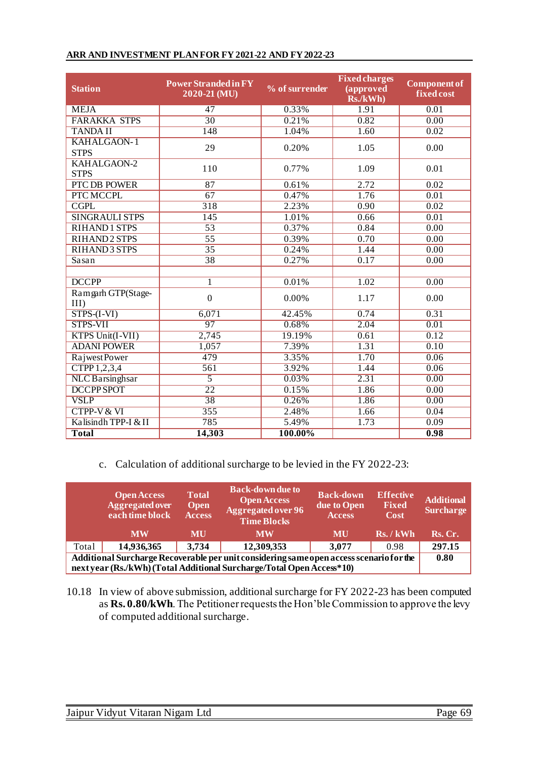| Station | Power Stranded in FY 2020-21 (MU) | % of surrender | Fixed charges (approved Rs./kWh) | Component of fixed cost |
|---|---|---|---|---|
| MEJA | 47 | 0.33% | 1.91 | 0.01 |
| FARAKKA STPS | 30 | 0.21% | 0.82 | 0.00 |
| TANDA II | 148 | 1.04% | 1.60 | 0.02 |
| KAHALGAON-1 STPS | 29 | 0.20% | 1.05 | 0.00 |
| KAHALGAON-2 STPS | 110 | 0.77% | 1.09 | 0.01 |
| PTC DB POWER | 87 | 0.61% | 2.72 | 0.02 |
| PTC MCCPL | 67 | 0.47% | 1.76 | 0.01 |
| CGPL | 318 | 2.23% | 0.90 | 0.02 |
| SINGRAULI STPS | 145 | 1.01% | 0.66 | 0.01 |
| RIHAND 1 STPS | 53 | 0.37% | 0.84 | 0.00 |
| RIHAND 2 STPS | 55 | 0.39% | 0.70 | 0.00 |
| RIHAND 3 STPS | 35 | 0.24% | 1.44 | 0.00 |
| Sasan | 38 | 0.27% | 0.17 | 0.00 |
| | | | | |
| DCCPP | 1 | 0.01% | 1.02 | 0.00 |
| Ramgarh GTP(Stage-III) | 0 | 0.00% | 1.17 | 0.00 |
| STPS-(I-VI) | 6,071 | 42.45% | 0.74 | 0.31 |
| STPS-VII | 97 | 0.68% | 2.04 | 0.01 |
| KTPS Unit(I-VII) | 2,745 | 19.19% | 0.61 | 0.12 |
| ADANI POWER | 1,057 | 7.39% | 1.31 | 0.10 |
| Rajwest Power | 479 | 3.35% | 1.70 | 0.06 |
| CTPP 1,2,3,4 | 561 | 3.92% | 1.44 | 0.06 |
| NLC Barsinghsar | 5 | 0.03% | 2.31 | 0.00 |
| DCCPP SPOT | 22 | 0.15% | 1.86 | 0.00 |
| VSLP | 38 | 0.26% | 1.86 | 0.00 |
| CTPP-V & VI | 355 | 2.48% | 1.66 | 0.04 |
| Kalisindh TPP-I & II | 785 | 5.49% | 1.73 | 0.09 |
| **Total** | **14,303** | **100.00%** | | **0.98** |

c. Calculation of additional surcharge to be levied in the FY 2022-23:

| | Open Access Aggregated over each time block | Total Open Access | Back-down due to Open Access Aggregated over 96 Time Blocks | Back-down due to Open Access | Effective Fixed Cost | Additional Surcharge |
|---|---|---|---|---|---|---|
| | MW | MU | MW | MU | Rs. / kWh | Rs. Cr. |
| Total | **14,936,365** | **3,734** | **12,309,353** | **3,077** | 0.98 | **297.15** |
| **Additional Surcharge Recoverable per unit considering same open access scenario for the next year (Rs./kWh) (Total Additional Surcharge/Total Open Access*10)** | | | | | | **0.80** |

10.18 In view of above submission, additional surcharge for FY 2022-23 has been computed as **Rs. 0.80/kWh**. The Petitioner requests the Hon'ble Commission to approve the levy of computed additional surcharge.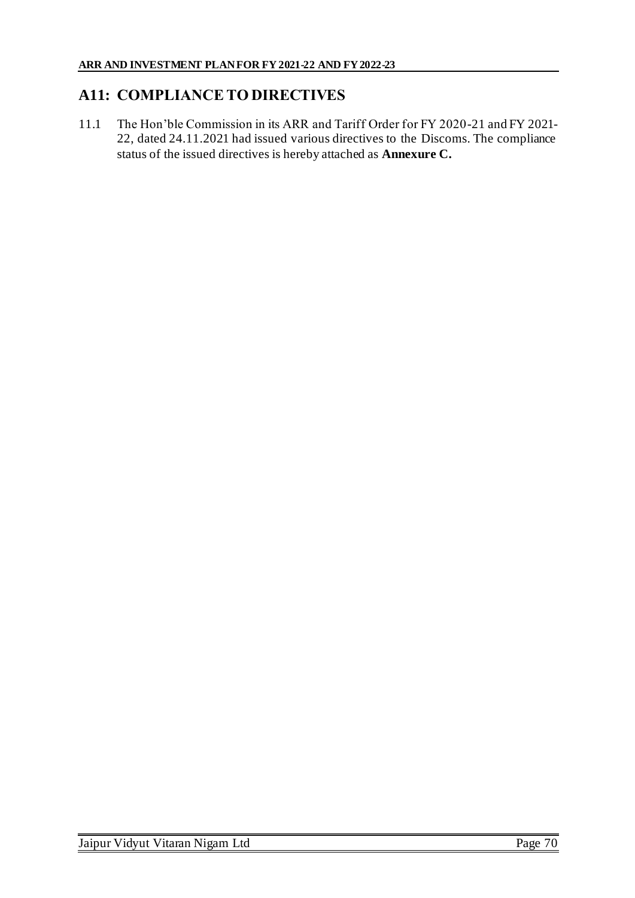# A11: COMPLIANCE TO DIRECTIVES

11.1 The Hon'ble Commission in its ARR and Tariff Order for FY 2020-21 and FY 2021-22, dated 24.11.2021 had issued various directives to the Discoms. The compliance status of the issued directives is hereby attached as **Annexure C.**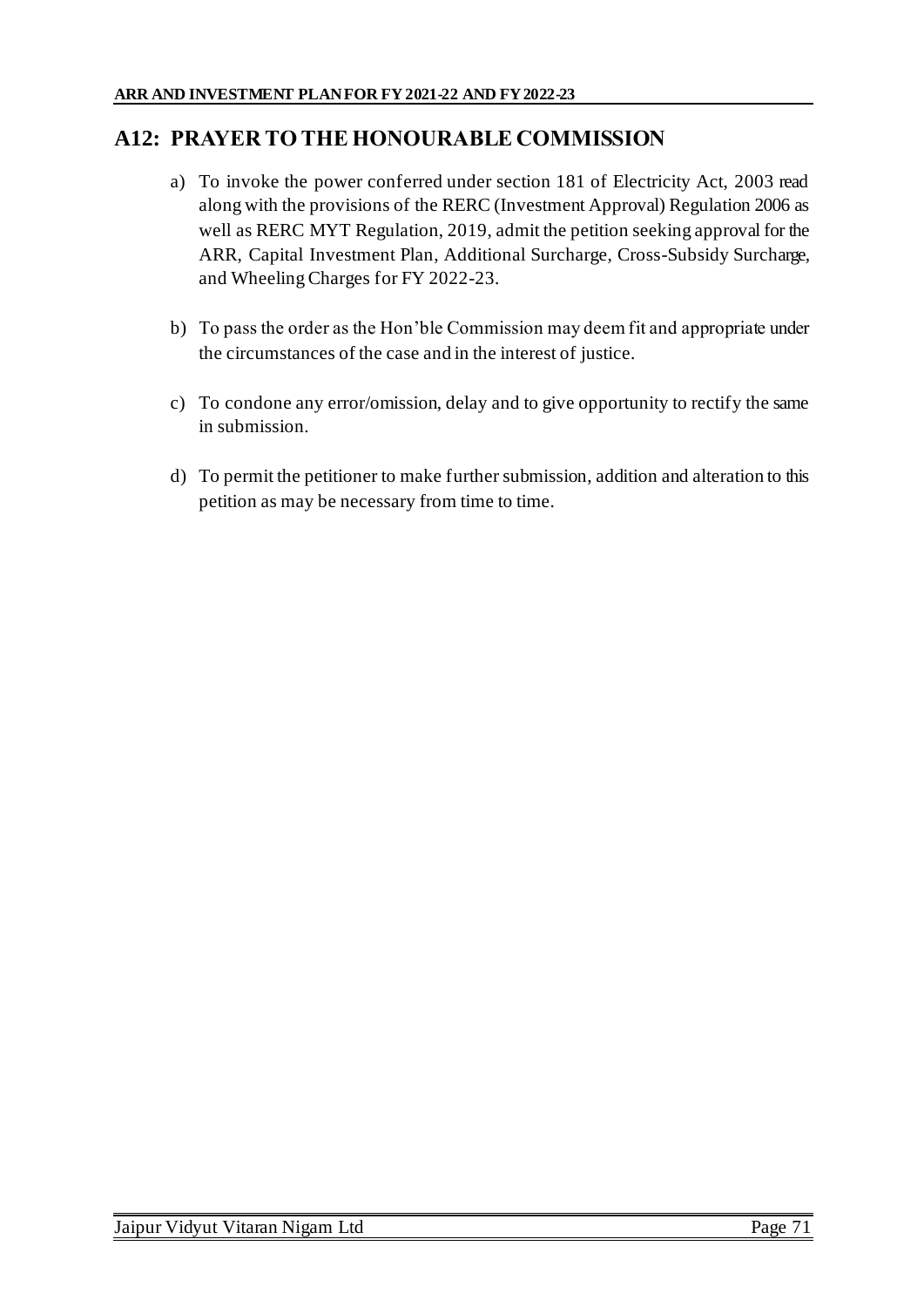## A12: PRAYER TO THE HONOURABLE COMMISSION

a) To invoke the power conferred under section 181 of Electricity Act, 2003 read along with the provisions of the RERC (Investment Approval) Regulation 2006 as well as RERC MYT Regulation, 2019, admit the petition seeking approval for the ARR, Capital Investment Plan, Additional Surcharge, Cross-Subsidy Surcharge, and Wheeling Charges for FY 2022-23.

b) To pass the order as the Hon'ble Commission may deem fit and appropriate under the circumstances of the case and in the interest of justice.

c) To condone any error/omission, delay and to give opportunity to rectify the same in submission.

d) To permit the petitioner to make further submission, addition and alteration to this petition as may be necessary from time to time.